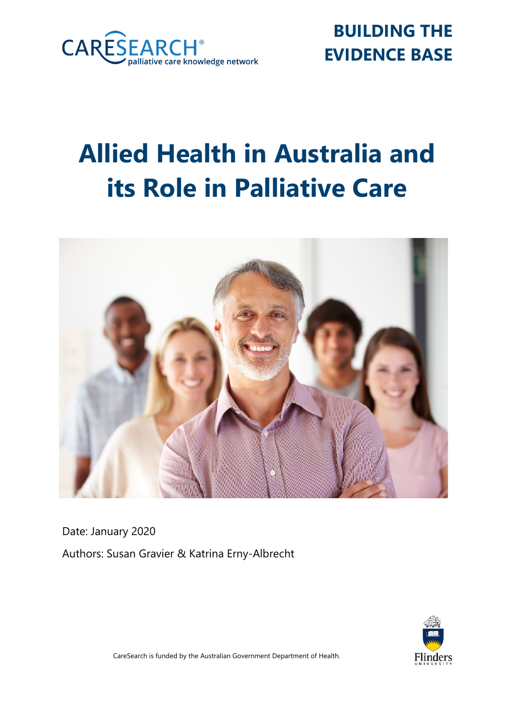CARESEARCH® palliative care knowledge network

**BUILDING THE EVIDENCE BASE**

# Allied Health in Australia and its Role in Palliative Care

Date: January 2020

Authors: Susan Gravier & Katrina Erny-Albrecht

CareSearch is funded by the Australian Government Department of Health.

Flinders University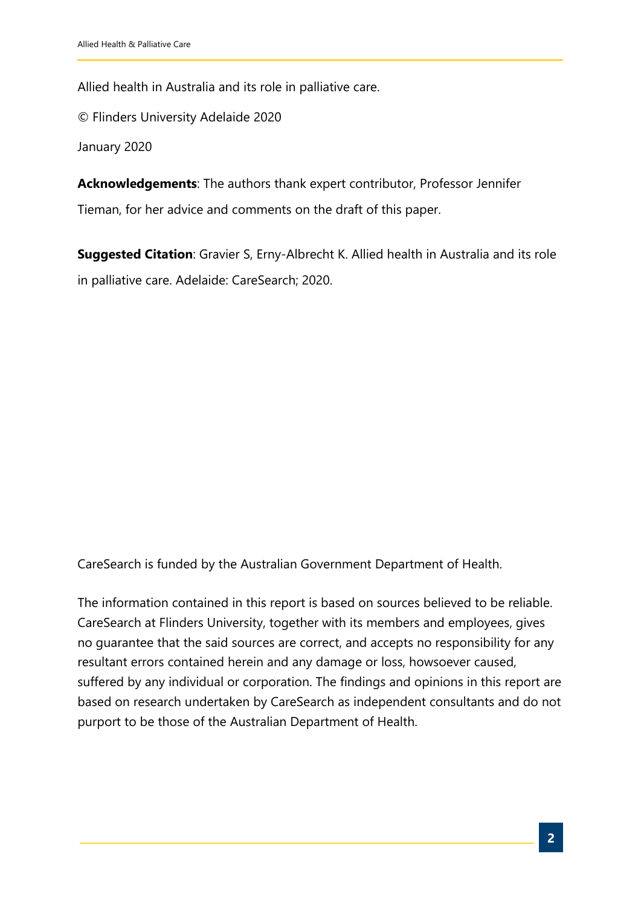Allied health in Australia and its role in palliative care.

© Flinders University Adelaide 2020

January 2020

**Acknowledgements**: The authors thank expert contributor, Professor Jennifer Tieman, for her advice and comments on the draft of this paper.

**Suggested Citation**: Gravier S, Erny-Albrecht K. Allied health in Australia and its role in palliative care. Adelaide: CareSearch; 2020.

CareSearch is funded by the Australian Government Department of Health.

The information contained in this report is based on sources believed to be reliable. CareSearch at Flinders University, together with its members and employees, gives no guarantee that the said sources are correct, and accepts no responsibility for any resultant errors contained herein and any damage or loss, howsoever caused, suffered by any individual or corporation. The findings and opinions in this report are based on research undertaken by CareSearch as independent consultants and do not purport to be those of the Australian Department of Health.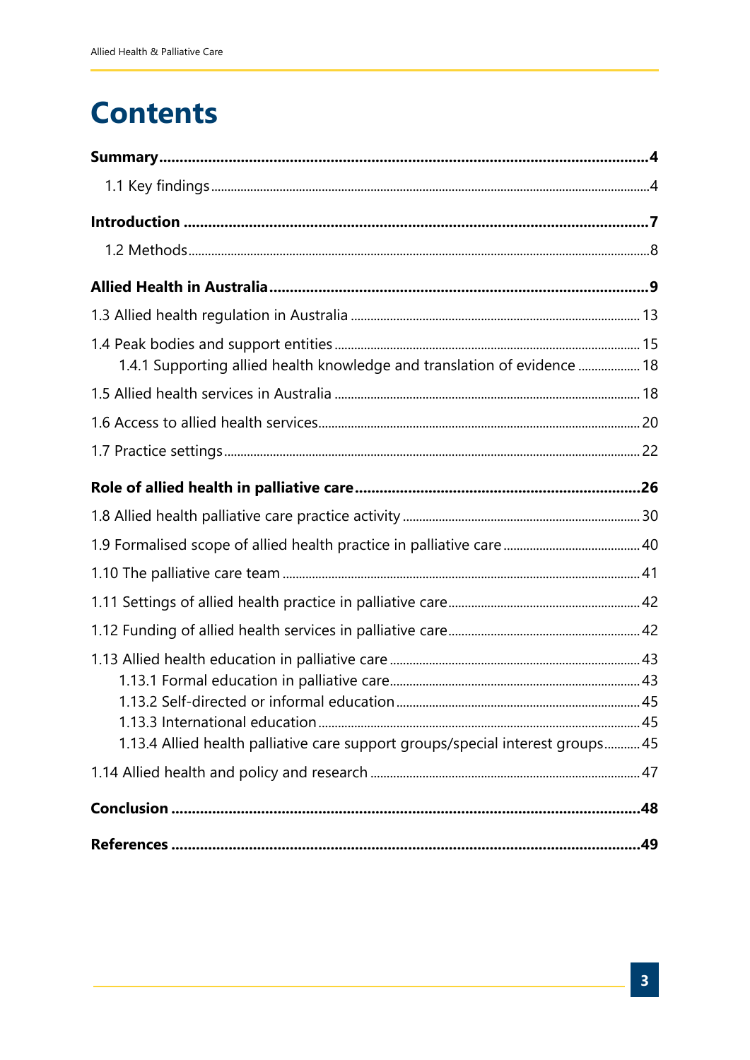# Contents

**Summary** ..... **4**

- 1.1 Key findings ..... 4

**Introduction** ..... **7**

- 1.2 Methods ..... 8

**Allied Health in Australia** ..... **9**

1.3 Allied health regulation in Australia ..... 13

1.4 Peak bodies and support entities ..... 15

- 1.4.1 Supporting allied health knowledge and translation of evidence ..... 18

1.5 Allied health services in Australia ..... 18

1.6 Access to allied health services ..... 20

1.7 Practice settings ..... 22

**Role of allied health in palliative care** ..... **26**

1.8 Allied health palliative care practice activity ..... 30

1.9 Formalised scope of allied health practice in palliative care ..... 40

1.10 The palliative care team ..... 41

1.11 Settings of allied health practice in palliative care ..... 42

1.12 Funding of allied health services in palliative care ..... 42

1.13 Allied health education in palliative care ..... 43

- 1.13.1 Formal education in palliative care ..... 43
- 1.13.2 Self-directed or informal education ..... 45
- 1.13.3 International education ..... 45
- 1.13.4 Allied health palliative care support groups/special interest groups ..... 45

1.14 Allied health and policy and research ..... 47

**Conclusion** ..... **48**

**References** ..... **49**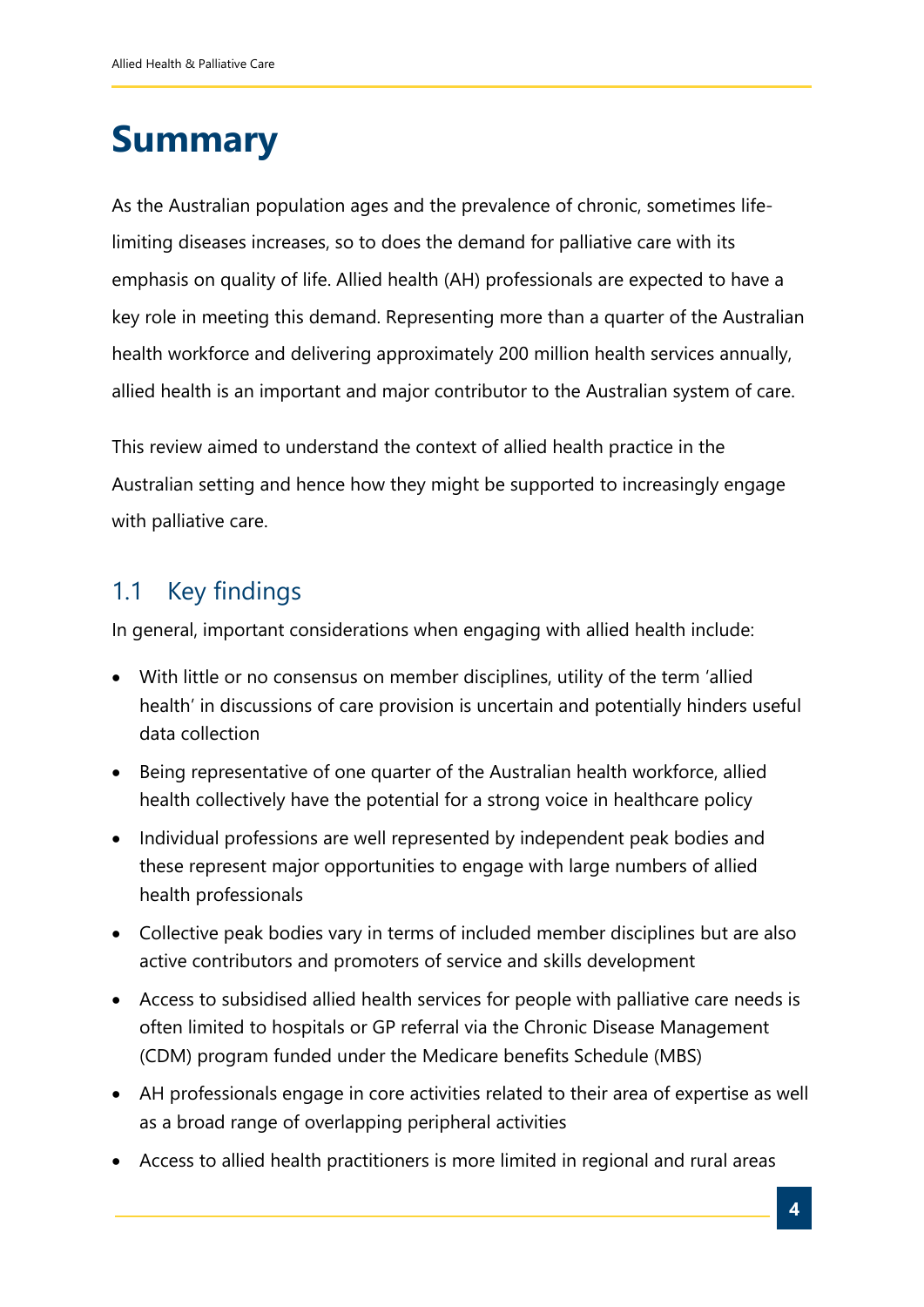# Summary

As the Australian population ages and the prevalence of chronic, sometimes life-limiting diseases increases, so to does the demand for palliative care with its emphasis on quality of life. Allied health (AH) professionals are expected to have a key role in meeting this demand. Representing more than a quarter of the Australian health workforce and delivering approximately 200 million health services annually, allied health is an important and major contributor to the Australian system of care.

This review aimed to understand the context of allied health practice in the Australian setting and hence how they might be supported to increasingly engage with palliative care.

## 1.1 Key findings

In general, important considerations when engaging with allied health include:

- With little or no consensus on member disciplines, utility of the term 'allied health' in discussions of care provision is uncertain and potentially hinders useful data collection
- Being representative of one quarter of the Australian health workforce, allied health collectively have the potential for a strong voice in healthcare policy
- Individual professions are well represented by independent peak bodies and these represent major opportunities to engage with large numbers of allied health professionals
- Collective peak bodies vary in terms of included member disciplines but are also active contributors and promoters of service and skills development
- Access to subsidised allied health services for people with palliative care needs is often limited to hospitals or GP referral via the Chronic Disease Management (CDM) program funded under the Medicare benefits Schedule (MBS)
- AH professionals engage in core activities related to their area of expertise as well as a broad range of overlapping peripheral activities
- Access to allied health practitioners is more limited in regional and rural areas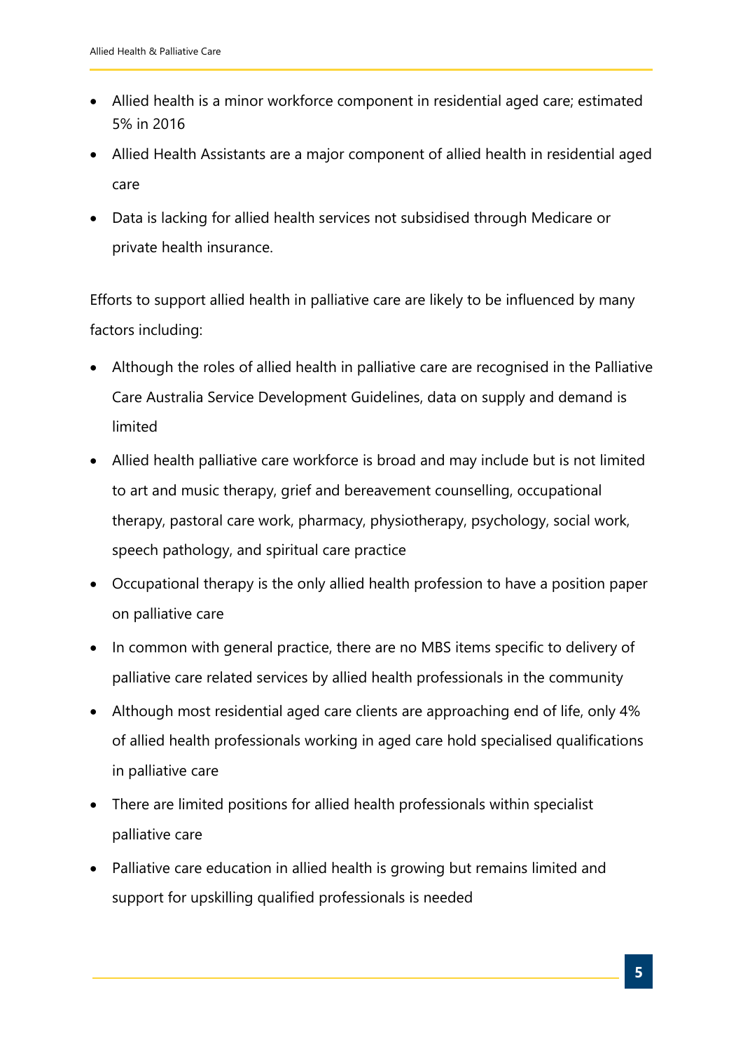- Allied health is a minor workforce component in residential aged care; estimated 5% in 2016
- Allied Health Assistants are a major component of allied health in residential aged care
- Data is lacking for allied health services not subsidised through Medicare or private health insurance.

Efforts to support allied health in palliative care are likely to be influenced by many factors including:

- Although the roles of allied health in palliative care are recognised in the Palliative Care Australia Service Development Guidelines, data on supply and demand is limited
- Allied health palliative care workforce is broad and may include but is not limited to art and music therapy, grief and bereavement counselling, occupational therapy, pastoral care work, pharmacy, physiotherapy, psychology, social work, speech pathology, and spiritual care practice
- Occupational therapy is the only allied health profession to have a position paper on palliative care
- In common with general practice, there are no MBS items specific to delivery of palliative care related services by allied health professionals in the community
- Although most residential aged care clients are approaching end of life, only 4% of allied health professionals working in aged care hold specialised qualifications in palliative care
- There are limited positions for allied health professionals within specialist palliative care
- Palliative care education in allied health is growing but remains limited and support for upskilling qualified professionals is needed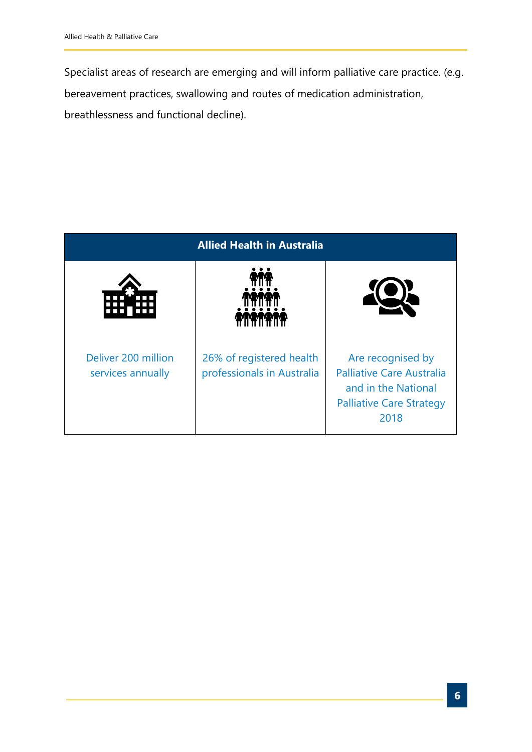Specialist areas of research are emerging and will inform palliative care practice. (e.g. bereavement practices, swallowing and routes of medication administration, breathlessness and functional decline).

| Allied Health in Australia | | |
|---|---|---|
| Deliver 200 million services annually | 26% of registered health professionals in Australia | Are recognised by Palliative Care Australia and in the National Palliative Care Strategy 2018 |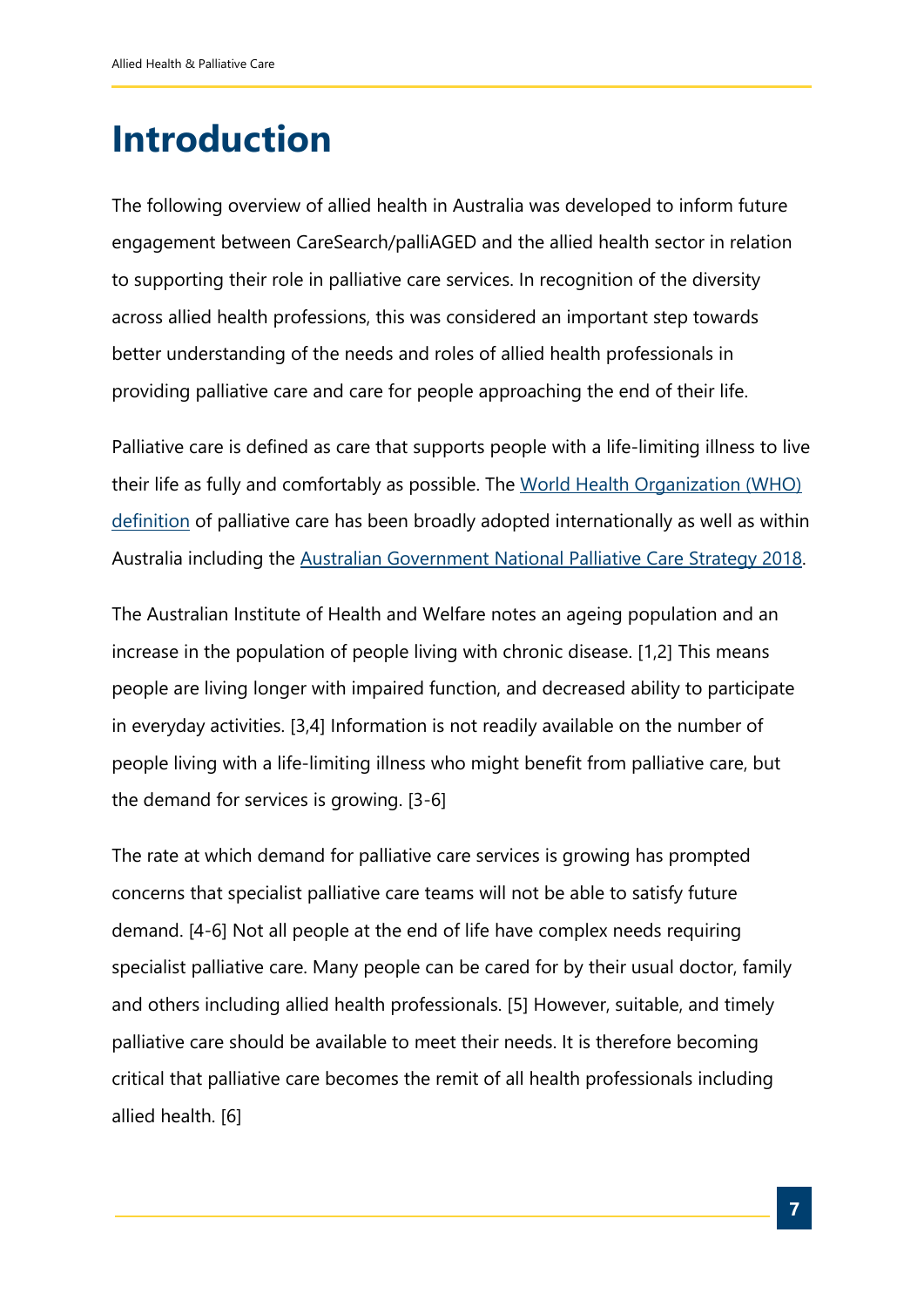# Introduction

The following overview of allied health in Australia was developed to inform future engagement between CareSearch/palliAGED and the allied health sector in relation to supporting their role in palliative care services. In recognition of the diversity across allied health professions, this was considered an important step towards better understanding of the needs and roles of allied health professionals in providing palliative care and care for people approaching the end of their life.

Palliative care is defined as care that supports people with a life-limiting illness to live their life as fully and comfortably as possible. The World Health Organization (WHO) definition of palliative care has been broadly adopted internationally as well as within Australia including the Australian Government National Palliative Care Strategy 2018.

The Australian Institute of Health and Welfare notes an ageing population and an increase in the population of people living with chronic disease. [1,2] This means people are living longer with impaired function, and decreased ability to participate in everyday activities. [3,4] Information is not readily available on the number of people living with a life-limiting illness who might benefit from palliative care, but the demand for services is growing. [3-6]

The rate at which demand for palliative care services is growing has prompted concerns that specialist palliative care teams will not be able to satisfy future demand. [4-6] Not all people at the end of life have complex needs requiring specialist palliative care. Many people can be cared for by their usual doctor, family and others including allied health professionals. [5] However, suitable, and timely palliative care should be available to meet their needs. It is therefore becoming critical that palliative care becomes the remit of all health professionals including allied health. [6]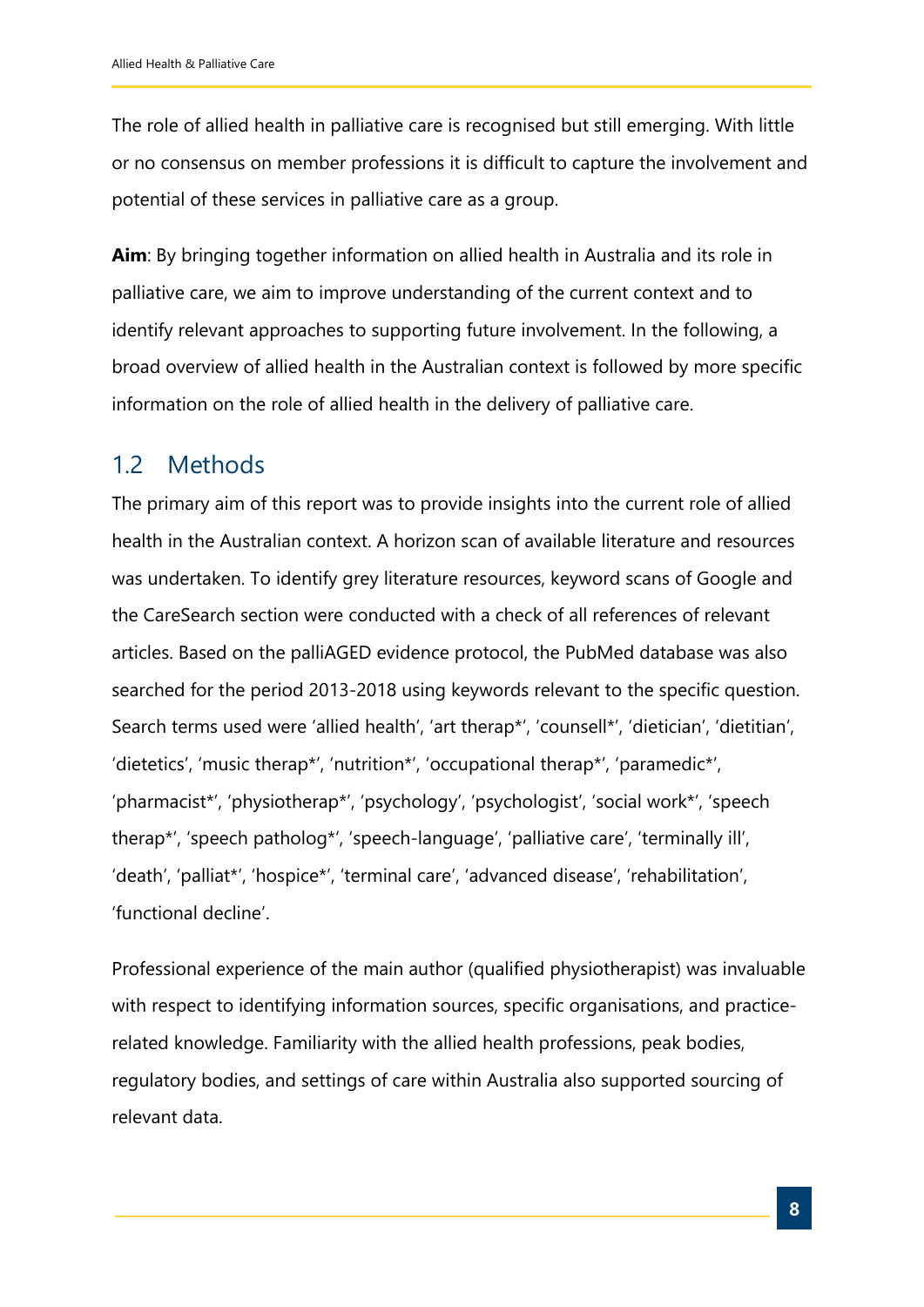The role of allied health in palliative care is recognised but still emerging. With little or no consensus on member professions it is difficult to capture the involvement and potential of these services in palliative care as a group.

**Aim**: By bringing together information on allied health in Australia and its role in palliative care, we aim to improve understanding of the current context and to identify relevant approaches to supporting future involvement. In the following, a broad overview of allied health in the Australian context is followed by more specific information on the role of allied health in the delivery of palliative care.

## 1.2 Methods

The primary aim of this report was to provide insights into the current role of allied health in the Australian context. A horizon scan of available literature and resources was undertaken. To identify grey literature resources, keyword scans of Google and the CareSearch section were conducted with a check of all references of relevant articles. Based on the palliAGED evidence protocol, the PubMed database was also searched for the period 2013-2018 using keywords relevant to the specific question. Search terms used were 'allied health', 'art therap*', 'counsell*', 'dietician', 'dietitian', 'dietetics', 'music therap*', 'nutrition*', 'occupational therap*', 'paramedic*', 'pharmacist*', 'physiotherap*', 'psychology', 'psychologist', 'social work*', 'speech therap*', 'speech patholog*', 'speech-language', 'palliative care', 'terminally ill', 'death', 'palliat*', 'hospice*', 'terminal care', 'advanced disease', 'rehabilitation', 'functional decline'.

Professional experience of the main author (qualified physiotherapist) was invaluable with respect to identifying information sources, specific organisations, and practice-related knowledge. Familiarity with the allied health professions, peak bodies, regulatory bodies, and settings of care within Australia also supported sourcing of relevant data.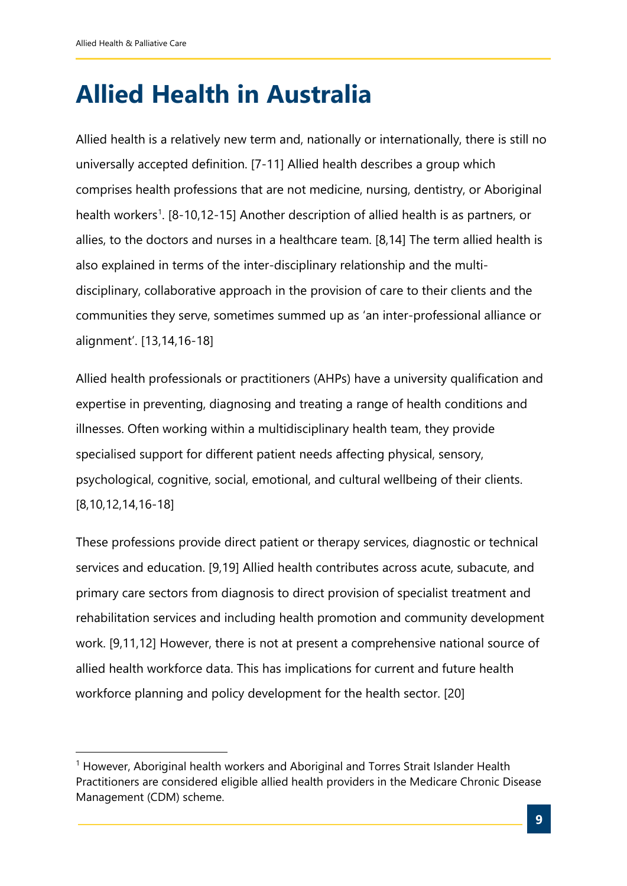# Allied Health in Australia

Allied health is a relatively new term and, nationally or internationally, there is still no universally accepted definition. [7-11] Allied health describes a group which comprises health professions that are not medicine, nursing, dentistry, or Aboriginal health workers[1]. [8-10,12-15] Another description of allied health is as partners, or allies, to the doctors and nurses in a healthcare team. [8,14] The term allied health is also explained in terms of the inter-disciplinary relationship and the multi-disciplinary, collaborative approach in the provision of care to their clients and the communities they serve, sometimes summed up as 'an inter-professional alliance or alignment'. [13,14,16-18]

Allied health professionals or practitioners (AHPs) have a university qualification and expertise in preventing, diagnosing and treating a range of health conditions and illnesses. Often working within a multidisciplinary health team, they provide specialised support for different patient needs affecting physical, sensory, psychological, cognitive, social, emotional, and cultural wellbeing of their clients. [8,10,12,14,16-18]

These professions provide direct patient or therapy services, diagnostic or technical services and education. [9,19] Allied health contributes across acute, subacute, and primary care sectors from diagnosis to direct provision of specialist treatment and rehabilitation services and including health promotion and community development work. [9,11,12] However, there is not at present a comprehensive national source of allied health workforce data. This has implications for current and future health workforce planning and policy development for the health sector. [20]

[1] However, Aboriginal health workers and Aboriginal and Torres Strait Islander Health Practitioners are considered eligible allied health providers in the Medicare Chronic Disease Management (CDM) scheme.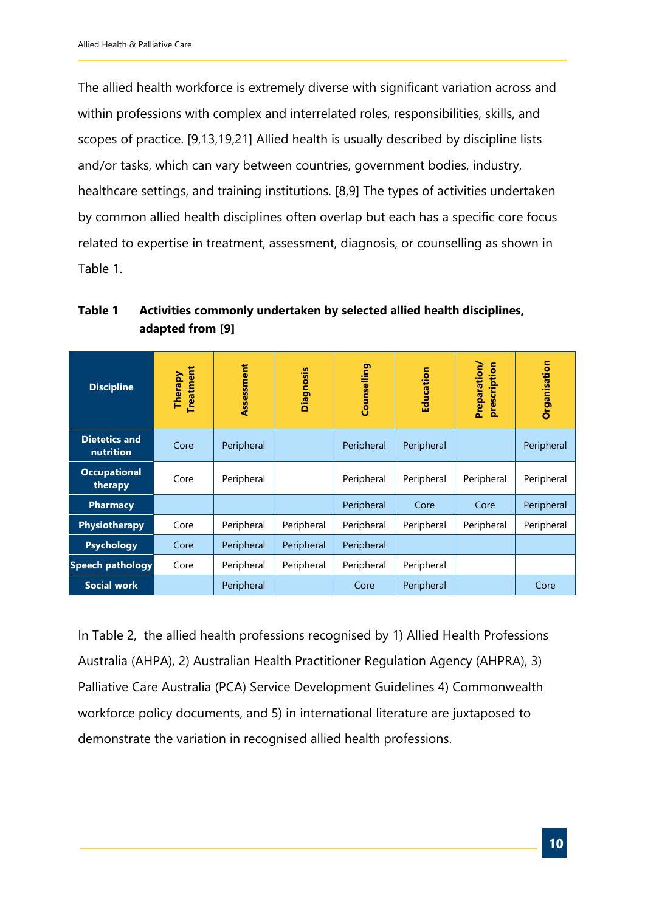The allied health workforce is extremely diverse with significant variation across and within professions with complex and interrelated roles, responsibilities, skills, and scopes of practice. [9,13,19,21] Allied health is usually described by discipline lists and/or tasks, which can vary between countries, government bodies, industry, healthcare settings, and training institutions. [8,9] The types of activities undertaken by common allied health disciplines often overlap but each has a specific core focus related to expertise in treatment, assessment, diagnosis, or counselling as shown in Table 1.

**Table 1 Activities commonly undertaken by selected allied health disciplines, adapted from [9]**

| Discipline | Therapy Treatment | Assessment | Diagnosis | Counselling | Education | Preparation/ prescription | Organisation |
|---|---|---|---|---|---|---|---|
| **Dietetics and nutrition** | Core | Peripheral | | Peripheral | Peripheral | | Peripheral |
| **Occupational therapy** | Core | Peripheral | | Peripheral | Peripheral | Peripheral | Peripheral |
| **Pharmacy** | | | | Peripheral | Core | Core | Peripheral |
| **Physiotherapy** | Core | Peripheral | Peripheral | Peripheral | Peripheral | Peripheral | Peripheral |
| **Psychology** | Core | Peripheral | Peripheral | Peripheral | | | |
| **Speech pathology** | Core | Peripheral | Peripheral | Peripheral | Peripheral | | |
| **Social work** | | Peripheral | | Core | Peripheral | | Core |

In Table 2, the allied health professions recognised by 1) Allied Health Professions Australia (AHPA), 2) Australian Health Practitioner Regulation Agency (AHPRA), 3) Palliative Care Australia (PCA) Service Development Guidelines 4) Commonwealth workforce policy documents, and 5) in international literature are juxtaposed to demonstrate the variation in recognised allied health professions.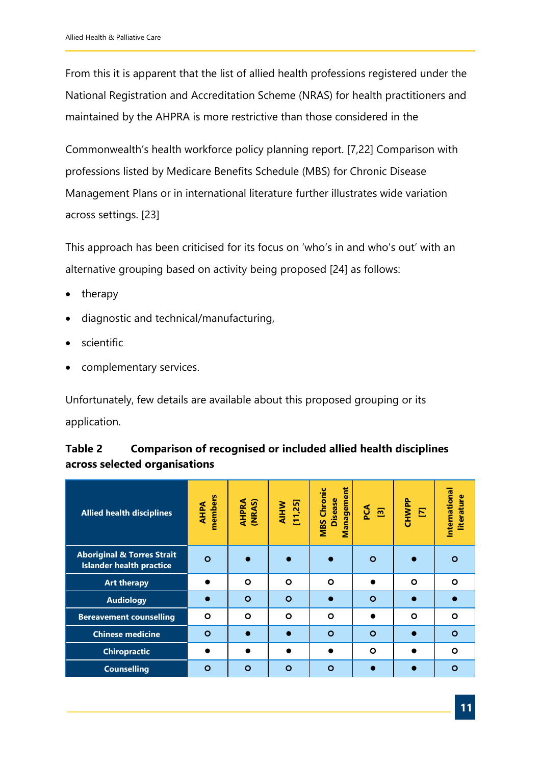From this it is apparent that the list of allied health professions registered under the National Registration and Accreditation Scheme (NRAS) for health practitioners and maintained by the AHPRA is more restrictive than those considered in the

Commonwealth's health workforce policy planning report. [7,22] Comparison with professions listed by Medicare Benefits Schedule (MBS) for Chronic Disease Management Plans or in international literature further illustrates wide variation across settings. [23]

This approach has been criticised for its focus on 'who's in and who's out' with an alternative grouping based on activity being proposed [24] as follows:

- therapy
- diagnostic and technical/manufacturing,
- scientific
- complementary services.

Unfortunately, few details are available about this proposed grouping or its application.

**Table 2 Comparison of recognised or included allied health disciplines across selected organisations**

| Allied health disciplines | AHPA members | AHPRA (NRAS) | AIHW [11,25] | MBS Chronic Disease Management | PCA [3] | CHWPP [7] | International literature |
|---|---|---|---|---|---|---|---|
| Aboriginal & Torres Strait Islander health practice | ○ | ● | ● | ● | ○ | ● | ○ |
| Art therapy | ● | ○ | ○ | ○ | ● | ○ | ○ |
| Audiology | ● | ○ | ○ | ● | ○ | ● | ● |
| Bereavement counselling | ○ | ○ | ○ | ○ | ● | ○ | ○ |
| Chinese medicine | ○ | ● | ● | ○ | ○ | ● | ○ |
| Chiropractic | ● | ● | ● | ● | ○ | ● | ○ |
| Counselling | ○ | ○ | ○ | ○ | ● | ● | ○ |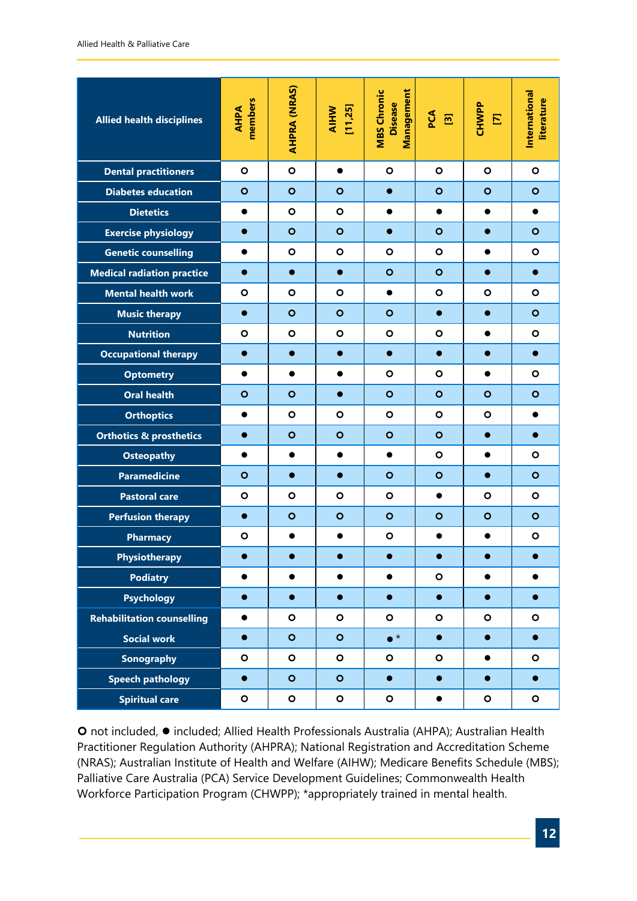| Allied health disciplines | AHPA members | AHPRA (NRAS) | AIHW [11,25] | MBS Chronic Disease Management | PCA [3] | CHWPP [7] | International literature |
|---|---|---|---|---|---|---|---|
| Dental practitioners | ○ | ○ | ● | ○ | ○ | ○ | ○ |
| Diabetes education | ○ | ○ | ○ | ● | ○ | ○ | ○ |
| Dietetics | ● | ○ | ○ | ● | ● | ● | ● |
| Exercise physiology | ● | ○ | ○ | ● | ○ | ● | ○ |
| Genetic counselling | ● | ○ | ○ | ○ | ○ | ● | ○ |
| Medical radiation practice | ● | ● | ● | ○ | ○ | ● | ● |
| Mental health work | ○ | ○ | ○ | ● | ○ | ○ | ○ |
| Music therapy | ● | ○ | ○ | ○ | ● | ● | ○ |
| Nutrition | ○ | ○ | ○ | ○ | ○ | ● | ○ |
| Occupational therapy | ● | ● | ● | ● | ● | ● | ● |
| Optometry | ● | ● | ● | ○ | ○ | ● | ○ |
| Oral health | ○ | ○ | ● | ○ | ○ | ○ | ○ |
| Orthoptics | ● | ○ | ○ | ○ | ○ | ○ | ● |
| Orthotics & prosthetics | ● | ○ | ○ | ○ | ○ | ● | ● |
| Osteopathy | ● | ● | ● | ● | ○ | ● | ○ |
| Paramedicine | ○ | ● | ● | ○ | ○ | ● | ○ |
| Pastoral care | ○ | ○ | ○ | ○ | ● | ○ | ○ |
| Perfusion therapy | ● | ○ | ○ | ○ | ○ | ○ | ○ |
| Pharmacy | ○ | ● | ● | ○ | ● | ● | ○ |
| Physiotherapy | ● | ● | ● | ● | ● | ● | ● |
| Podiatry | ● | ● | ● | ● | ○ | ● | ● |
| Psychology | ● | ● | ● | ● | ● | ● | ● |
| Rehabilitation counselling | ● | ○ | ○ | ○ | ○ | ○ | ○ |
| Social work | ● | ○ | ○ | ●* | ● | ● | ● |
| Sonography | ○ | ○ | ○ | ○ | ○ | ● | ○ |
| Speech pathology | ● | ○ | ○ | ● | ● | ● | ● |
| Spiritual care | ○ | ○ | ○ | ○ | ● | ○ | ○ |

○ not included, ● included; Allied Health Professionals Australia (AHPA); Australian Health Practitioner Regulation Authority (AHPRA); National Registration and Accreditation Scheme (NRAS); Australian Institute of Health and Welfare (AIHW); Medicare Benefits Schedule (MBS); Palliative Care Australia (PCA) Service Development Guidelines; Commonwealth Health Workforce Participation Program (CHWPP); *appropriately trained in mental health.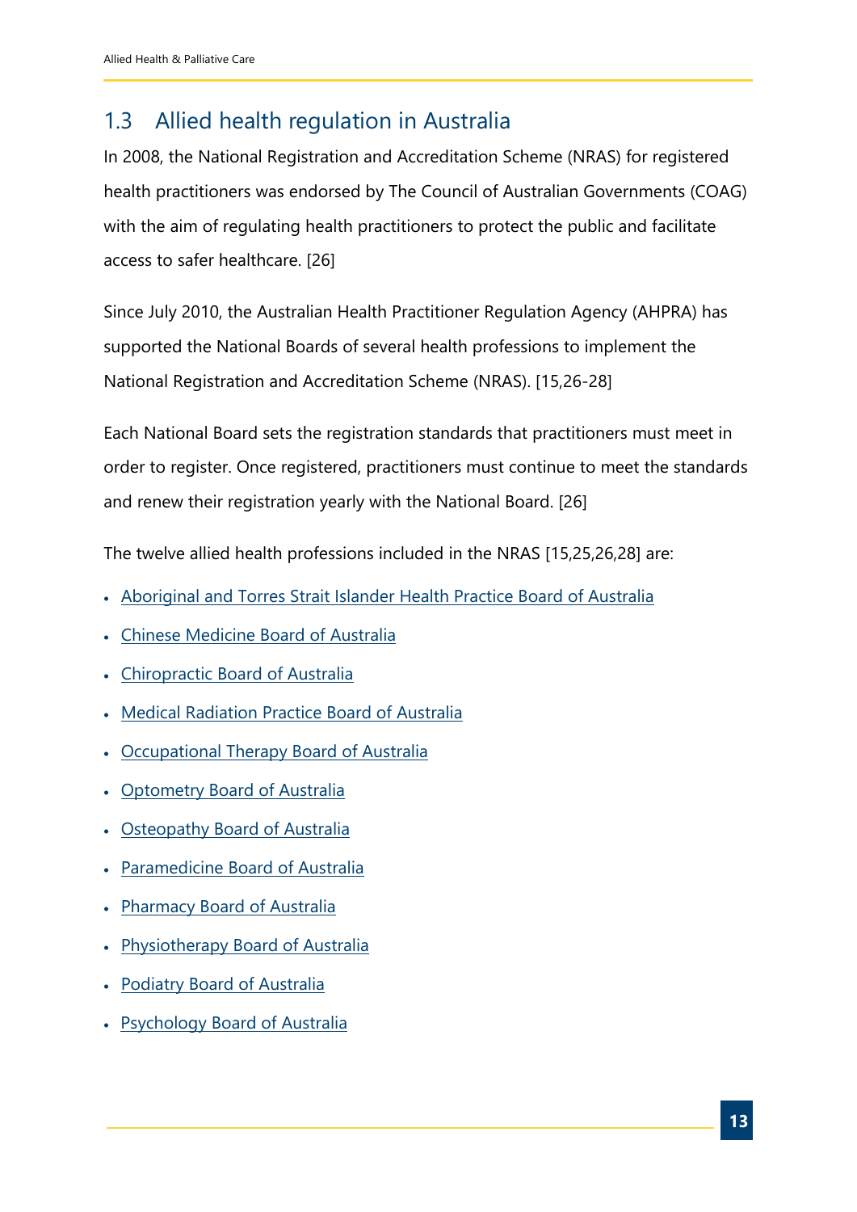## 1.3 Allied health regulation in Australia

In 2008, the National Registration and Accreditation Scheme (NRAS) for registered health practitioners was endorsed by The Council of Australian Governments (COAG) with the aim of regulating health practitioners to protect the public and facilitate access to safer healthcare. [26]

Since July 2010, the Australian Health Practitioner Regulation Agency (AHPRA) has supported the National Boards of several health professions to implement the National Registration and Accreditation Scheme (NRAS). [15,26-28]

Each National Board sets the registration standards that practitioners must meet in order to register. Once registered, practitioners must continue to meet the standards and renew their registration yearly with the National Board. [26]

The twelve allied health professions included in the NRAS [15,25,26,28] are:

- Aboriginal and Torres Strait Islander Health Practice Board of Australia
- Chinese Medicine Board of Australia
- Chiropractic Board of Australia
- Medical Radiation Practice Board of Australia
- Occupational Therapy Board of Australia
- Optometry Board of Australia
- Osteopathy Board of Australia
- Paramedicine Board of Australia
- Pharmacy Board of Australia
- Physiotherapy Board of Australia
- Podiatry Board of Australia
- Psychology Board of Australia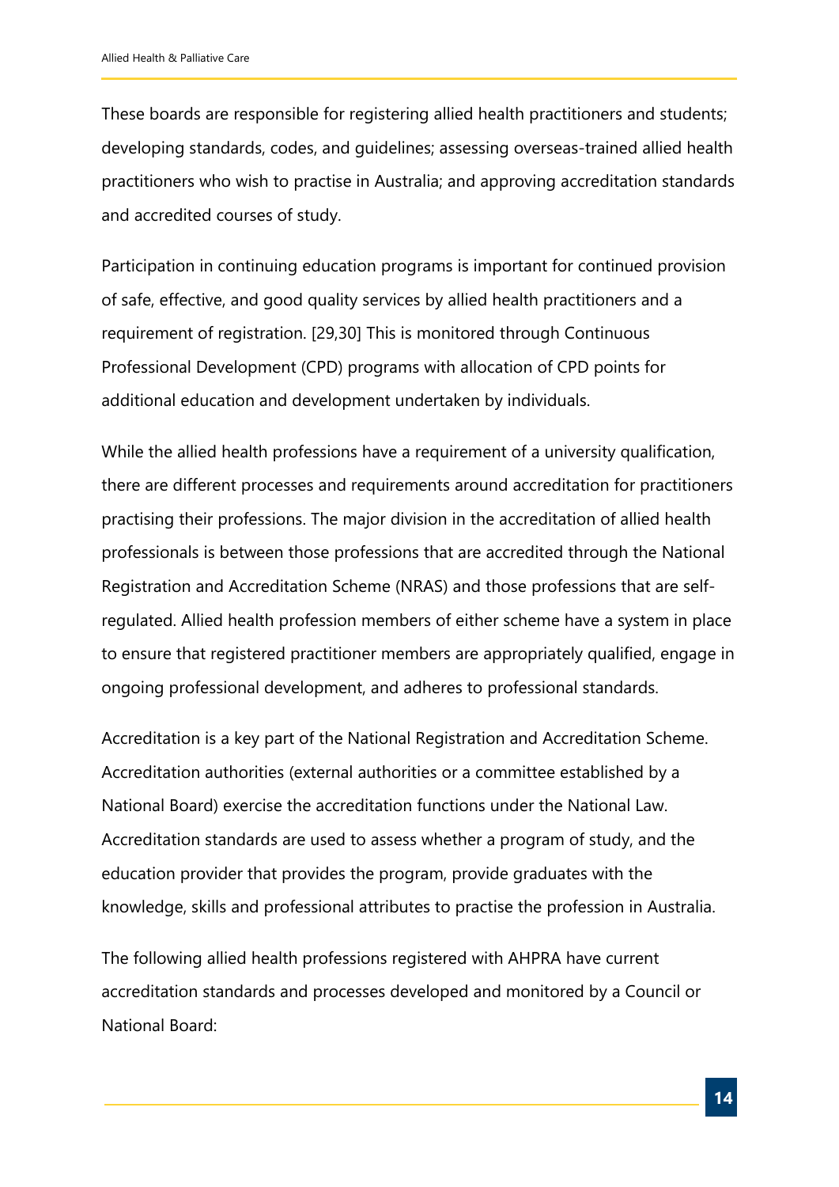These boards are responsible for registering allied health practitioners and students; developing standards, codes, and guidelines; assessing overseas-trained allied health practitioners who wish to practise in Australia; and approving accreditation standards and accredited courses of study.

Participation in continuing education programs is important for continued provision of safe, effective, and good quality services by allied health practitioners and a requirement of registration. [29,30] This is monitored through Continuous Professional Development (CPD) programs with allocation of CPD points for additional education and development undertaken by individuals.

While the allied health professions have a requirement of a university qualification, there are different processes and requirements around accreditation for practitioners practising their professions. The major division in the accreditation of allied health professionals is between those professions that are accredited through the National Registration and Accreditation Scheme (NRAS) and those professions that are self-regulated. Allied health profession members of either scheme have a system in place to ensure that registered practitioner members are appropriately qualified, engage in ongoing professional development, and adheres to professional standards.

Accreditation is a key part of the National Registration and Accreditation Scheme. Accreditation authorities (external authorities or a committee established by a National Board) exercise the accreditation functions under the National Law. Accreditation standards are used to assess whether a program of study, and the education provider that provides the program, provide graduates with the knowledge, skills and professional attributes to practise the profession in Australia.

The following allied health professions registered with AHPRA have current accreditation standards and processes developed and monitored by a Council or National Board: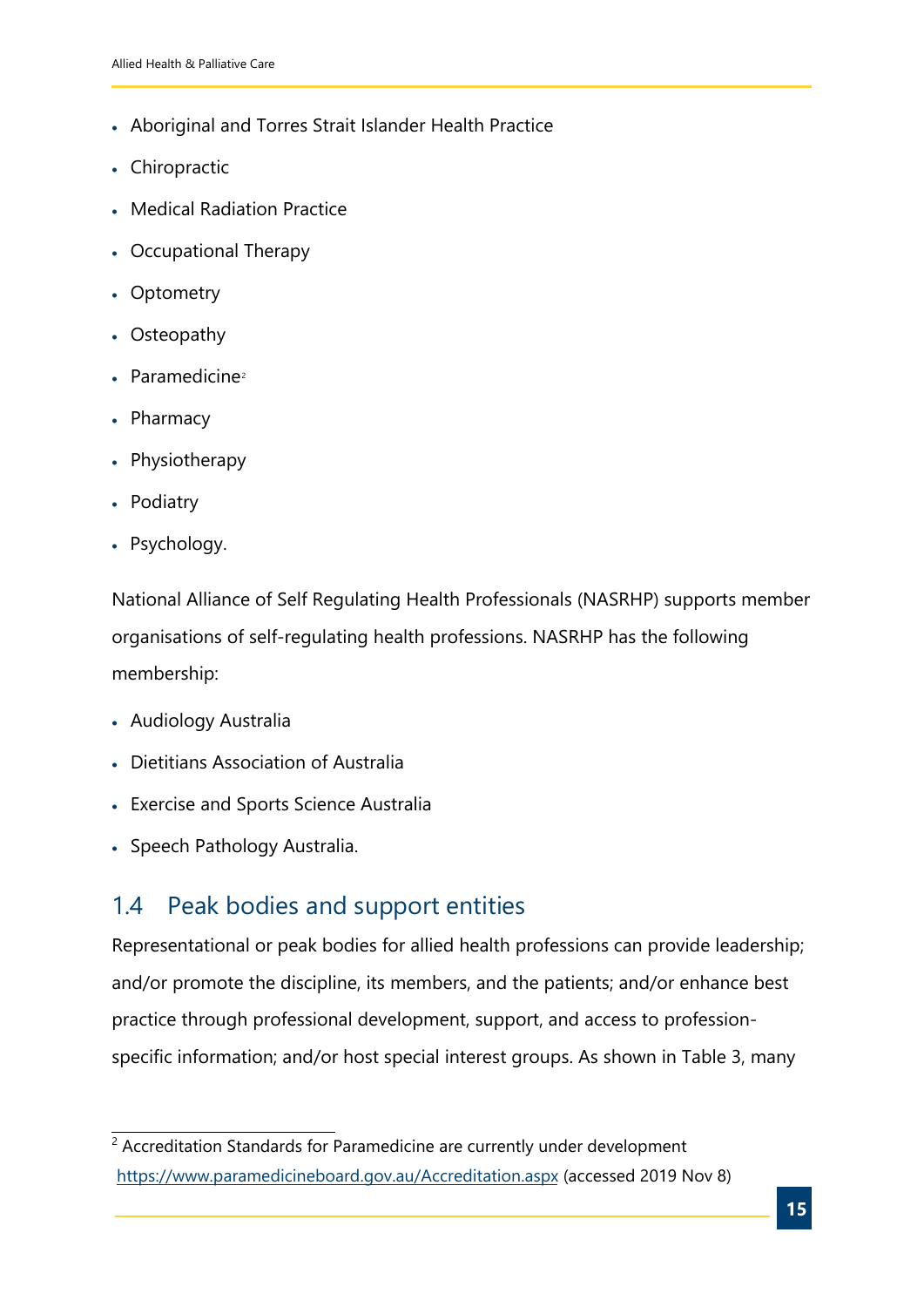- Aboriginal and Torres Strait Islander Health Practice
- Chiropractic
- Medical Radiation Practice
- Occupational Therapy
- Optometry
- Osteopathy
- Paramedicine[2]
- Pharmacy
- Physiotherapy
- Podiatry
- Psychology.

National Alliance of Self Regulating Health Professionals (NASRHP) supports member organisations of self-regulating health professions. NASRHP has the following membership:

- Audiology Australia
- Dietitians Association of Australia
- Exercise and Sports Science Australia
- Speech Pathology Australia.

## 1.4 Peak bodies and support entities

Representational or peak bodies for allied health professions can provide leadership; and/or promote the discipline, its members, and the patients; and/or enhance best practice through professional development, support, and access to profession-specific information; and/or host special interest groups. As shown in Table 3, many

[2] Accreditation Standards for Paramedicine are currently under development https://www.paramedicineboard.gov.au/Accreditation.aspx (accessed 2019 Nov 8)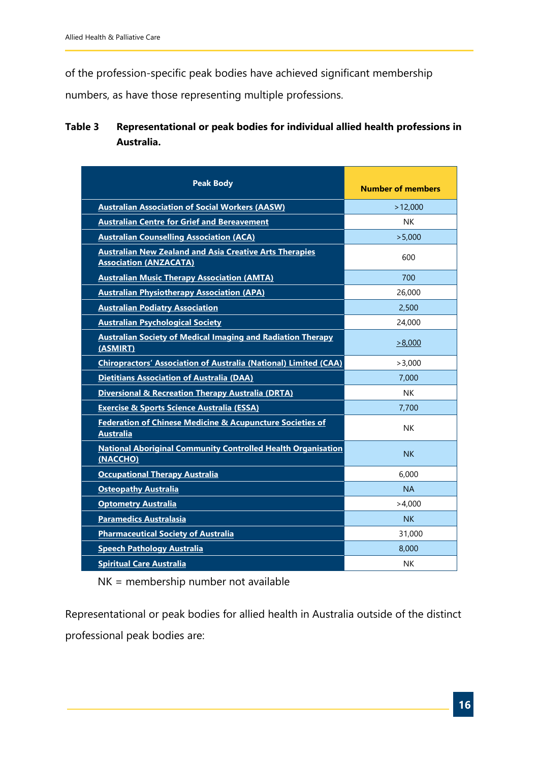of the profession-specific peak bodies have achieved significant membership numbers, as have those representing multiple professions.

**Table 3 Representational or peak bodies for individual allied health professions in Australia.**

| Peak Body | Number of members |
|---|---|
| Australian Association of Social Workers (AASW) | >12,000 |
| Australian Centre for Grief and Bereavement | NK |
| Australian Counselling Association (ACA) | >5,000 |
| Australian New Zealand and Asia Creative Arts Therapies Association (ANZACATA) | 600 |
| Australian Music Therapy Association (AMTA) | 700 |
| Australian Physiotherapy Association (APA) | 26,000 |
| Australian Podiatry Association | 2,500 |
| Australian Psychological Society | 24,000 |
| Australian Society of Medical Imaging and Radiation Therapy (ASMIRT) | >8,000 |
| Chiropractors' Association of Australia (National) Limited (CAA) | >3,000 |
| Dietitians Association of Australia (DAA) | 7,000 |
| Diversional & Recreation Therapy Australia (DRTA) | NK |
| Exercise & Sports Science Australia (ESSA) | 7,700 |
| Federation of Chinese Medicine & Acupuncture Societies of Australia | NK |
| National Aboriginal Community Controlled Health Organisation (NACCHO) | NK |
| Occupational Therapy Australia | 6,000 |
| Osteopathy Australia | NA |
| Optometry Australia | >4,000 |
| Paramedics Australasia | NK |
| Pharmaceutical Society of Australia | 31,000 |
| Speech Pathology Australia | 8,000 |
| Spiritual Care Australia | NK |

NK = membership number not available

Representational or peak bodies for allied health in Australia outside of the distinct professional peak bodies are: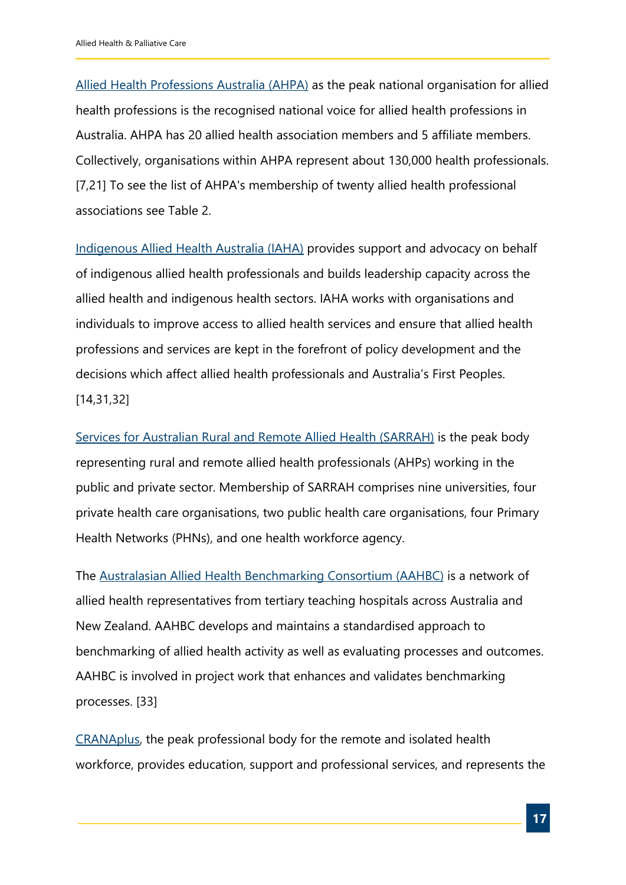Allied Health Professions Australia (AHPA) as the peak national organisation for allied health professions is the recognised national voice for allied health professions in Australia. AHPA has 20 allied health association members and 5 affiliate members. Collectively, organisations within AHPA represent about 130,000 health professionals. [7,21] To see the list of AHPA's membership of twenty allied health professional associations see Table 2.

Indigenous Allied Health Australia (IAHA) provides support and advocacy on behalf of indigenous allied health professionals and builds leadership capacity across the allied health and indigenous health sectors. IAHA works with organisations and individuals to improve access to allied health services and ensure that allied health professions and services are kept in the forefront of policy development and the decisions which affect allied health professionals and Australia's First Peoples. [14,31,32]

Services for Australian Rural and Remote Allied Health (SARRAH) is the peak body representing rural and remote allied health professionals (AHPs) working in the public and private sector. Membership of SARRAH comprises nine universities, four private health care organisations, two public health care organisations, four Primary Health Networks (PHNs), and one health workforce agency.

The Australasian Allied Health Benchmarking Consortium (AAHBC) is a network of allied health representatives from tertiary teaching hospitals across Australia and New Zealand. AAHBC develops and maintains a standardised approach to benchmarking of allied health activity as well as evaluating processes and outcomes. AAHBC is involved in project work that enhances and validates benchmarking processes. [33]

CRANAplus, the peak professional body for the remote and isolated health workforce, provides education, support and professional services, and represents the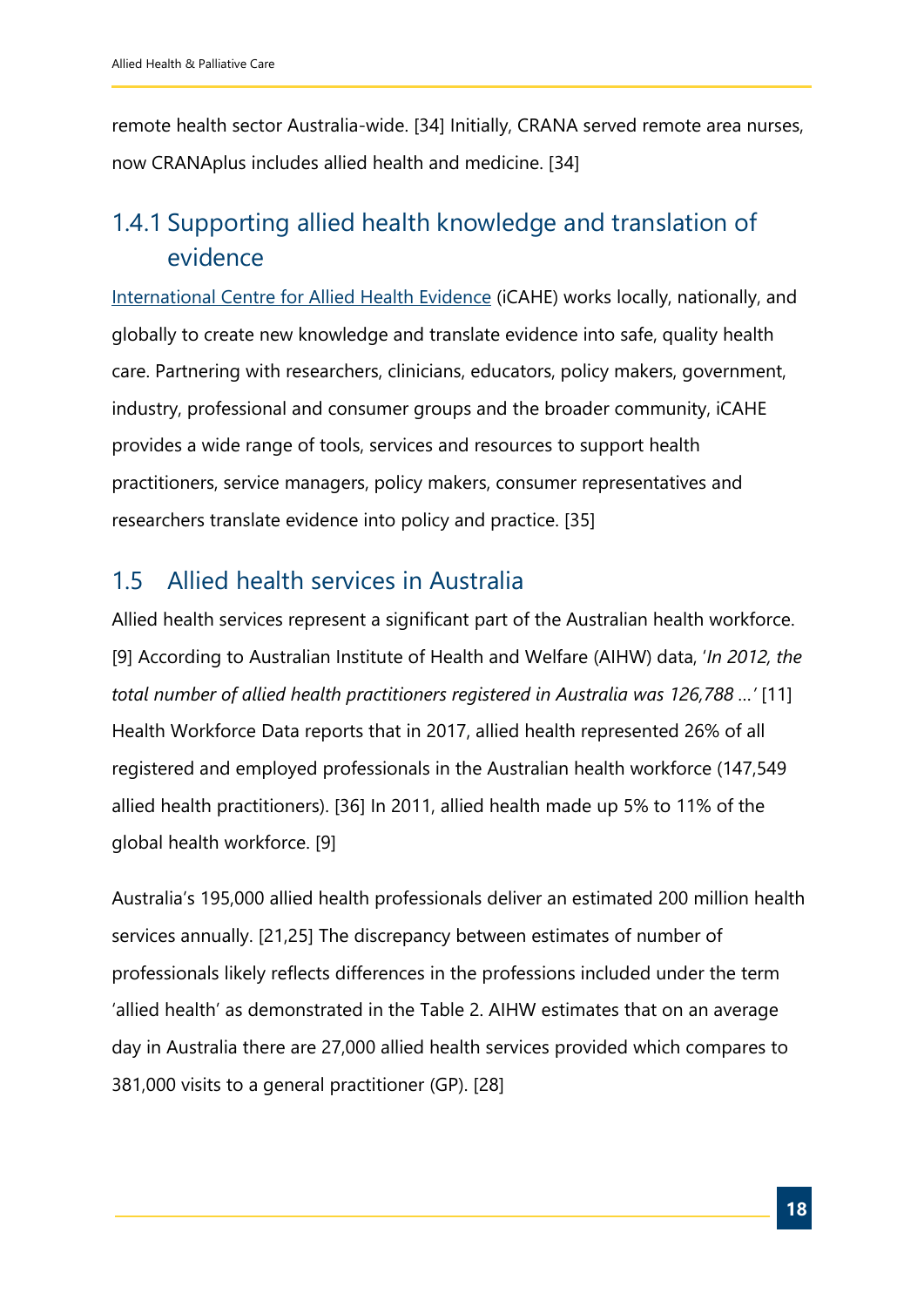remote health sector Australia-wide. [34] Initially, CRANA served remote area nurses, now CRANAplus includes allied health and medicine. [34]

### 1.4.1 Supporting allied health knowledge and translation of evidence

International Centre for Allied Health Evidence (iCAHE) works locally, nationally, and globally to create new knowledge and translate evidence into safe, quality health care. Partnering with researchers, clinicians, educators, policy makers, government, industry, professional and consumer groups and the broader community, iCAHE provides a wide range of tools, services and resources to support health practitioners, service managers, policy makers, consumer representatives and researchers translate evidence into policy and practice. [35]

## 1.5 Allied health services in Australia

Allied health services represent a significant part of the Australian health workforce. [9] According to Australian Institute of Health and Welfare (AIHW) data, '*In 2012, the total number of allied health practitioners registered in Australia was 126,788* ...' [11] Health Workforce Data reports that in 2017, allied health represented 26% of all registered and employed professionals in the Australian health workforce (147,549 allied health practitioners). [36] In 2011, allied health made up 5% to 11% of the global health workforce. [9]

Australia's 195,000 allied health professionals deliver an estimated 200 million health services annually. [21,25] The discrepancy between estimates of number of professionals likely reflects differences in the professions included under the term 'allied health' as demonstrated in the Table 2. AIHW estimates that on an average day in Australia there are 27,000 allied health services provided which compares to 381,000 visits to a general practitioner (GP). [28]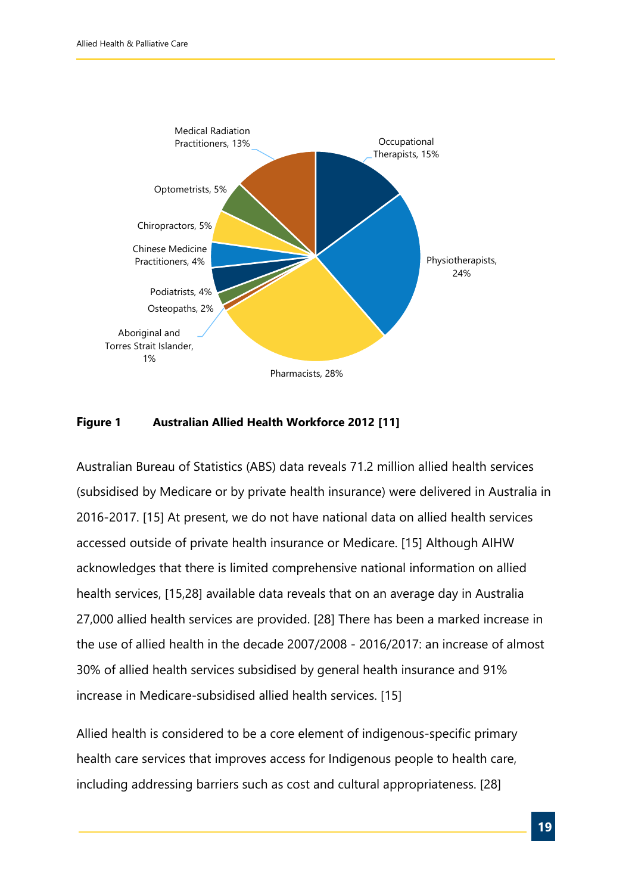**Figure 1 Australian Allied Health Workforce 2012 [11]**

Australian Bureau of Statistics (ABS) data reveals 71.2 million allied health services (subsidised by Medicare or by private health insurance) were delivered in Australia in 2016-2017. [15] At present, we do not have national data on allied health services accessed outside of private health insurance or Medicare. [15] Although AIHW acknowledges that there is limited comprehensive national information on allied health services, [15,28] available data reveals that on an average day in Australia 27,000 allied health services are provided. [28] There has been a marked increase in the use of allied health in the decade 2007/2008 - 2016/2017: an increase of almost 30% of allied health services subsidised by general health insurance and 91% increase in Medicare-subsidised allied health services. [15]

Allied health is considered to be a core element of indigenous-specific primary health care services that improves access for Indigenous people to health care, including addressing barriers such as cost and cultural appropriateness. [28]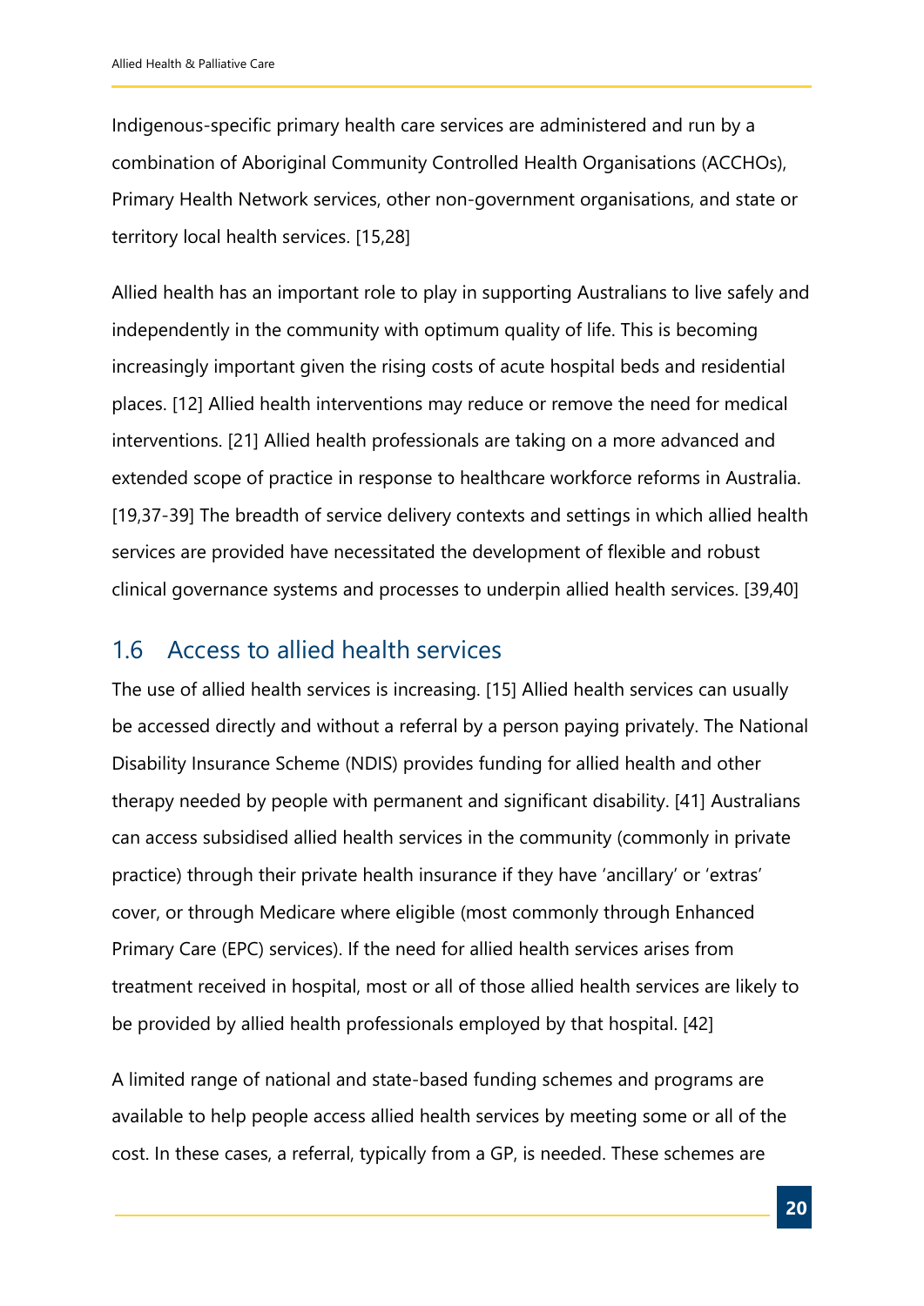Indigenous-specific primary health care services are administered and run by a combination of Aboriginal Community Controlled Health Organisations (ACCHOs), Primary Health Network services, other non-government organisations, and state or territory local health services. [15,28]

Allied health has an important role to play in supporting Australians to live safely and independently in the community with optimum quality of life. This is becoming increasingly important given the rising costs of acute hospital beds and residential places. [12] Allied health interventions may reduce or remove the need for medical interventions. [21] Allied health professionals are taking on a more advanced and extended scope of practice in response to healthcare workforce reforms in Australia. [19,37-39] The breadth of service delivery contexts and settings in which allied health services are provided have necessitated the development of flexible and robust clinical governance systems and processes to underpin allied health services. [39,40]

## 1.6 Access to allied health services

The use of allied health services is increasing. [15] Allied health services can usually be accessed directly and without a referral by a person paying privately. The National Disability Insurance Scheme (NDIS) provides funding for allied health and other therapy needed by people with permanent and significant disability. [41] Australians can access subsidised allied health services in the community (commonly in private practice) through their private health insurance if they have 'ancillary' or 'extras' cover, or through Medicare where eligible (most commonly through Enhanced Primary Care (EPC) services). If the need for allied health services arises from treatment received in hospital, most or all of those allied health services are likely to be provided by allied health professionals employed by that hospital. [42]

A limited range of national and state-based funding schemes and programs are available to help people access allied health services by meeting some or all of the cost. In these cases, a referral, typically from a GP, is needed. These schemes are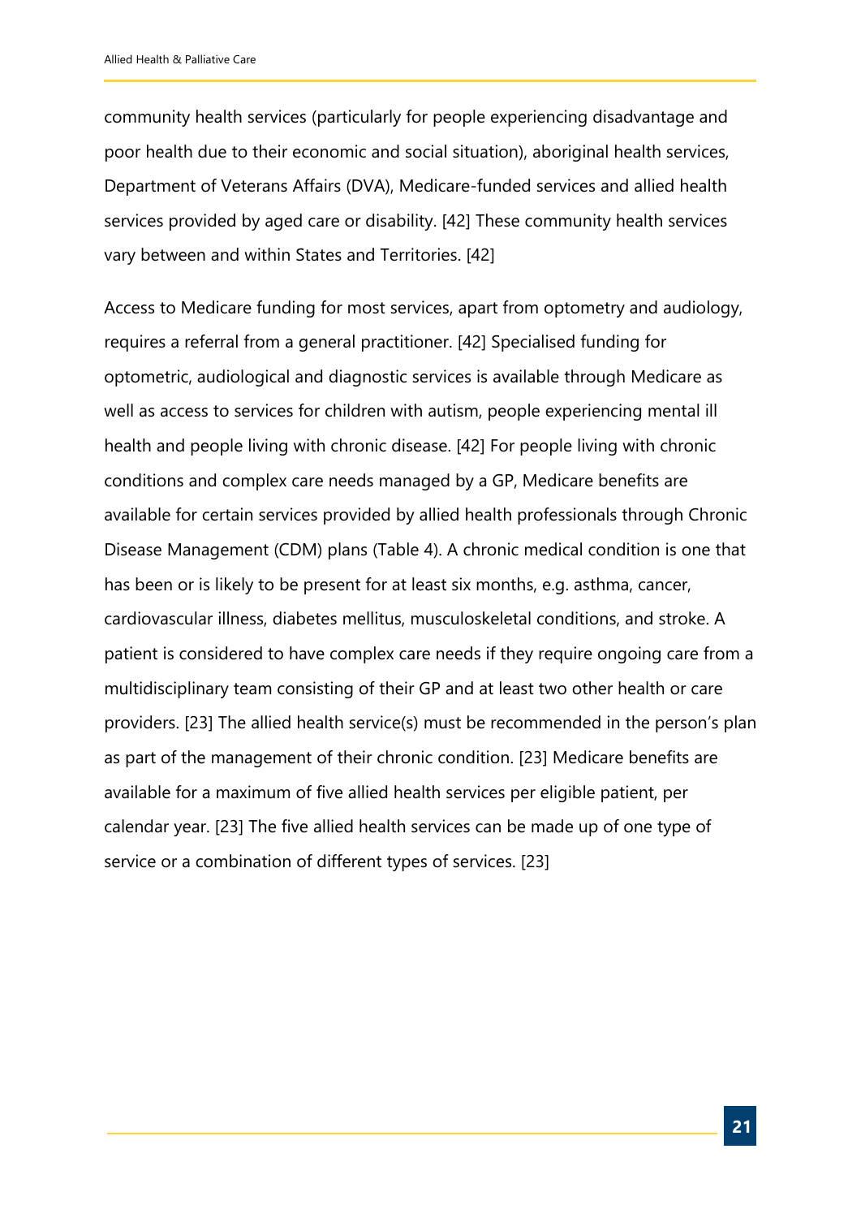community health services (particularly for people experiencing disadvantage and poor health due to their economic and social situation), aboriginal health services, Department of Veterans Affairs (DVA), Medicare-funded services and allied health services provided by aged care or disability. [42] These community health services vary between and within States and Territories. [42]

Access to Medicare funding for most services, apart from optometry and audiology, requires a referral from a general practitioner. [42] Specialised funding for optometric, audiological and diagnostic services is available through Medicare as well as access to services for children with autism, people experiencing mental ill health and people living with chronic disease. [42] For people living with chronic conditions and complex care needs managed by a GP, Medicare benefits are available for certain services provided by allied health professionals through Chronic Disease Management (CDM) plans (Table 4). A chronic medical condition is one that has been or is likely to be present for at least six months, e.g. asthma, cancer, cardiovascular illness, diabetes mellitus, musculoskeletal conditions, and stroke. A patient is considered to have complex care needs if they require ongoing care from a multidisciplinary team consisting of their GP and at least two other health or care providers. [23] The allied health service(s) must be recommended in the person's plan as part of the management of their chronic condition. [23] Medicare benefits are available for a maximum of five allied health services per eligible patient, per calendar year. [23] The five allied health services can be made up of one type of service or a combination of different types of services. [23]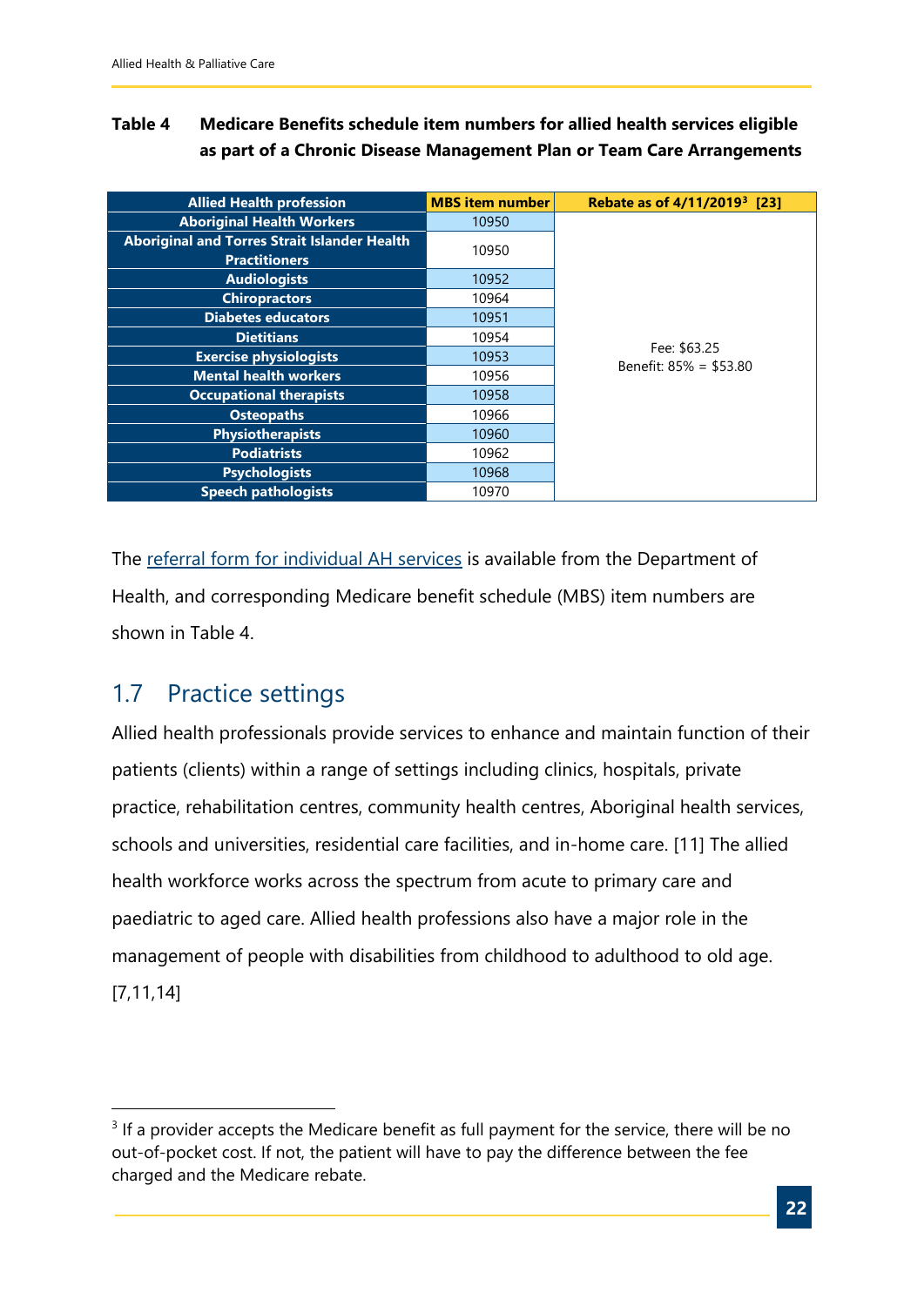**Table 4 Medicare Benefits schedule item numbers for allied health services eligible as part of a Chronic Disease Management Plan or Team Care Arrangements**

| Allied Health profession | MBS item number | Rebate as of 4/11/2019[3] [23] |
|---|---|---|
| Aboriginal Health Workers | 10950 | Fee: $63.25<br>Benefit: 85% = $53.80 |
| Aboriginal and Torres Strait Islander Health Practitioners | 10950 | |
| Audiologists | 10952 | |
| Chiropractors | 10964 | |
| Diabetes educators | 10951 | |
| Dietitians | 10954 | |
| Exercise physiologists | 10953 | |
| Mental health workers | 10956 | |
| Occupational therapists | 10958 | |
| Osteopaths | 10966 | |
| Physiotherapists | 10960 | |
| Podiatrists | 10962 | |
| Psychologists | 10968 | |
| Speech pathologists | 10970 | |

The referral form for individual AH services is available from the Department of Health, and corresponding Medicare benefit schedule (MBS) item numbers are shown in Table 4.

## 1.7 Practice settings

Allied health professionals provide services to enhance and maintain function of their patients (clients) within a range of settings including clinics, hospitals, private practice, rehabilitation centres, community health centres, Aboriginal health services, schools and universities, residential care facilities, and in-home care. [11] The allied health workforce works across the spectrum from acute to primary care and paediatric to aged care. Allied health professions also have a major role in the management of people with disabilities from childhood to adulthood to old age. [7,11,14]

[3] If a provider accepts the Medicare benefit as full payment for the service, there will be no out-of-pocket cost. If not, the patient will have to pay the difference between the fee charged and the Medicare rebate.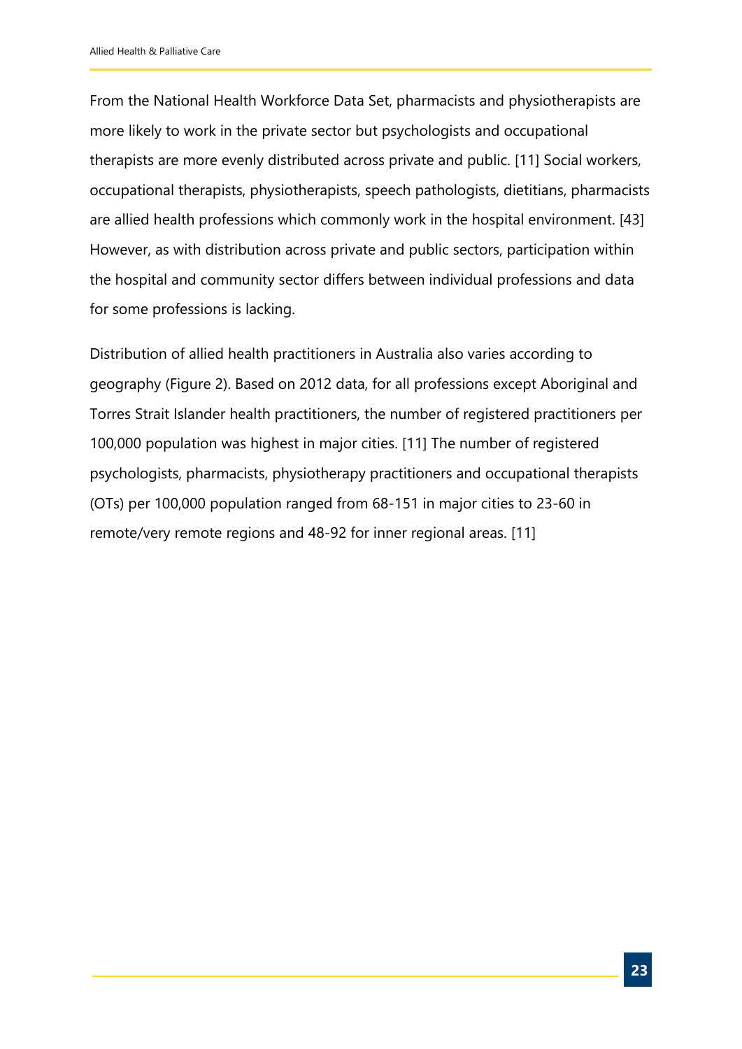From the National Health Workforce Data Set, pharmacists and physiotherapists are more likely to work in the private sector but psychologists and occupational therapists are more evenly distributed across private and public. [11] Social workers, occupational therapists, physiotherapists, speech pathologists, dietitians, pharmacists are allied health professions which commonly work in the hospital environment. [43] However, as with distribution across private and public sectors, participation within the hospital and community sector differs between individual professions and data for some professions is lacking.

Distribution of allied health practitioners in Australia also varies according to geography (Figure 2). Based on 2012 data, for all professions except Aboriginal and Torres Strait Islander health practitioners, the number of registered practitioners per 100,000 population was highest in major cities. [11] The number of registered psychologists, pharmacists, physiotherapy practitioners and occupational therapists (OTs) per 100,000 population ranged from 68-151 in major cities to 23-60 in remote/very remote regions and 48-92 for inner regional areas. [11]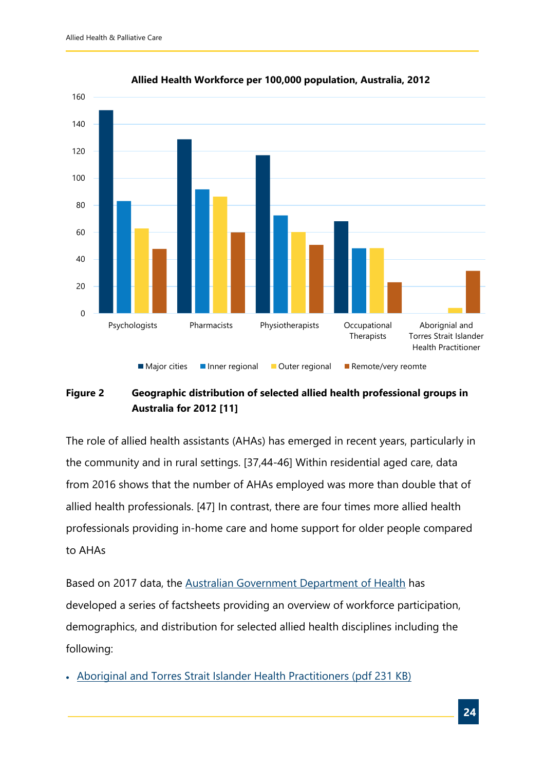**Figure 2 Geographic distribution of selected allied health professional groups in Australia for 2012 [11]**

The role of allied health assistants (AHAs) has emerged in recent years, particularly in the community and in rural settings. [37,44-46] Within residential aged care, data from 2016 shows that the number of AHAs employed was more than double that of allied health professionals. [47] In contrast, there are four times more allied health professionals providing in-home care and home support for older people compared to AHAs

Based on 2017 data, the Australian Government Department of Health has developed a series of factsheets providing an overview of workforce participation, demographics, and distribution for selected allied health disciplines including the following:

- Aboriginal and Torres Strait Islander Health Practitioners (pdf 231 KB)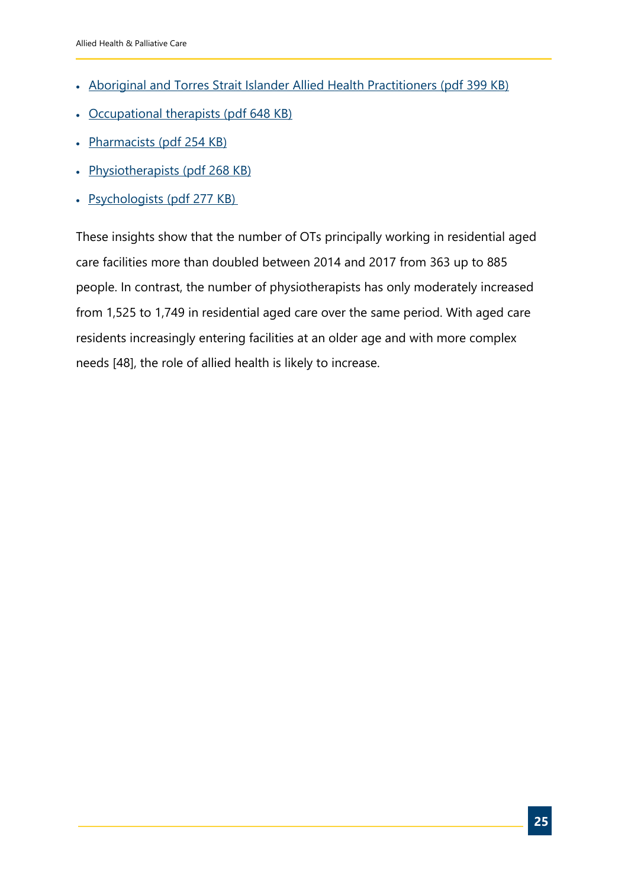- Aboriginal and Torres Strait Islander Allied Health Practitioners (pdf 399 KB)
- Occupational therapists (pdf 648 KB)
- Pharmacists (pdf 254 KB)
- Physiotherapists (pdf 268 KB)
- Psychologists (pdf 277 KB)

These insights show that the number of OTs principally working in residential aged care facilities more than doubled between 2014 and 2017 from 363 up to 885 people. In contrast, the number of physiotherapists has only moderately increased from 1,525 to 1,749 in residential aged care over the same period. With aged care residents increasingly entering facilities at an older age and with more complex needs [48], the role of allied health is likely to increase.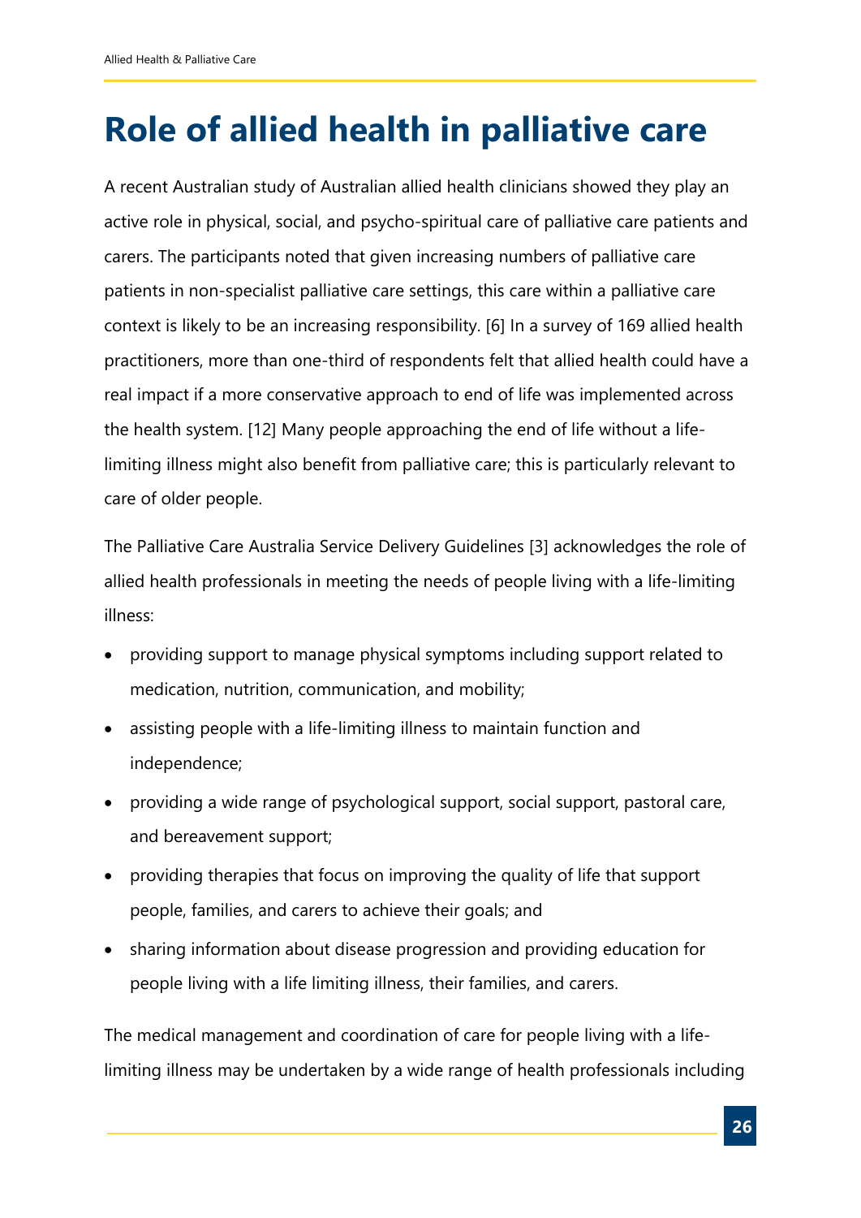# Role of allied health in palliative care

A recent Australian study of Australian allied health clinicians showed they play an active role in physical, social, and psycho-spiritual care of palliative care patients and carers. The participants noted that given increasing numbers of palliative care patients in non-specialist palliative care settings, this care within a palliative care context is likely to be an increasing responsibility. [6] In a survey of 169 allied health practitioners, more than one-third of respondents felt that allied health could have a real impact if a more conservative approach to end of life was implemented across the health system. [12] Many people approaching the end of life without a life-limiting illness might also benefit from palliative care; this is particularly relevant to care of older people.

The Palliative Care Australia Service Delivery Guidelines [3] acknowledges the role of allied health professionals in meeting the needs of people living with a life-limiting illness:

- providing support to manage physical symptoms including support related to medication, nutrition, communication, and mobility;
- assisting people with a life-limiting illness to maintain function and independence;
- providing a wide range of psychological support, social support, pastoral care, and bereavement support;
- providing therapies that focus on improving the quality of life that support people, families, and carers to achieve their goals; and
- sharing information about disease progression and providing education for people living with a life limiting illness, their families, and carers.

The medical management and coordination of care for people living with a life-limiting illness may be undertaken by a wide range of health professionals including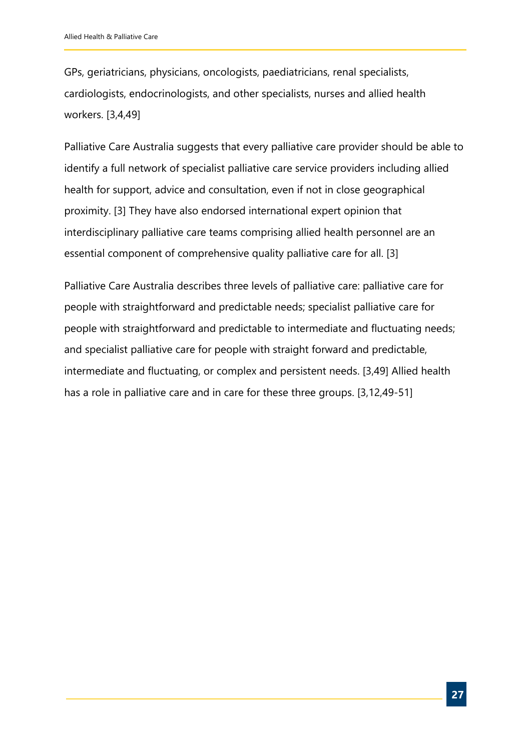GPs, geriatricians, physicians, oncologists, paediatricians, renal specialists, cardiologists, endocrinologists, and other specialists, nurses and allied health workers. [3,4,49]

Palliative Care Australia suggests that every palliative care provider should be able to identify a full network of specialist palliative care service providers including allied health for support, advice and consultation, even if not in close geographical proximity. [3] They have also endorsed international expert opinion that interdisciplinary palliative care teams comprising allied health personnel are an essential component of comprehensive quality palliative care for all. [3]

Palliative Care Australia describes three levels of palliative care: palliative care for people with straightforward and predictable needs; specialist palliative care for people with straightforward and predictable to intermediate and fluctuating needs; and specialist palliative care for people with straight forward and predictable, intermediate and fluctuating, or complex and persistent needs. [3,49] Allied health has a role in palliative care and in care for these three groups. [3,12,49-51]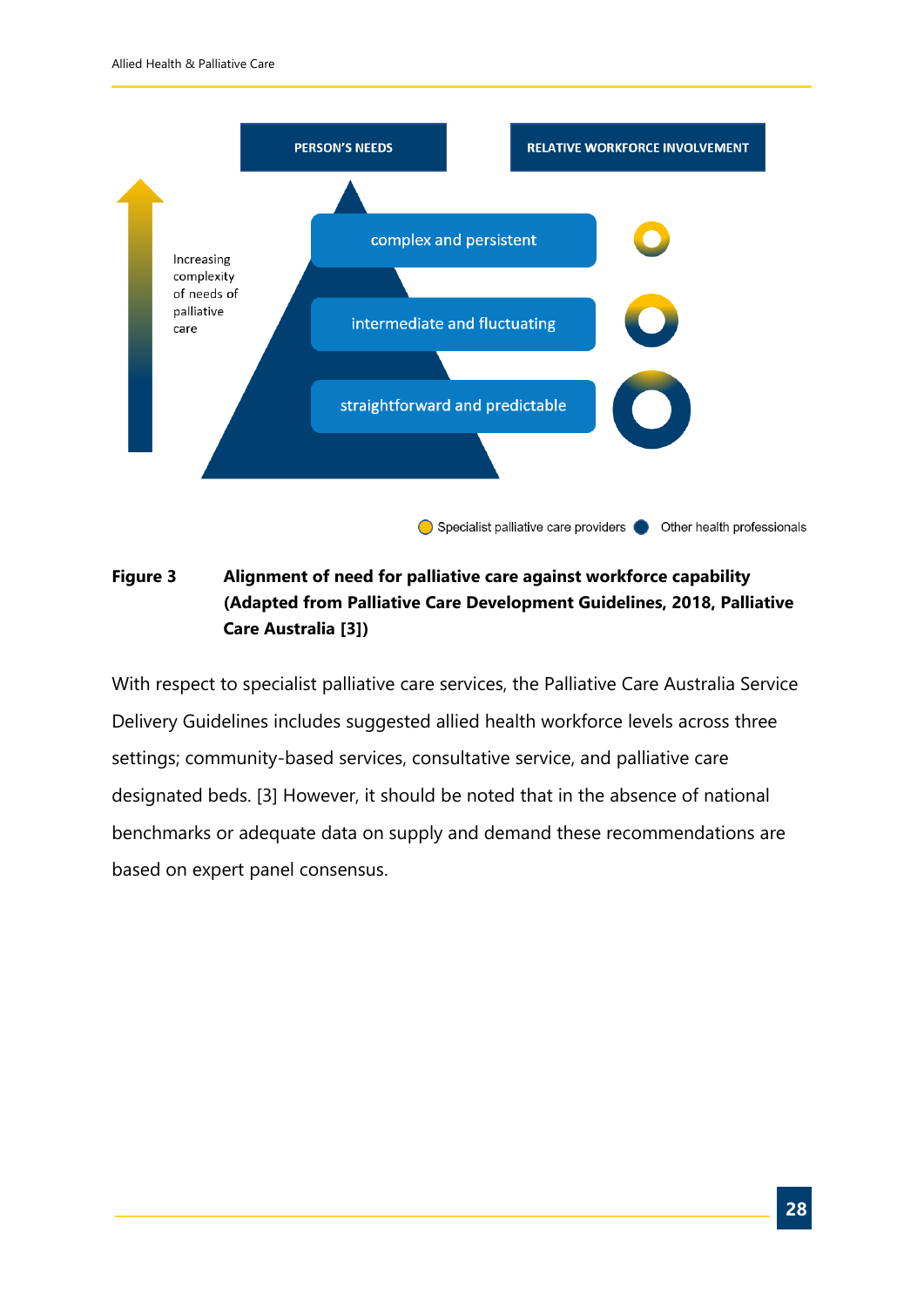PERSON'S NEEDS

RELATIVE WORKFORCE INVOLVEMENT

Increasing complexity of needs of palliative care

complex and persistent

intermediate and fluctuating

straightforward and predictable

Specialist palliative care providers   Other health professionals

**Figure 3 Alignment of need for palliative care against workforce capability (Adapted from Palliative Care Development Guidelines, 2018, Palliative Care Australia [3])**

With respect to specialist palliative care services, the Palliative Care Australia Service Delivery Guidelines includes suggested allied health workforce levels across three settings; community-based services, consultative service, and palliative care designated beds. [3] However, it should be noted that in the absence of national benchmarks or adequate data on supply and demand these recommendations are based on expert panel consensus.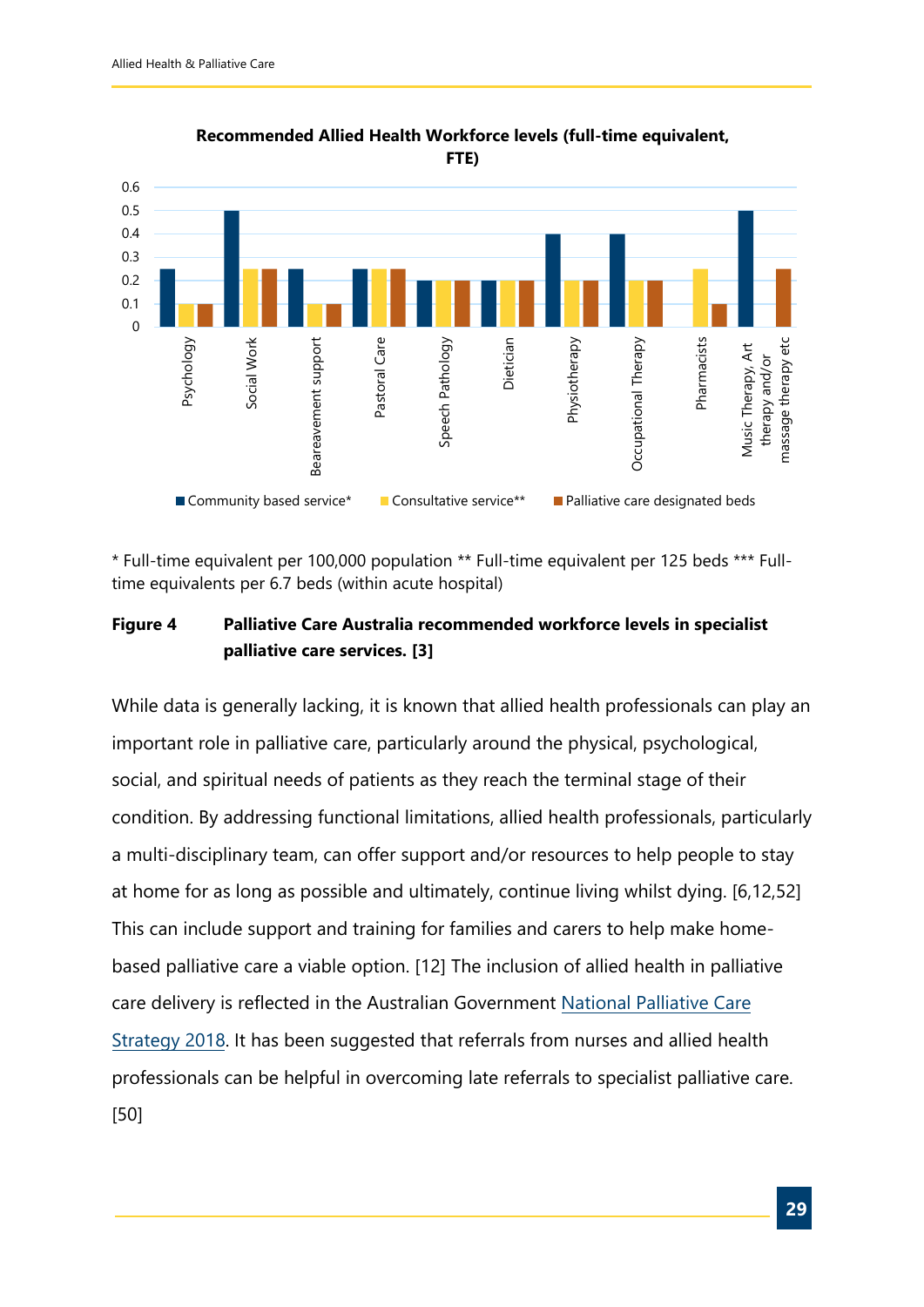**Recommended Allied Health Workforce levels (full-time equivalent, FTE)**

| | Community based service* | Consultative service** | Palliative care designated beds |
|---|---|---|---|
| Psychology | 0.25 | 0.1 | 0.1 |
| Social Work | 0.5 | 0.25 | 0.25 |
| Beareavement support | 0.25 | 0.1 | 0.1 |
| Pastoral Care | 0.25 | 0.25 | 0.25 |
| Speech Pathology | 0.2 | 0.2 | 0.2 |
| Dietician | 0.2 | 0.2 | 0.2 |
| Physiotherapy | 0.4 | 0.2 | 0.2 |
| Occupational Therapy | 0.4 | 0.2 | 0.2 |
| Pharmacists | | 0.25 | 0.1 |
| Music Therapy, Art therapy and/or massage therapy etc | 0.5 | | 0.25 |

* Full-time equivalent per 100,000 population ** Full-time equivalent per 125 beds *** Full-time equivalents per 6.7 beds (within acute hospital)

**Figure 4 Palliative Care Australia recommended workforce levels in specialist palliative care services. [3]**

While data is generally lacking, it is known that allied health professionals can play an important role in palliative care, particularly around the physical, psychological, social, and spiritual needs of patients as they reach the terminal stage of their condition. By addressing functional limitations, allied health professionals, particularly a multi-disciplinary team, can offer support and/or resources to help people to stay at home for as long as possible and ultimately, continue living whilst dying. [6,12,52] This can include support and training for families and carers to help make home-based palliative care a viable option. [12] The inclusion of allied health in palliative care delivery is reflected in the Australian Government National Palliative Care Strategy 2018. It has been suggested that referrals from nurses and allied health professionals can be helpful in overcoming late referrals to specialist palliative care. [50]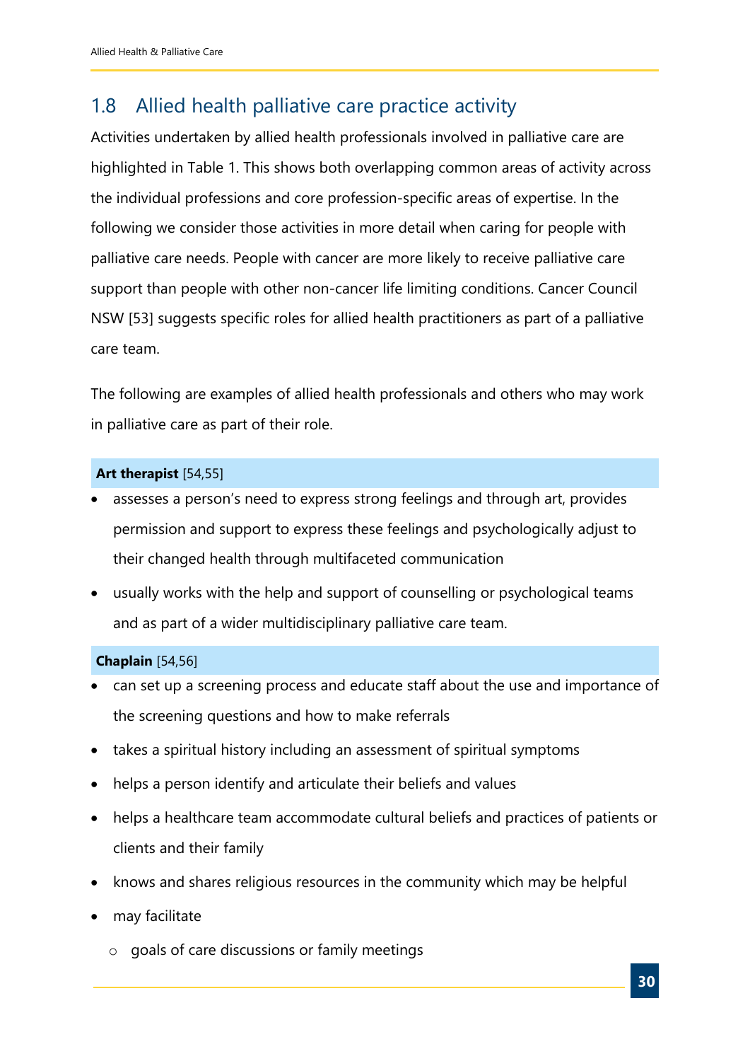## 1.8 Allied health palliative care practice activity

Activities undertaken by allied health professionals involved in palliative care are highlighted in Table 1. This shows both overlapping common areas of activity across the individual professions and core profession-specific areas of expertise. In the following we consider those activities in more detail when caring for people with palliative care needs. People with cancer are more likely to receive palliative care support than people with other non-cancer life limiting conditions. Cancer Council NSW [53] suggests specific roles for allied health practitioners as part of a palliative care team.

The following are examples of allied health professionals and others who may work in palliative care as part of their role.

**Art therapist** [54,55]

- assesses a person's need to express strong feelings and through art, provides permission and support to express these feelings and psychologically adjust to their changed health through multifaceted communication
- usually works with the help and support of counselling or psychological teams and as part of a wider multidisciplinary palliative care team.

**Chaplain** [54,56]

- can set up a screening process and educate staff about the use and importance of the screening questions and how to make referrals
- takes a spiritual history including an assessment of spiritual symptoms
- helps a person identify and articulate their beliefs and values
- helps a healthcare team accommodate cultural beliefs and practices of patients or clients and their family
- knows and shares religious resources in the community which may be helpful
- may facilitate
    - goals of care discussions or family meetings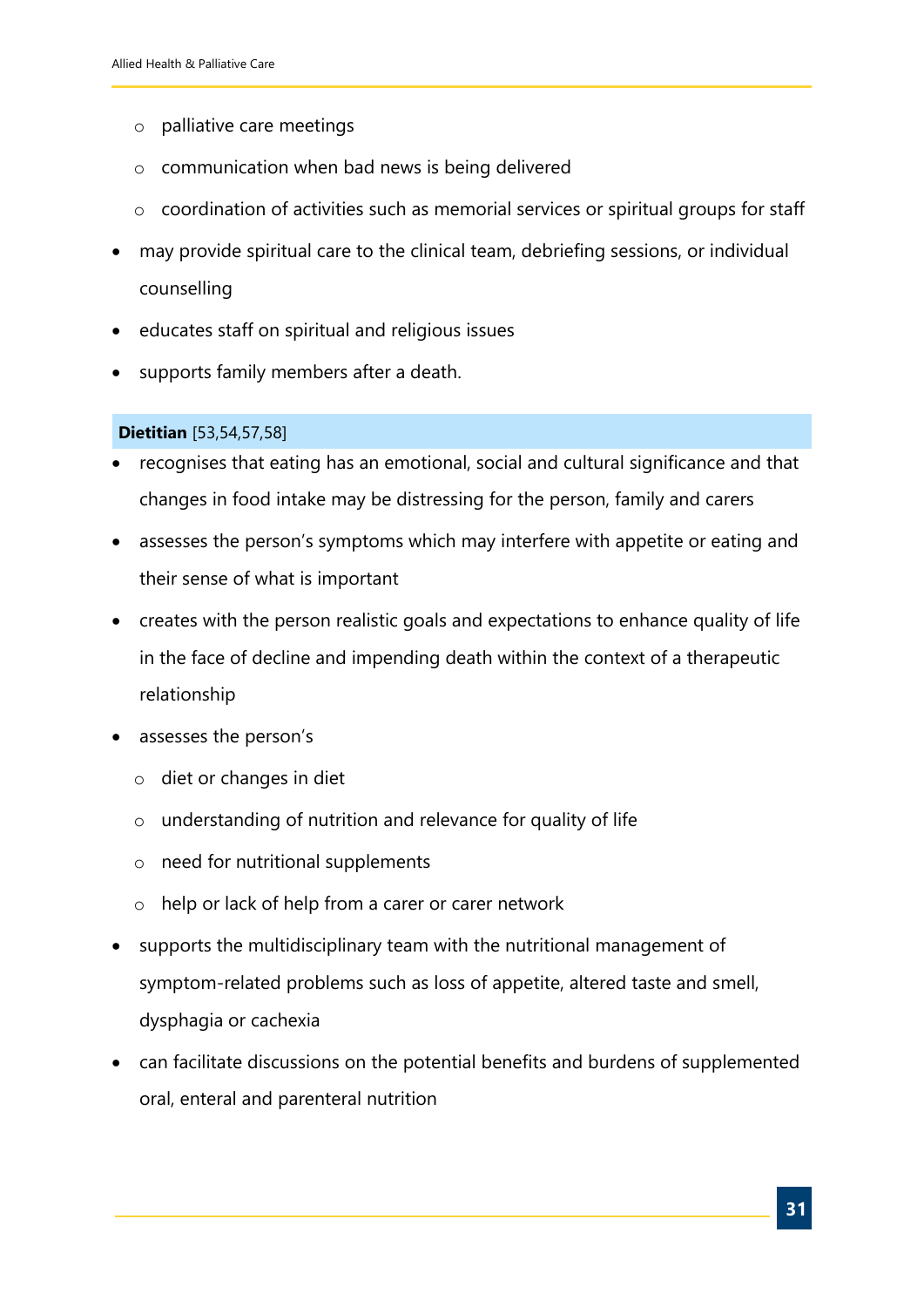- palliative care meetings
  - communication when bad news is being delivered
  - coordination of activities such as memorial services or spiritual groups for staff
- may provide spiritual care to the clinical team, debriefing sessions, or individual counselling
- educates staff on spiritual and religious issues
- supports family members after a death.

**Dietitian** [53,54,57,58]

- recognises that eating has an emotional, social and cultural significance and that changes in food intake may be distressing for the person, family and carers
- assesses the person's symptoms which may interfere with appetite or eating and their sense of what is important
- creates with the person realistic goals and expectations to enhance quality of life in the face of decline and impending death within the context of a therapeutic relationship
- assesses the person's
  - diet or changes in diet
  - understanding of nutrition and relevance for quality of life
  - need for nutritional supplements
  - help or lack of help from a carer or carer network
- supports the multidisciplinary team with the nutritional management of symptom-related problems such as loss of appetite, altered taste and smell, dysphagia or cachexia
- can facilitate discussions on the potential benefits and burdens of supplemented oral, enteral and parenteral nutrition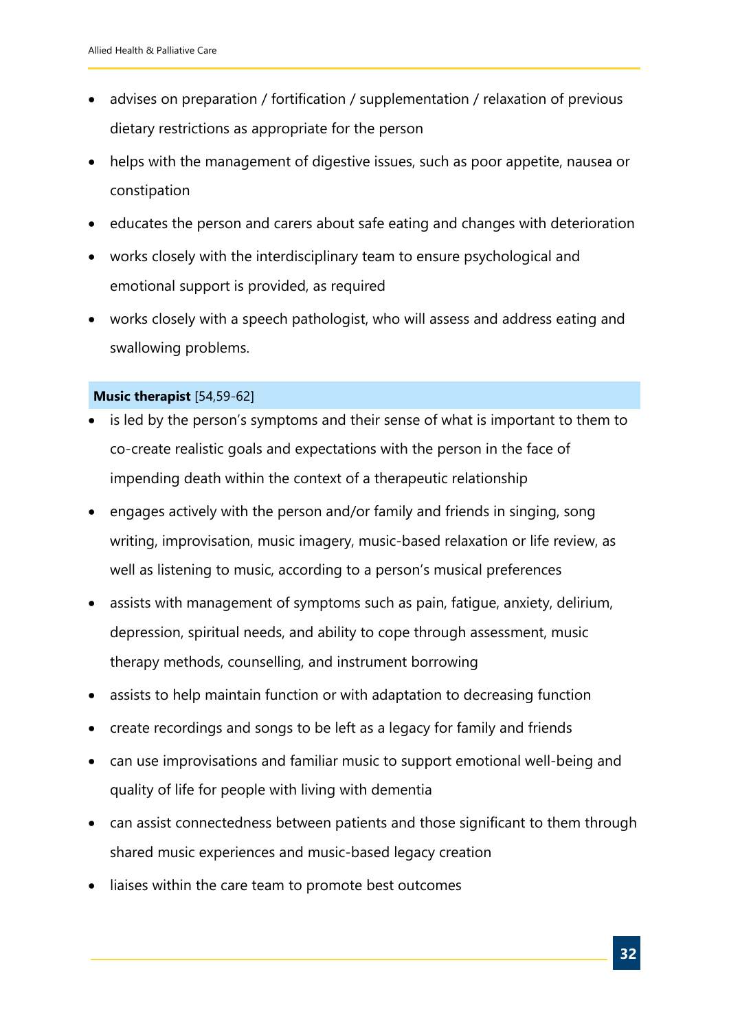- advises on preparation / fortification / supplementation / relaxation of previous dietary restrictions as appropriate for the person
- helps with the management of digestive issues, such as poor appetite, nausea or constipation
- educates the person and carers about safe eating and changes with deterioration
- works closely with the interdisciplinary team to ensure psychological and emotional support is provided, as required
- works closely with a speech pathologist, who will assess and address eating and swallowing problems.

**Music therapist** [54,59-62]

- is led by the person's symptoms and their sense of what is important to them to co-create realistic goals and expectations with the person in the face of impending death within the context of a therapeutic relationship
- engages actively with the person and/or family and friends in singing, song writing, improvisation, music imagery, music-based relaxation or life review, as well as listening to music, according to a person's musical preferences
- assists with management of symptoms such as pain, fatigue, anxiety, delirium, depression, spiritual needs, and ability to cope through assessment, music therapy methods, counselling, and instrument borrowing
- assists to help maintain function or with adaptation to decreasing function
- create recordings and songs to be left as a legacy for family and friends
- can use improvisations and familiar music to support emotional well-being and quality of life for people with living with dementia
- can assist connectedness between patients and those significant to them through shared music experiences and music-based legacy creation
- liaises within the care team to promote best outcomes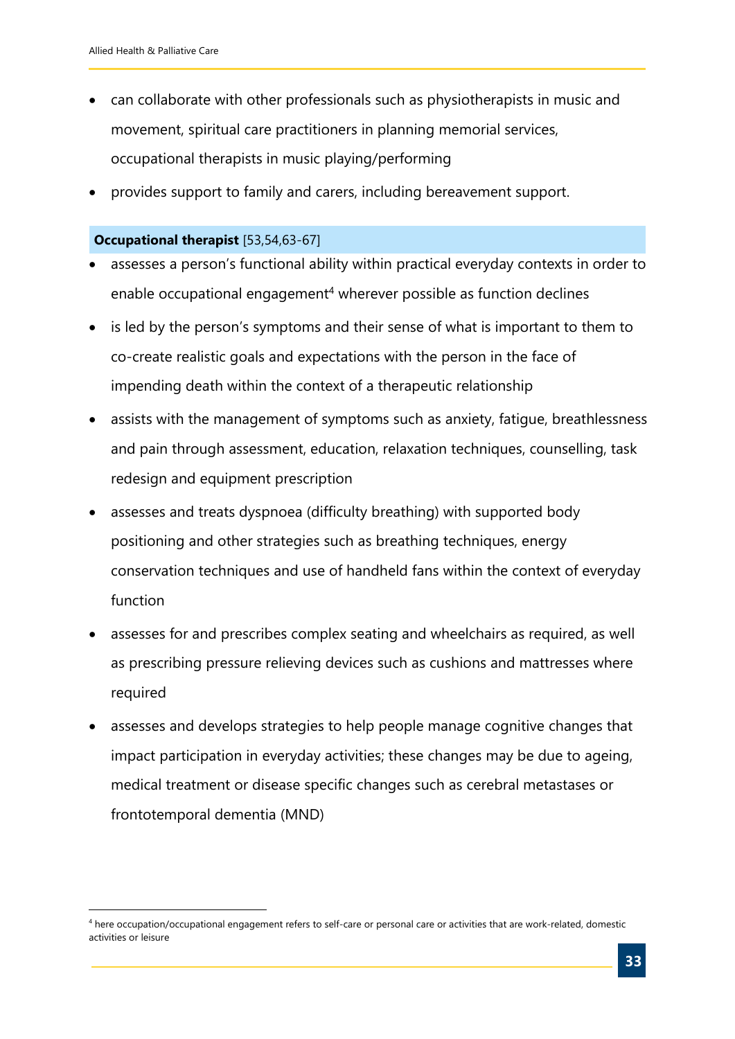- can collaborate with other professionals such as physiotherapists in music and movement, spiritual care practitioners in planning memorial services, occupational therapists in music playing/performing
- provides support to family and carers, including bereavement support.

**Occupational therapist** [53,54,63-67]

- assesses a person's functional ability within practical everyday contexts in order to enable occupational engagement[4] wherever possible as function declines
- is led by the person's symptoms and their sense of what is important to them to co-create realistic goals and expectations with the person in the face of impending death within the context of a therapeutic relationship
- assists with the management of symptoms such as anxiety, fatigue, breathlessness and pain through assessment, education, relaxation techniques, counselling, task redesign and equipment prescription
- assesses and treats dyspnoea (difficulty breathing) with supported body positioning and other strategies such as breathing techniques, energy conservation techniques and use of handheld fans within the context of everyday function
- assesses for and prescribes complex seating and wheelchairs as required, as well as prescribing pressure relieving devices such as cushions and mattresses where required
- assesses and develops strategies to help people manage cognitive changes that impact participation in everyday activities; these changes may be due to ageing, medical treatment or disease specific changes such as cerebral metastases or frontotemporal dementia (MND)

[4] here occupation/occupational engagement refers to self-care or personal care or activities that are work-related, domestic activities or leisure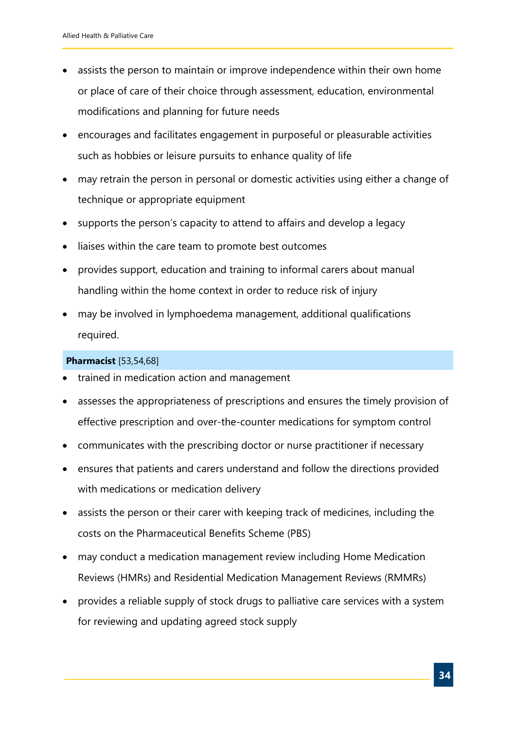- assists the person to maintain or improve independence within their own home or place of care of their choice through assessment, education, environmental modifications and planning for future needs
- encourages and facilitates engagement in purposeful or pleasurable activities such as hobbies or leisure pursuits to enhance quality of life
- may retrain the person in personal or domestic activities using either a change of technique or appropriate equipment
- supports the person's capacity to attend to affairs and develop a legacy
- liaises within the care team to promote best outcomes
- provides support, education and training to informal carers about manual handling within the home context in order to reduce risk of injury
- may be involved in lymphoedema management, additional qualifications required.

**Pharmacist** [53,54,68]

- trained in medication action and management
- assesses the appropriateness of prescriptions and ensures the timely provision of effective prescription and over-the-counter medications for symptom control
- communicates with the prescribing doctor or nurse practitioner if necessary
- ensures that patients and carers understand and follow the directions provided with medications or medication delivery
- assists the person or their carer with keeping track of medicines, including the costs on the Pharmaceutical Benefits Scheme (PBS)
- may conduct a medication management review including Home Medication Reviews (HMRs) and Residential Medication Management Reviews (RMMRs)
- provides a reliable supply of stock drugs to palliative care services with a system for reviewing and updating agreed stock supply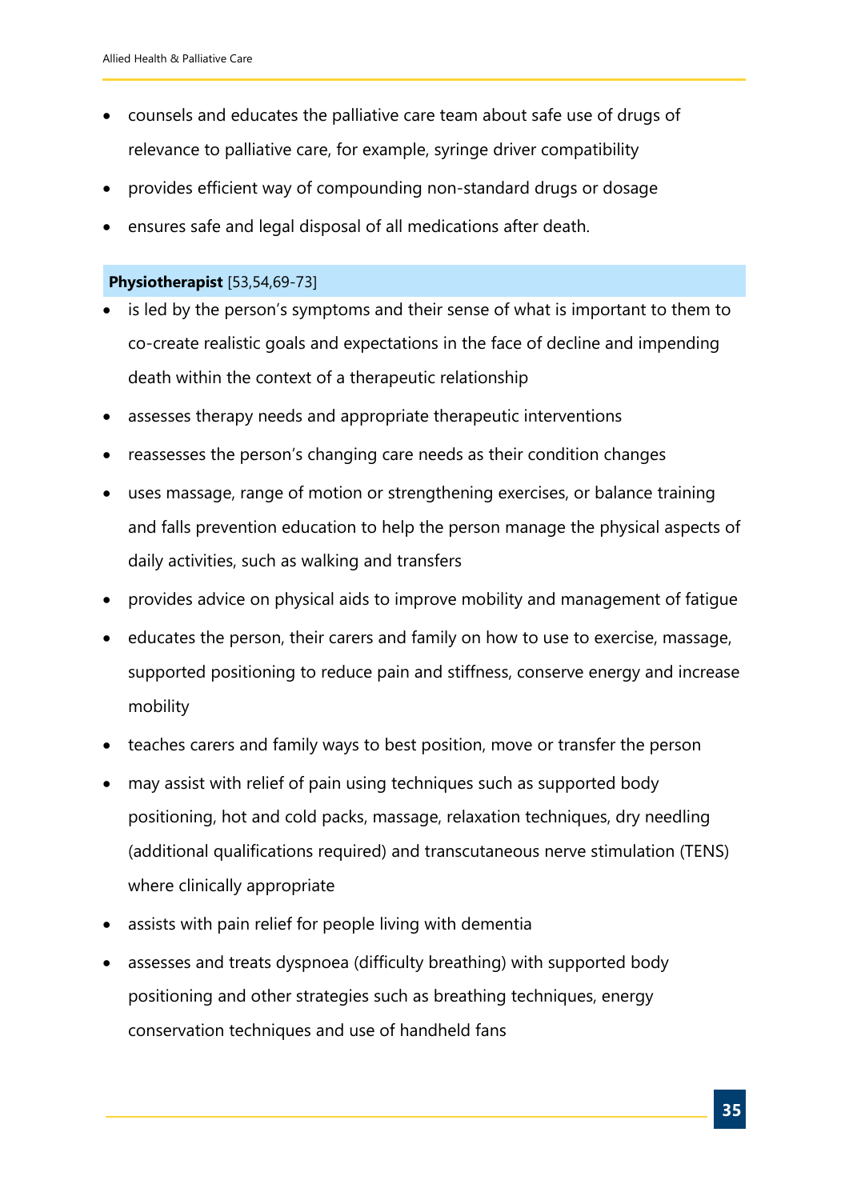- counsels and educates the palliative care team about safe use of drugs of relevance to palliative care, for example, syringe driver compatibility
- provides efficient way of compounding non-standard drugs or dosage
- ensures safe and legal disposal of all medications after death.

**Physiotherapist** [53,54,69-73]

- is led by the person's symptoms and their sense of what is important to them to co-create realistic goals and expectations in the face of decline and impending death within the context of a therapeutic relationship
- assesses therapy needs and appropriate therapeutic interventions
- reassesses the person's changing care needs as their condition changes
- uses massage, range of motion or strengthening exercises, or balance training and falls prevention education to help the person manage the physical aspects of daily activities, such as walking and transfers
- provides advice on physical aids to improve mobility and management of fatigue
- educates the person, their carers and family on how to use to exercise, massage, supported positioning to reduce pain and stiffness, conserve energy and increase mobility
- teaches carers and family ways to best position, move or transfer the person
- may assist with relief of pain using techniques such as supported body positioning, hot and cold packs, massage, relaxation techniques, dry needling (additional qualifications required) and transcutaneous nerve stimulation (TENS) where clinically appropriate
- assists with pain relief for people living with dementia
- assesses and treats dyspnoea (difficulty breathing) with supported body positioning and other strategies such as breathing techniques, energy conservation techniques and use of handheld fans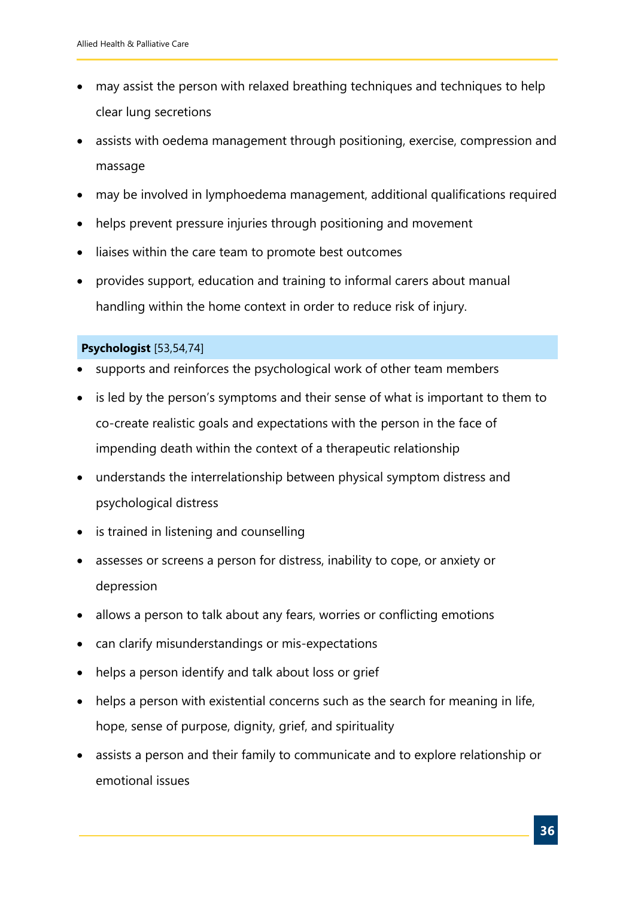- may assist the person with relaxed breathing techniques and techniques to help clear lung secretions
- assists with oedema management through positioning, exercise, compression and massage
- may be involved in lymphoedema management, additional qualifications required
- helps prevent pressure injuries through positioning and movement
- liaises within the care team to promote best outcomes
- provides support, education and training to informal carers about manual handling within the home context in order to reduce risk of injury.

**Psychologist** [53,54,74]

- supports and reinforces the psychological work of other team members
- is led by the person's symptoms and their sense of what is important to them to co-create realistic goals and expectations with the person in the face of impending death within the context of a therapeutic relationship
- understands the interrelationship between physical symptom distress and psychological distress
- is trained in listening and counselling
- assesses or screens a person for distress, inability to cope, or anxiety or depression
- allows a person to talk about any fears, worries or conflicting emotions
- can clarify misunderstandings or mis-expectations
- helps a person identify and talk about loss or grief
- helps a person with existential concerns such as the search for meaning in life, hope, sense of purpose, dignity, grief, and spirituality
- assists a person and their family to communicate and to explore relationship or emotional issues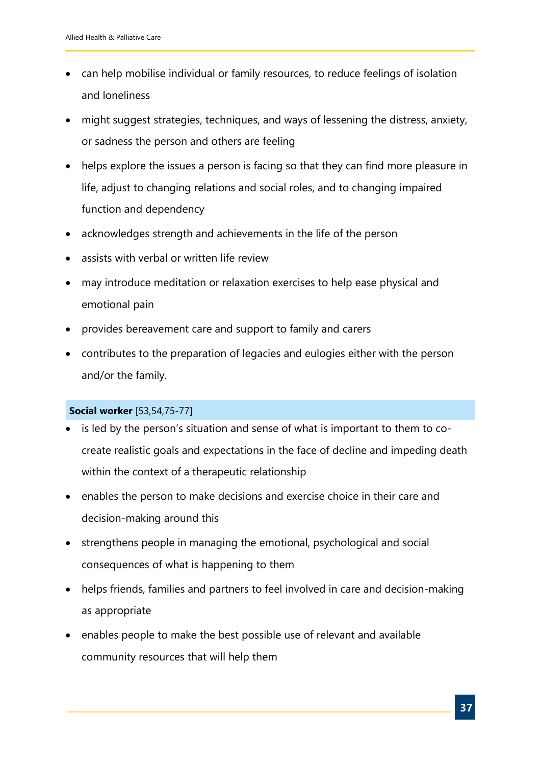- can help mobilise individual or family resources, to reduce feelings of isolation and loneliness
- might suggest strategies, techniques, and ways of lessening the distress, anxiety, or sadness the person and others are feeling
- helps explore the issues a person is facing so that they can find more pleasure in life, adjust to changing relations and social roles, and to changing impaired function and dependency
- acknowledges strength and achievements in the life of the person
- assists with verbal or written life review
- may introduce meditation or relaxation exercises to help ease physical and emotional pain
- provides bereavement care and support to family and carers
- contributes to the preparation of legacies and eulogies either with the person and/or the family.

**Social worker** [53,54,75-77]

- is led by the person's situation and sense of what is important to them to co-create realistic goals and expectations in the face of decline and impeding death within the context of a therapeutic relationship
- enables the person to make decisions and exercise choice in their care and decision-making around this
- strengthens people in managing the emotional, psychological and social consequences of what is happening to them
- helps friends, families and partners to feel involved in care and decision-making as appropriate
- enables people to make the best possible use of relevant and available community resources that will help them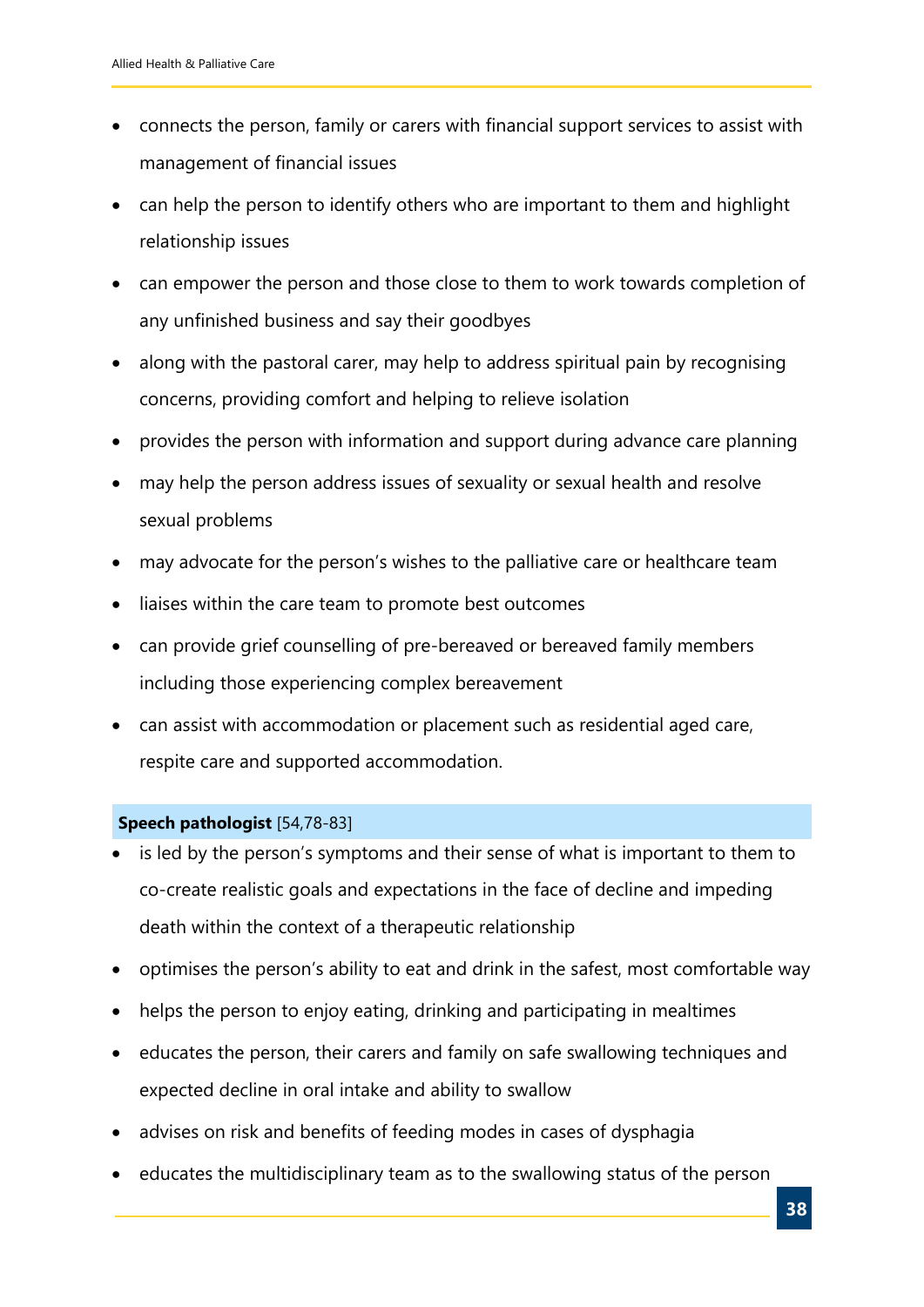- connects the person, family or carers with financial support services to assist with management of financial issues
- can help the person to identify others who are important to them and highlight relationship issues
- can empower the person and those close to them to work towards completion of any unfinished business and say their goodbyes
- along with the pastoral carer, may help to address spiritual pain by recognising concerns, providing comfort and helping to relieve isolation
- provides the person with information and support during advance care planning
- may help the person address issues of sexuality or sexual health and resolve sexual problems
- may advocate for the person's wishes to the palliative care or healthcare team
- liaises within the care team to promote best outcomes
- can provide grief counselling of pre-bereaved or bereaved family members including those experiencing complex bereavement
- can assist with accommodation or placement such as residential aged care, respite care and supported accommodation.

**Speech pathologist** [54,78-83]

- is led by the person's symptoms and their sense of what is important to them to co-create realistic goals and expectations in the face of decline and impeding death within the context of a therapeutic relationship
- optimises the person's ability to eat and drink in the safest, most comfortable way
- helps the person to enjoy eating, drinking and participating in mealtimes
- educates the person, their carers and family on safe swallowing techniques and expected decline in oral intake and ability to swallow
- advises on risk and benefits of feeding modes in cases of dysphagia
- educates the multidisciplinary team as to the swallowing status of the person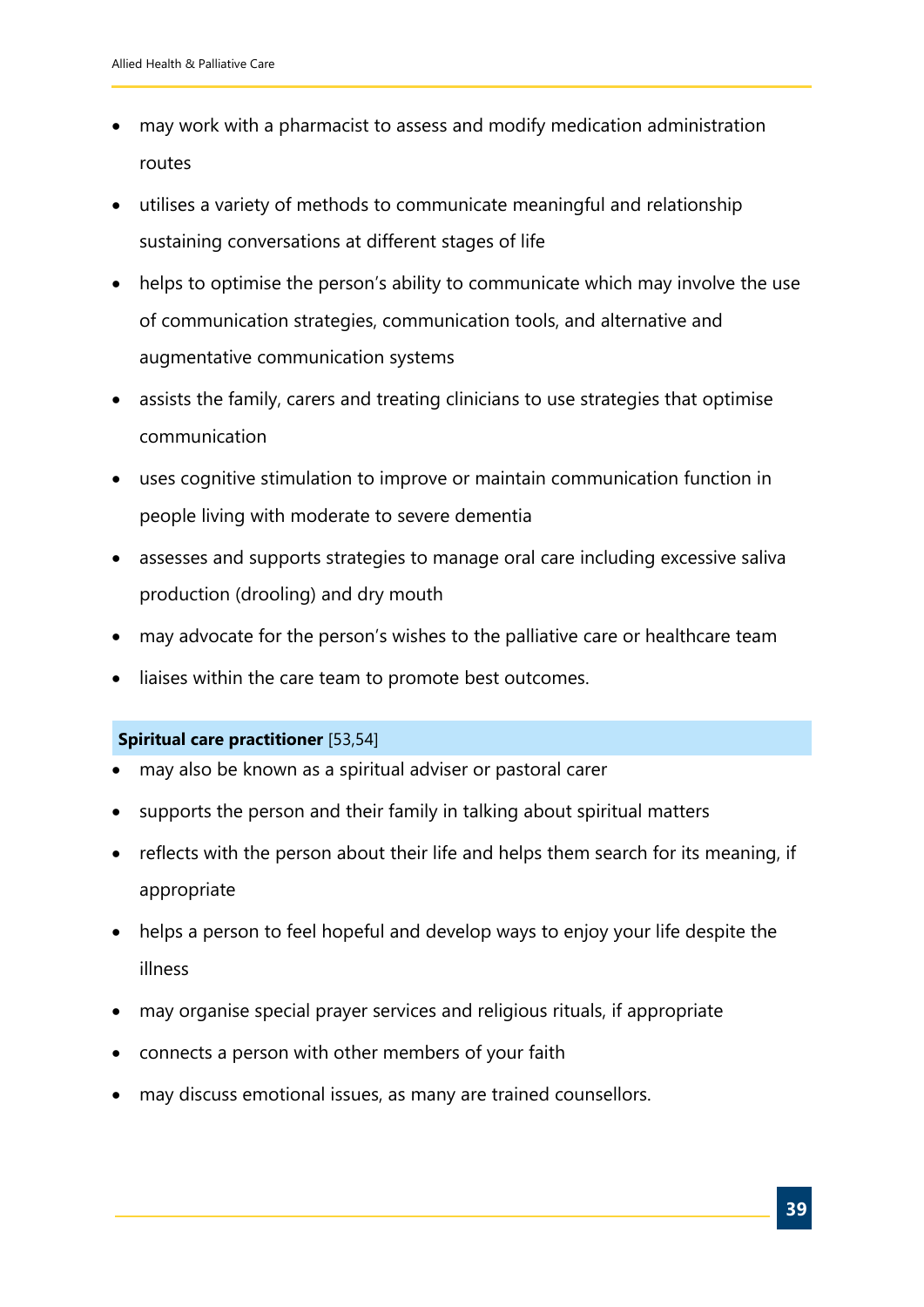- may work with a pharmacist to assess and modify medication administration routes
- utilises a variety of methods to communicate meaningful and relationship sustaining conversations at different stages of life
- helps to optimise the person's ability to communicate which may involve the use of communication strategies, communication tools, and alternative and augmentative communication systems
- assists the family, carers and treating clinicians to use strategies that optimise communication
- uses cognitive stimulation to improve or maintain communication function in people living with moderate to severe dementia
- assesses and supports strategies to manage oral care including excessive saliva production (drooling) and dry mouth
- may advocate for the person's wishes to the palliative care or healthcare team
- liaises within the care team to promote best outcomes.

**Spiritual care practitioner** [53,54]

- may also be known as a spiritual adviser or pastoral carer
- supports the person and their family in talking about spiritual matters
- reflects with the person about their life and helps them search for its meaning, if appropriate
- helps a person to feel hopeful and develop ways to enjoy your life despite the illness
- may organise special prayer services and religious rituals, if appropriate
- connects a person with other members of your faith
- may discuss emotional issues, as many are trained counsellors.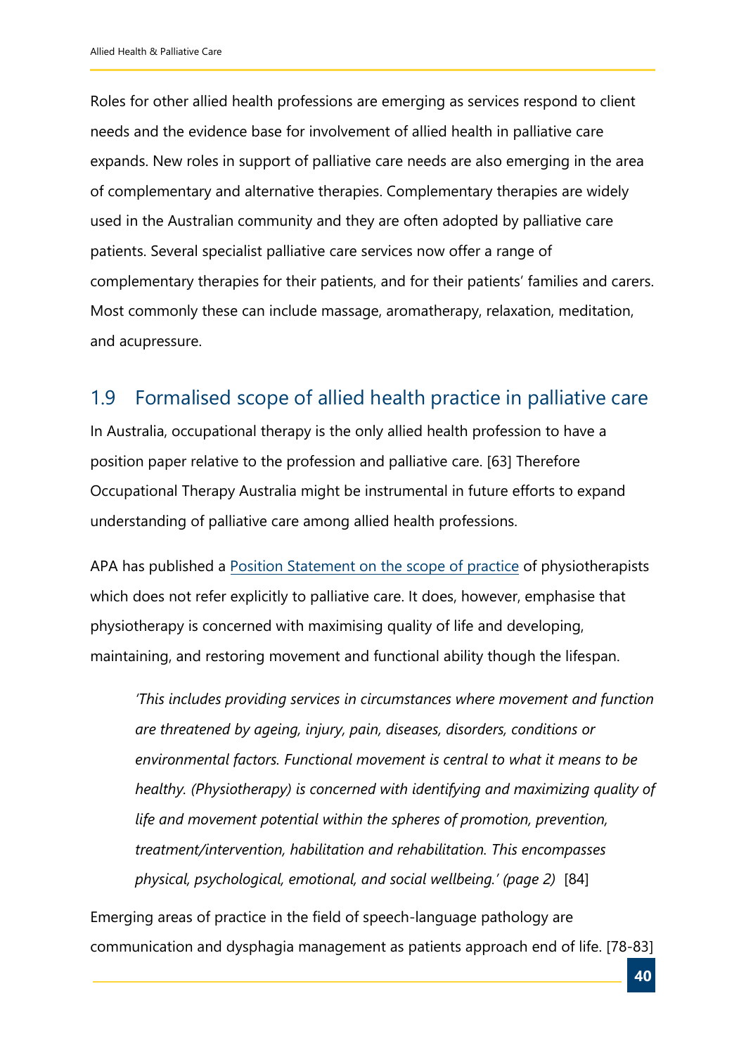Roles for other allied health professions are emerging as services respond to client needs and the evidence base for involvement of allied health in palliative care expands. New roles in support of palliative care needs are also emerging in the area of complementary and alternative therapies. Complementary therapies are widely used in the Australian community and they are often adopted by palliative care patients. Several specialist palliative care services now offer a range of complementary therapies for their patients, and for their patients' families and carers. Most commonly these can include massage, aromatherapy, relaxation, meditation, and acupressure.

## 1.9 Formalised scope of allied health practice in palliative care

In Australia, occupational therapy is the only allied health profession to have a position paper relative to the profession and palliative care. [63] Therefore Occupational Therapy Australia might be instrumental in future efforts to expand understanding of palliative care among allied health professions.

APA has published a Position Statement on the scope of practice of physiotherapists which does not refer explicitly to palliative care. It does, however, emphasise that physiotherapy is concerned with maximising quality of life and developing, maintaining, and restoring movement and functional ability though the lifespan.

> *'This includes providing services in circumstances where movement and function are threatened by ageing, injury, pain, diseases, disorders, conditions or environmental factors. Functional movement is central to what it means to be healthy. (Physiotherapy) is concerned with identifying and maximizing quality of life and movement potential within the spheres of promotion, prevention, treatment/intervention, habilitation and rehabilitation. This encompasses physical, psychological, emotional, and social wellbeing.' (page 2)* [84]

Emerging areas of practice in the field of speech-language pathology are communication and dysphagia management as patients approach end of life. [78-83]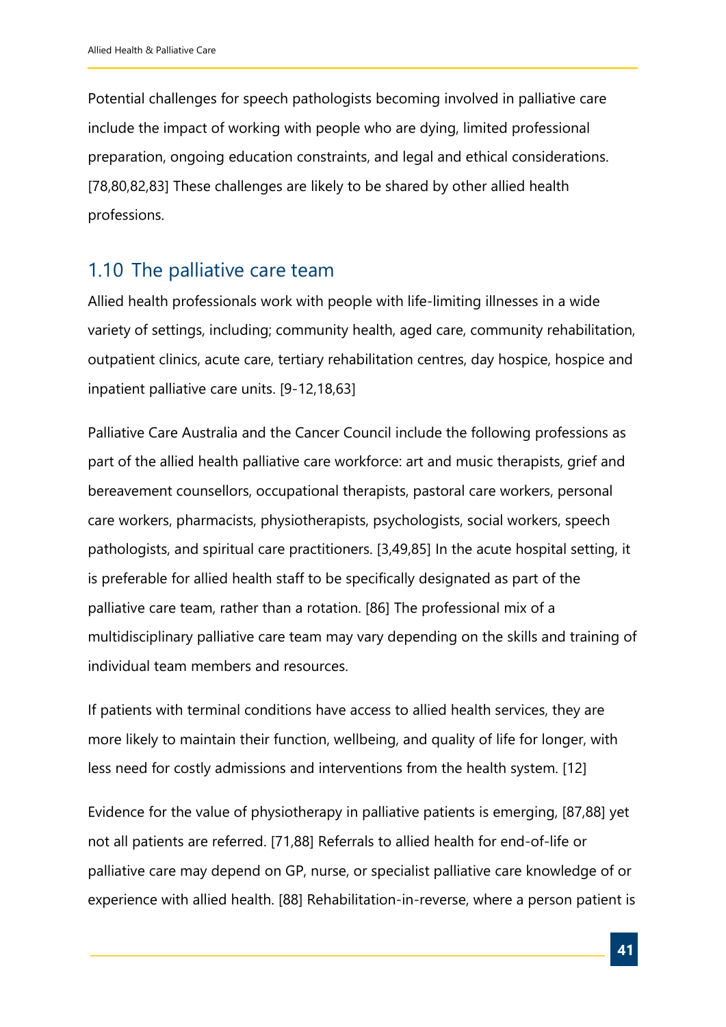Potential challenges for speech pathologists becoming involved in palliative care include the impact of working with people who are dying, limited professional preparation, ongoing education constraints, and legal and ethical considerations. [78,80,82,83] These challenges are likely to be shared by other allied health professions.

## 1.10 The palliative care team

Allied health professionals work with people with life-limiting illnesses in a wide variety of settings, including; community health, aged care, community rehabilitation, outpatient clinics, acute care, tertiary rehabilitation centres, day hospice, hospice and inpatient palliative care units. [9-12,18,63]

Palliative Care Australia and the Cancer Council include the following professions as part of the allied health palliative care workforce: art and music therapists, grief and bereavement counsellors, occupational therapists, pastoral care workers, personal care workers, pharmacists, physiotherapists, psychologists, social workers, speech pathologists, and spiritual care practitioners. [3,49,85] In the acute hospital setting, it is preferable for allied health staff to be specifically designated as part of the palliative care team, rather than a rotation. [86] The professional mix of a multidisciplinary palliative care team may vary depending on the skills and training of individual team members and resources.

If patients with terminal conditions have access to allied health services, they are more likely to maintain their function, wellbeing, and quality of life for longer, with less need for costly admissions and interventions from the health system. [12]

Evidence for the value of physiotherapy in palliative patients is emerging, [87,88] yet not all patients are referred. [71,88] Referrals to allied health for end-of-life or palliative care may depend on GP, nurse, or specialist palliative care knowledge of or experience with allied health. [88] Rehabilitation-in-reverse, where a person patient is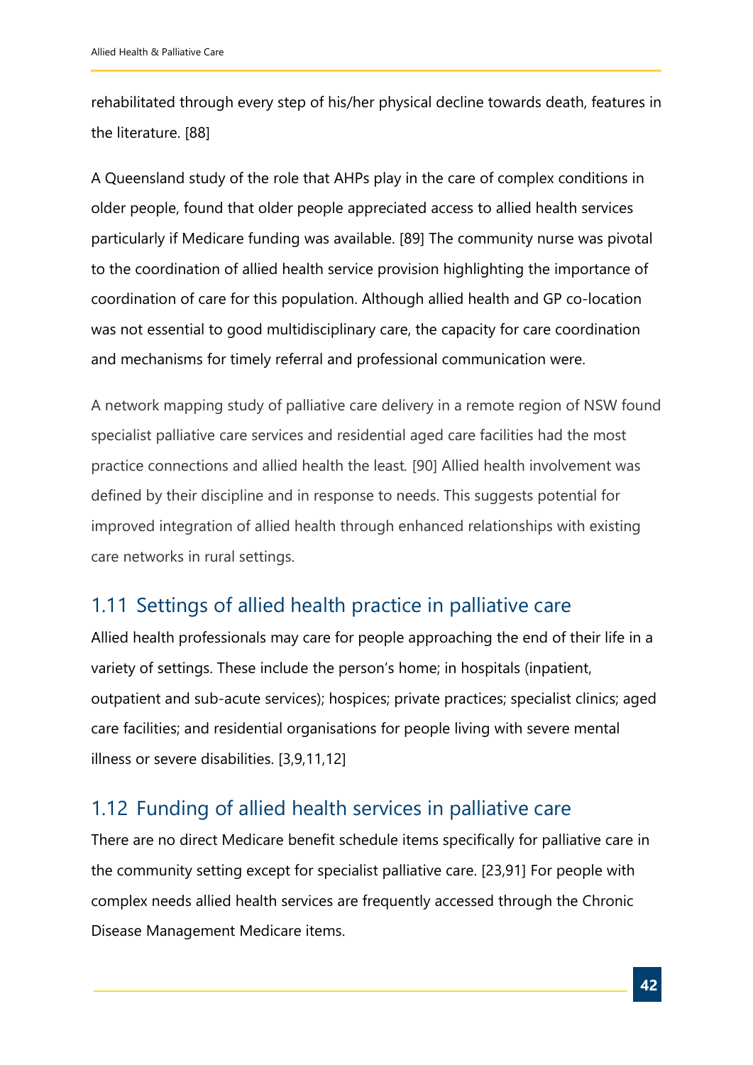rehabilitated through every step of his/her physical decline towards death, features in the literature. [88]

A Queensland study of the role that AHPs play in the care of complex conditions in older people, found that older people appreciated access to allied health services particularly if Medicare funding was available. [89] The community nurse was pivotal to the coordination of allied health service provision highlighting the importance of coordination of care for this population. Although allied health and GP co-location was not essential to good multidisciplinary care, the capacity for care coordination and mechanisms for timely referral and professional communication were.

A network mapping study of palliative care delivery in a remote region of NSW found specialist palliative care services and residential aged care facilities had the most practice connections and allied health the least. [90] Allied health involvement was defined by their discipline and in response to needs. This suggests potential for improved integration of allied health through enhanced relationships with existing care networks in rural settings.

## 1.11 Settings of allied health practice in palliative care

Allied health professionals may care for people approaching the end of their life in a variety of settings. These include the person's home; in hospitals (inpatient, outpatient and sub-acute services); hospices; private practices; specialist clinics; aged care facilities; and residential organisations for people living with severe mental illness or severe disabilities. [3,9,11,12]

## 1.12 Funding of allied health services in palliative care

There are no direct Medicare benefit schedule items specifically for palliative care in the community setting except for specialist palliative care. [23,91] For people with complex needs allied health services are frequently accessed through the Chronic Disease Management Medicare items.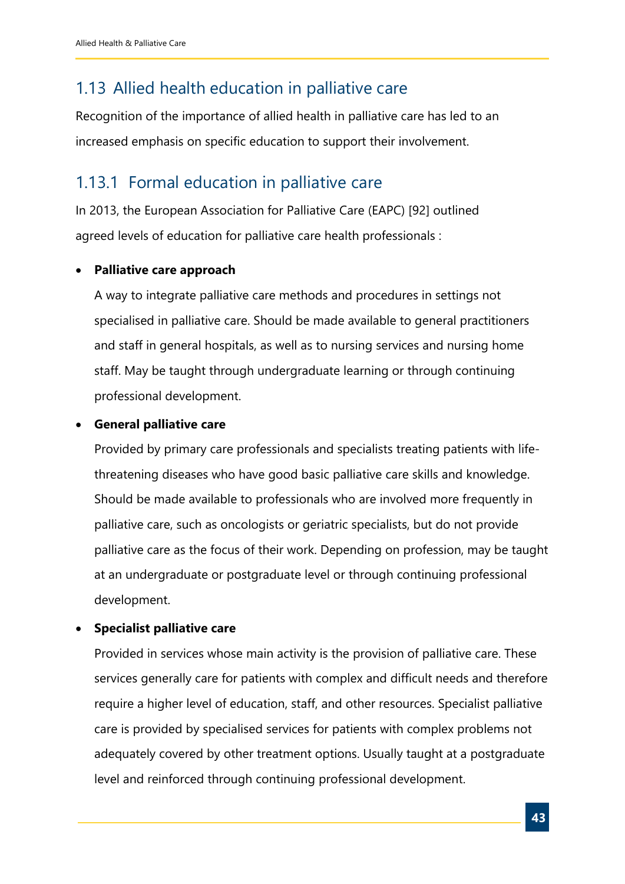## 1.13 Allied health education in palliative care

Recognition of the importance of allied health in palliative care has led to an increased emphasis on specific education to support their involvement.

### 1.13.1 Formal education in palliative care

In 2013, the European Association for Palliative Care (EAPC) [92] outlined agreed levels of education for palliative care health professionals :

- **Palliative care approach**

  A way to integrate palliative care methods and procedures in settings not specialised in palliative care. Should be made available to general practitioners and staff in general hospitals, as well as to nursing services and nursing home staff. May be taught through undergraduate learning or through continuing professional development.

- **General palliative care**

  Provided by primary care professionals and specialists treating patients with life-threatening diseases who have good basic palliative care skills and knowledge. Should be made available to professionals who are involved more frequently in palliative care, such as oncologists or geriatric specialists, but do not provide palliative care as the focus of their work. Depending on profession, may be taught at an undergraduate or postgraduate level or through continuing professional development.

- **Specialist palliative care**

  Provided in services whose main activity is the provision of palliative care. These services generally care for patients with complex and difficult needs and therefore require a higher level of education, staff, and other resources. Specialist palliative care is provided by specialised services for patients with complex problems not adequately covered by other treatment options. Usually taught at a postgraduate level and reinforced through continuing professional development.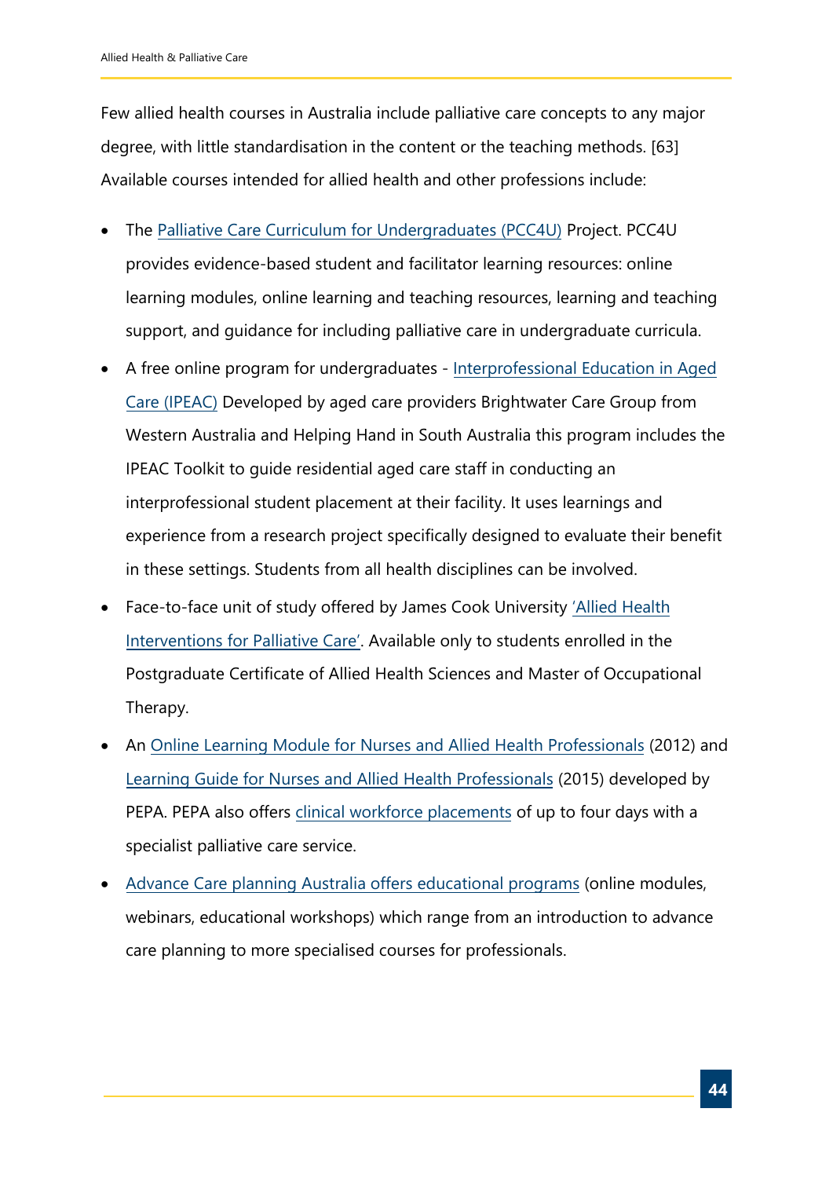Few allied health courses in Australia include palliative care concepts to any major degree, with little standardisation in the content or the teaching methods. [63] Available courses intended for allied health and other professions include:

- The Palliative Care Curriculum for Undergraduates (PCC4U) Project. PCC4U provides evidence-based student and facilitator learning resources: online learning modules, online learning and teaching resources, learning and teaching support, and guidance for including palliative care in undergraduate curricula.
- A free online program for undergraduates - Interprofessional Education in Aged Care (IPEAC) Developed by aged care providers Brightwater Care Group from Western Australia and Helping Hand in South Australia this program includes the IPEAC Toolkit to guide residential aged care staff in conducting an interprofessional student placement at their facility. It uses learnings and experience from a research project specifically designed to evaluate their benefit in these settings. Students from all health disciplines can be involved.
- Face-to-face unit of study offered by James Cook University 'Allied Health Interventions for Palliative Care'. Available only to students enrolled in the Postgraduate Certificate of Allied Health Sciences and Master of Occupational Therapy.
- An Online Learning Module for Nurses and Allied Health Professionals (2012) and Learning Guide for Nurses and Allied Health Professionals (2015) developed by PEPA. PEPA also offers clinical workforce placements of up to four days with a specialist palliative care service.
- Advance Care planning Australia offers educational programs (online modules, webinars, educational workshops) which range from an introduction to advance care planning to more specialised courses for professionals.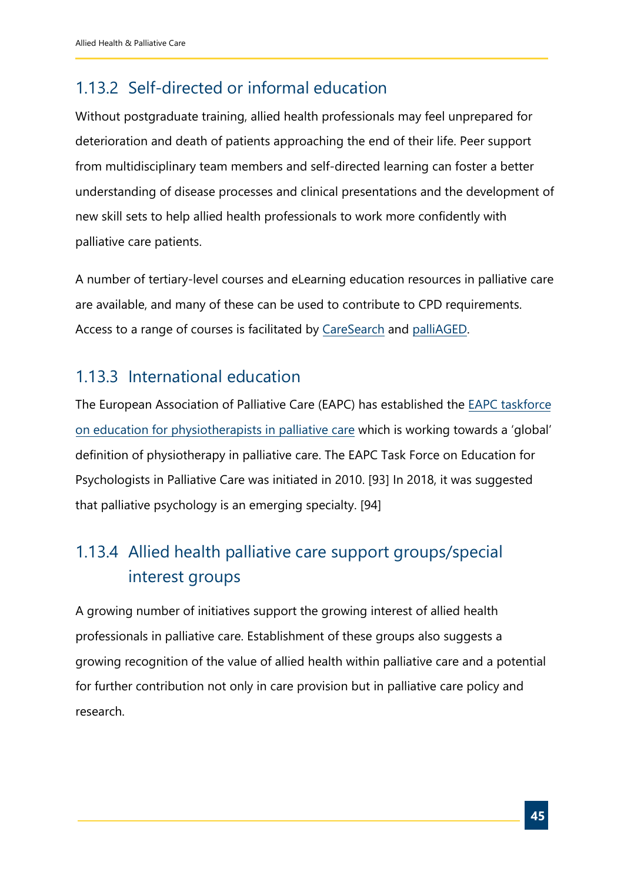### 1.13.2 Self-directed or informal education

Without postgraduate training, allied health professionals may feel unprepared for deterioration and death of patients approaching the end of their life. Peer support from multidisciplinary team members and self-directed learning can foster a better understanding of disease processes and clinical presentations and the development of new skill sets to help allied health professionals to work more confidently with palliative care patients.

A number of tertiary-level courses and eLearning education resources in palliative care are available, and many of these can be used to contribute to CPD requirements. Access to a range of courses is facilitated by CareSearch and palliAGED.

### 1.13.3 International education

The European Association of Palliative Care (EAPC) has established the EAPC taskforce on education for physiotherapists in palliative care which is working towards a 'global' definition of physiotherapy in palliative care. The EAPC Task Force on Education for Psychologists in Palliative Care was initiated in 2010. [93] In 2018, it was suggested that palliative psychology is an emerging specialty. [94]

### 1.13.4 Allied health palliative care support groups/special interest groups

A growing number of initiatives support the growing interest of allied health professionals in palliative care. Establishment of these groups also suggests a growing recognition of the value of allied health within palliative care and a potential for further contribution not only in care provision but in palliative care policy and research.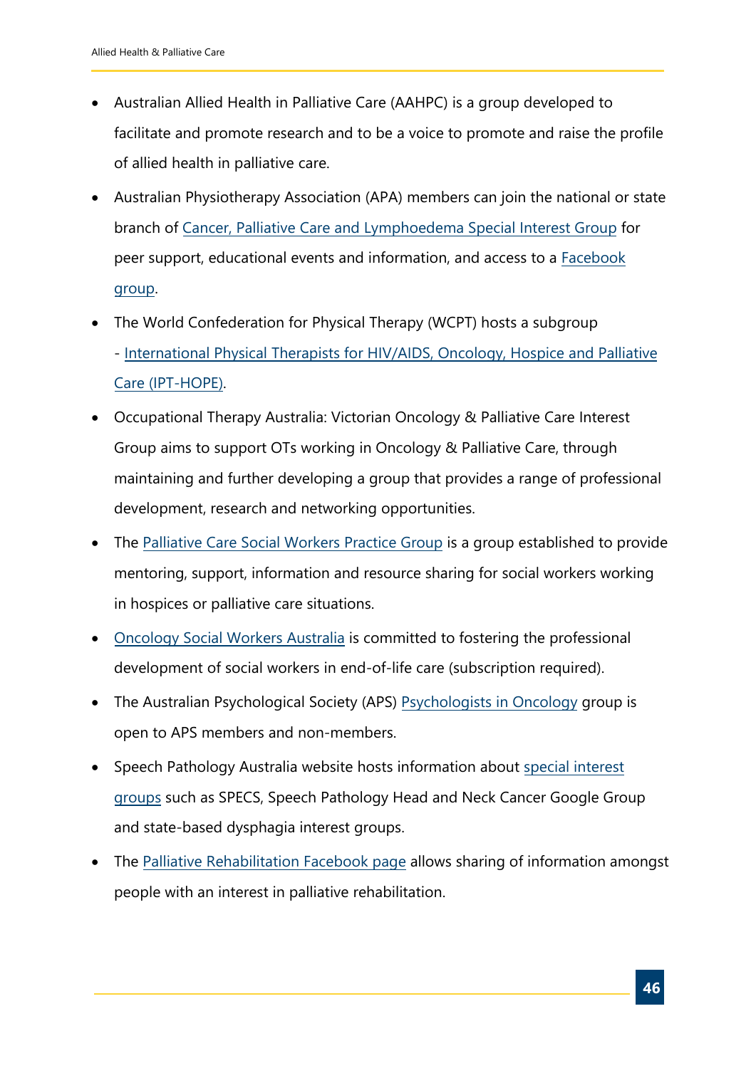- Australian Allied Health in Palliative Care (AAHPC) is a group developed to facilitate and promote research and to be a voice to promote and raise the profile of allied health in palliative care.
- Australian Physiotherapy Association (APA) members can join the national or state branch of Cancer, Palliative Care and Lymphoedema Special Interest Group for peer support, educational events and information, and access to a Facebook group.
- The World Confederation for Physical Therapy (WCPT) hosts a subgroup - International Physical Therapists for HIV/AIDS, Oncology, Hospice and Palliative Care (IPT-HOPE).
- Occupational Therapy Australia: Victorian Oncology & Palliative Care Interest Group aims to support OTs working in Oncology & Palliative Care, through maintaining and further developing a group that provides a range of professional development, research and networking opportunities.
- The Palliative Care Social Workers Practice Group is a group established to provide mentoring, support, information and resource sharing for social workers working in hospices or palliative care situations.
- Oncology Social Workers Australia is committed to fostering the professional development of social workers in end-of-life care (subscription required).
- The Australian Psychological Society (APS) Psychologists in Oncology group is open to APS members and non-members.
- Speech Pathology Australia website hosts information about special interest groups such as SPECS, Speech Pathology Head and Neck Cancer Google Group and state-based dysphagia interest groups.
- The Palliative Rehabilitation Facebook page allows sharing of information amongst people with an interest in palliative rehabilitation.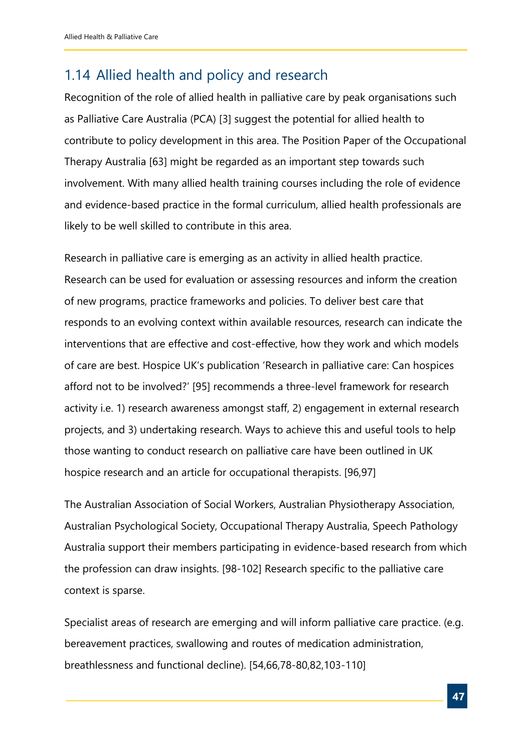## 1.14 Allied health and policy and research

Recognition of the role of allied health in palliative care by peak organisations such as Palliative Care Australia (PCA) [3] suggest the potential for allied health to contribute to policy development in this area. The Position Paper of the Occupational Therapy Australia [63] might be regarded as an important step towards such involvement. With many allied health training courses including the role of evidence and evidence-based practice in the formal curriculum, allied health professionals are likely to be well skilled to contribute in this area.

Research in palliative care is emerging as an activity in allied health practice. Research can be used for evaluation or assessing resources and inform the creation of new programs, practice frameworks and policies. To deliver best care that responds to an evolving context within available resources, research can indicate the interventions that are effective and cost-effective, how they work and which models of care are best. Hospice UK's publication 'Research in palliative care: Can hospices afford not to be involved?' [95] recommends a three-level framework for research activity i.e. 1) research awareness amongst staff, 2) engagement in external research projects, and 3) undertaking research. Ways to achieve this and useful tools to help those wanting to conduct research on palliative care have been outlined in UK hospice research and an article for occupational therapists. [96,97]

The Australian Association of Social Workers, Australian Physiotherapy Association, Australian Psychological Society, Occupational Therapy Australia, Speech Pathology Australia support their members participating in evidence-based research from which the profession can draw insights. [98-102] Research specific to the palliative care context is sparse.

Specialist areas of research are emerging and will inform palliative care practice. (e.g. bereavement practices, swallowing and routes of medication administration, breathlessness and functional decline). [54,66,78-80,82,103-110]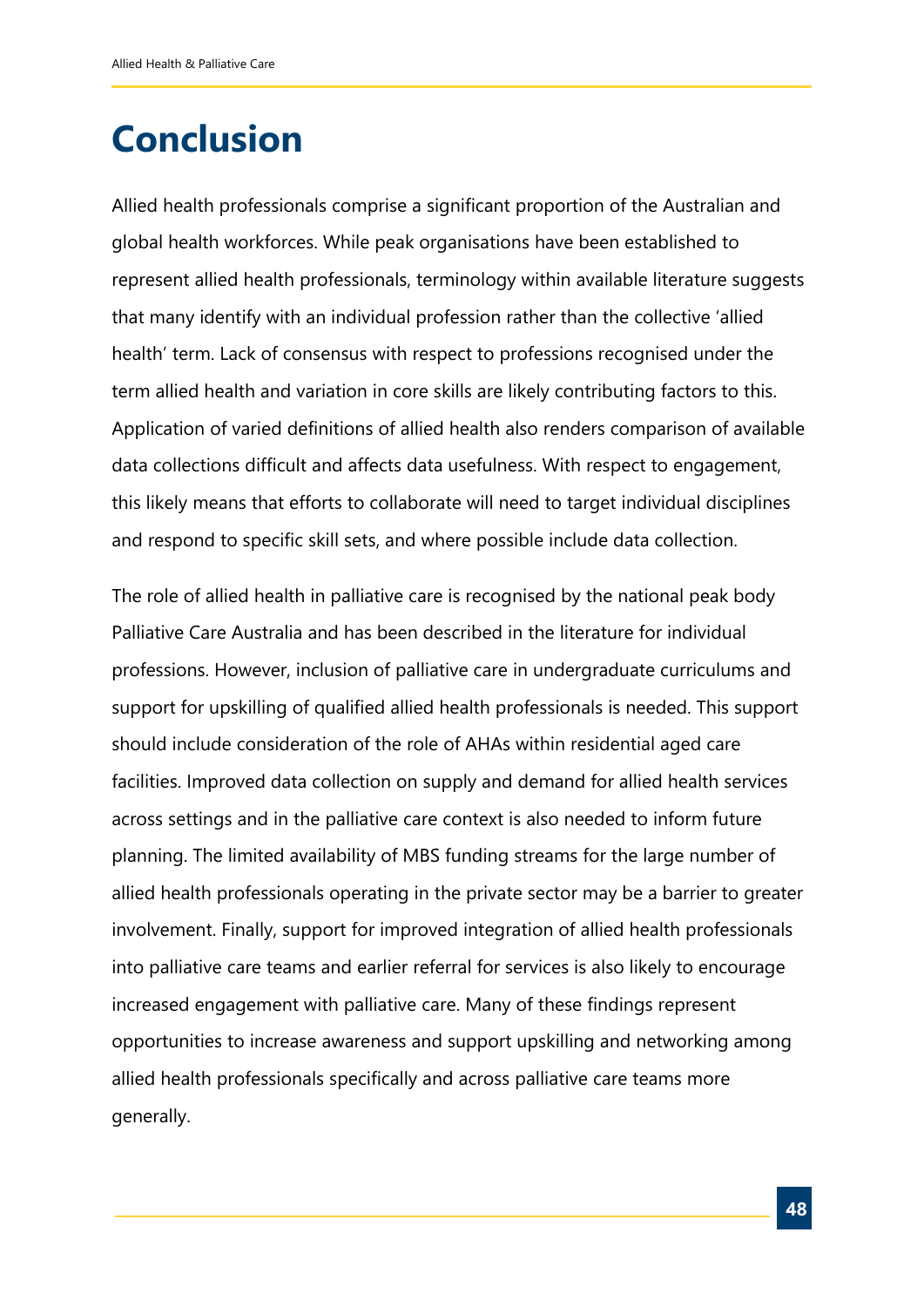# Conclusion

Allied health professionals comprise a significant proportion of the Australian and global health workforces. While peak organisations have been established to represent allied health professionals, terminology within available literature suggests that many identify with an individual profession rather than the collective 'allied health' term. Lack of consensus with respect to professions recognised under the term allied health and variation in core skills are likely contributing factors to this. Application of varied definitions of allied health also renders comparison of available data collections difficult and affects data usefulness. With respect to engagement, this likely means that efforts to collaborate will need to target individual disciplines and respond to specific skill sets, and where possible include data collection.

The role of allied health in palliative care is recognised by the national peak body Palliative Care Australia and has been described in the literature for individual professions. However, inclusion of palliative care in undergraduate curriculums and support for upskilling of qualified allied health professionals is needed. This support should include consideration of the role of AHAs within residential aged care facilities. Improved data collection on supply and demand for allied health services across settings and in the palliative care context is also needed to inform future planning. The limited availability of MBS funding streams for the large number of allied health professionals operating in the private sector may be a barrier to greater involvement. Finally, support for improved integration of allied health professionals into palliative care teams and earlier referral for services is also likely to encourage increased engagement with palliative care. Many of these findings represent opportunities to increase awareness and support upskilling and networking among allied health professionals specifically and across palliative care teams more generally.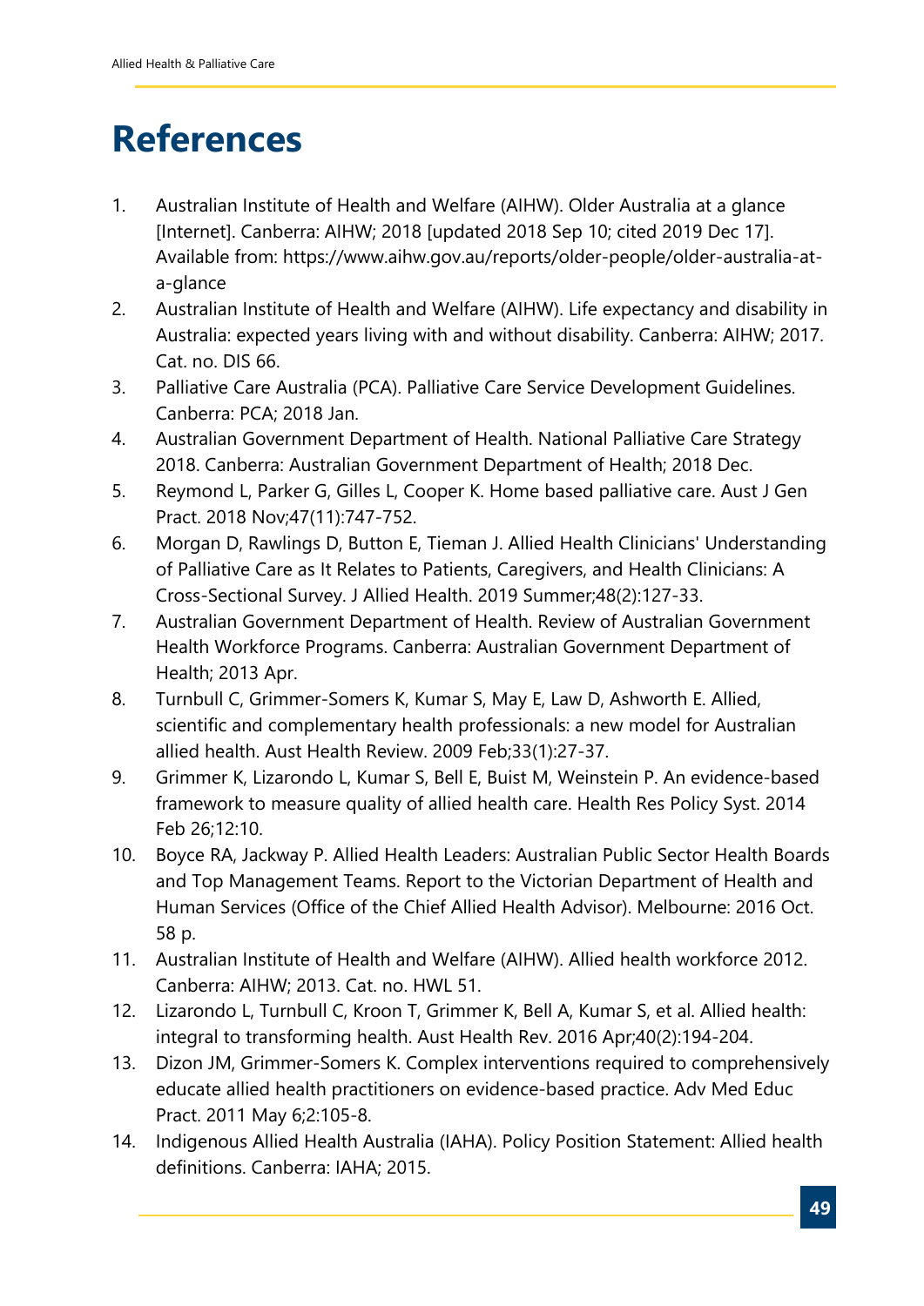# References

1. Australian Institute of Health and Welfare (AIHW). Older Australia at a glance [Internet]. Canberra: AIHW; 2018 [updated 2018 Sep 10; cited 2019 Dec 17]. Available from: https://www.aihw.gov.au/reports/older-people/older-australia-at-a-glance
2. Australian Institute of Health and Welfare (AIHW). Life expectancy and disability in Australia: expected years living with and without disability. Canberra: AIHW; 2017. Cat. no. DIS 66.
3. Palliative Care Australia (PCA). Palliative Care Service Development Guidelines. Canberra: PCA; 2018 Jan.
4. Australian Government Department of Health. National Palliative Care Strategy 2018. Canberra: Australian Government Department of Health; 2018 Dec.
5. Reymond L, Parker G, Gilles L, Cooper K. Home based palliative care. Aust J Gen Pract. 2018 Nov;47(11):747-752.
6. Morgan D, Rawlings D, Button E, Tieman J. Allied Health Clinicians' Understanding of Palliative Care as It Relates to Patients, Caregivers, and Health Clinicians: A Cross-Sectional Survey. J Allied Health. 2019 Summer;48(2):127-33.
7. Australian Government Department of Health. Review of Australian Government Health Workforce Programs. Canberra: Australian Government Department of Health; 2013 Apr.
8. Turnbull C, Grimmer-Somers K, Kumar S, May E, Law D, Ashworth E. Allied, scientific and complementary health professionals: a new model for Australian allied health. Aust Health Review. 2009 Feb;33(1):27-37.
9. Grimmer K, Lizarondo L, Kumar S, Bell E, Buist M, Weinstein P. An evidence-based framework to measure quality of allied health care. Health Res Policy Syst. 2014 Feb 26;12:10.
10. Boyce RA, Jackway P. Allied Health Leaders: Australian Public Sector Health Boards and Top Management Teams. Report to the Victorian Department of Health and Human Services (Office of the Chief Allied Health Advisor). Melbourne: 2016 Oct. 58 p.
11. Australian Institute of Health and Welfare (AIHW). Allied health workforce 2012. Canberra: AIHW; 2013. Cat. no. HWL 51.
12. Lizarondo L, Turnbull C, Kroon T, Grimmer K, Bell A, Kumar S, et al. Allied health: integral to transforming health. Aust Health Rev. 2016 Apr;40(2):194-204.
13. Dizon JM, Grimmer-Somers K. Complex interventions required to comprehensively educate allied health practitioners on evidence-based practice. Adv Med Educ Pract. 2011 May 6;2:105-8.
14. Indigenous Allied Health Australia (IAHA). Policy Position Statement: Allied health definitions. Canberra: IAHA; 2015.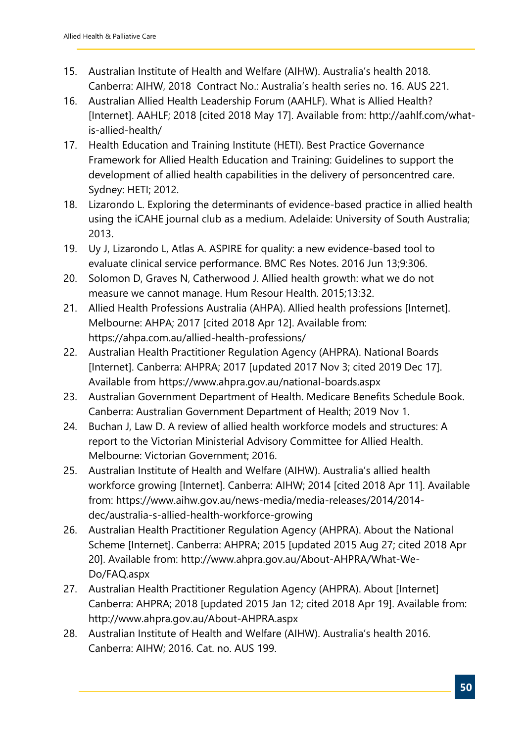15. Australian Institute of Health and Welfare (AIHW). Australia's health 2018. Canberra: AIHW, 2018 Contract No.: Australia's health series no. 16. AUS 221.
16. Australian Allied Health Leadership Forum (AAHLF). What is Allied Health? [Internet]. AAHLF; 2018 [cited 2018 May 17]. Available from: http://aahlf.com/what-is-allied-health/
17. Health Education and Training Institute (HETI). Best Practice Governance Framework for Allied Health Education and Training: Guidelines to support the development of allied health capabilities in the delivery of personcentred care. Sydney: HETI; 2012.
18. Lizarondo L. Exploring the determinants of evidence-based practice in allied health using the iCAHE journal club as a medium. Adelaide: University of South Australia; 2013.
19. Uy J, Lizarondo L, Atlas A. ASPIRE for quality: a new evidence-based tool to evaluate clinical service performance. BMC Res Notes. 2016 Jun 13;9:306.
20. Solomon D, Graves N, Catherwood J. Allied health growth: what we do not measure we cannot manage. Hum Resour Health. 2015;13:32.
21. Allied Health Professions Australia (AHPA). Allied health professions [Internet]. Melbourne: AHPA; 2017 [cited 2018 Apr 12]. Available from: https://ahpa.com.au/allied-health-professions/
22. Australian Health Practitioner Regulation Agency (AHPRA). National Boards [Internet]. Canberra: AHPRA; 2017 [updated 2017 Nov 3; cited 2019 Dec 17]. Available from https://www.ahpra.gov.au/national-boards.aspx
23. Australian Government Department of Health. Medicare Benefits Schedule Book. Canberra: Australian Government Department of Health; 2019 Nov 1.
24. Buchan J, Law D. A review of allied health workforce models and structures: A report to the Victorian Ministerial Advisory Committee for Allied Health. Melbourne: Victorian Government; 2016.
25. Australian Institute of Health and Welfare (AIHW). Australia's allied health workforce growing [Internet]. Canberra: AIHW; 2014 [cited 2018 Apr 11]. Available from: https://www.aihw.gov.au/news-media/media-releases/2014/2014-dec/australia-s-allied-health-workforce-growing
26. Australian Health Practitioner Regulation Agency (AHPRA). About the National Scheme [Internet]. Canberra: AHPRA; 2015 [updated 2015 Aug 27; cited 2018 Apr 20]. Available from: http://www.ahpra.gov.au/About-AHPRA/What-We-Do/FAQ.aspx
27. Australian Health Practitioner Regulation Agency (AHPRA). About [Internet] Canberra: AHPRA; 2018 [updated 2015 Jan 12; cited 2018 Apr 19]. Available from: http://www.ahpra.gov.au/About-AHPRA.aspx
28. Australian Institute of Health and Welfare (AIHW). Australia's health 2016. Canberra: AIHW; 2016. Cat. no. AUS 199.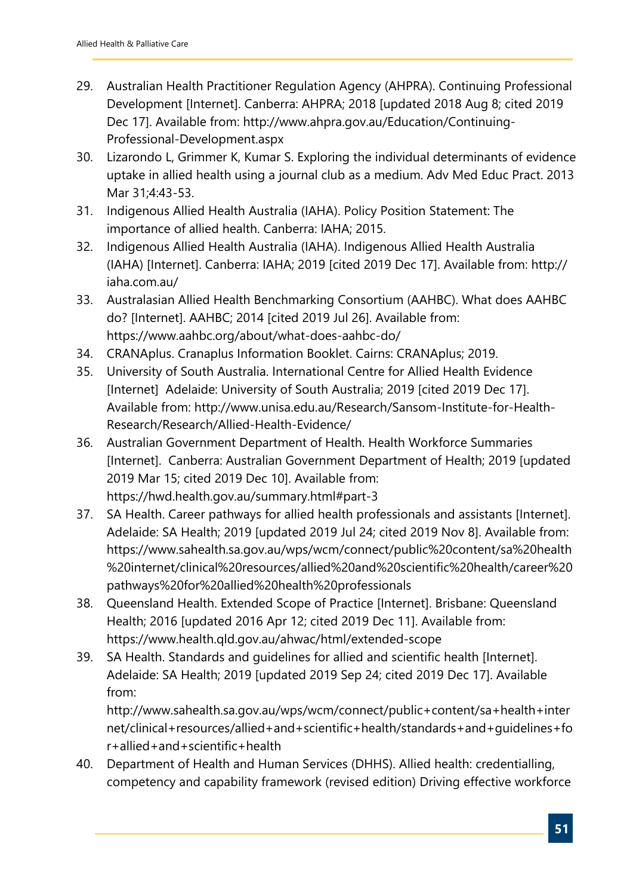29. Australian Health Practitioner Regulation Agency (AHPRA). Continuing Professional Development [Internet]. Canberra: AHPRA; 2018 [updated 2018 Aug 8; cited 2019 Dec 17]. Available from: http://www.ahpra.gov.au/Education/Continuing-Professional-Development.aspx
30. Lizarondo L, Grimmer K, Kumar S. Exploring the individual determinants of evidence uptake in allied health using a journal club as a medium. Adv Med Educ Pract. 2013 Mar 31;4:43-53.
31. Indigenous Allied Health Australia (IAHA). Policy Position Statement: The importance of allied health. Canberra: IAHA; 2015.
32. Indigenous Allied Health Australia (IAHA). Indigenous Allied Health Australia (IAHA) [Internet]. Canberra: IAHA; 2019 [cited 2019 Dec 17]. Available from: http://iaha.com.au/
33. Australasian Allied Health Benchmarking Consortium (AAHBC). What does AAHBC do? [Internet]. AAHBC; 2014 [cited 2019 Jul 26]. Available from: https://www.aahbc.org/about/what-does-aahbc-do/
34. CRANAplus. Cranaplus Information Booklet. Cairns: CRANAplus; 2019.
35. University of South Australia. International Centre for Allied Health Evidence [Internet] Adelaide: University of South Australia; 2019 [cited 2019 Dec 17]. Available from: http://www.unisa.edu.au/Research/Sansom-Institute-for-Health-Research/Research/Allied-Health-Evidence/
36. Australian Government Department of Health. Health Workforce Summaries [Internet]. Canberra: Australian Government Department of Health; 2019 [updated 2019 Mar 15; cited 2019 Dec 10]. Available from: https://hwd.health.gov.au/summary.html#part-3
37. SA Health. Career pathways for allied health professionals and assistants [Internet]. Adelaide: SA Health; 2019 [updated 2019 Jul 24; cited 2019 Nov 8]. Available from: https://www.sahealth.sa.gov.au/wps/wcm/connect/public%20content/sa%20health%20internet/clinical%20resources/allied%20and%20scientific%20health/career%20pathways%20for%20allied%20health%20professionals
38. Queensland Health. Extended Scope of Practice [Internet]. Brisbane: Queensland Health; 2016 [updated 2016 Apr 12; cited 2019 Dec 11]. Available from: https://www.health.qld.gov.au/ahwac/html/extended-scope
39. SA Health. Standards and guidelines for allied and scientific health [Internet]. Adelaide: SA Health; 2019 [updated 2019 Sep 24; cited 2019 Dec 17]. Available from: http://www.sahealth.sa.gov.au/wps/wcm/connect/public+content/sa+health+internet/clinical+resources/allied+and+scientific+health/standards+and+guidelines+for+allied+and+scientific+health
40. Department of Health and Human Services (DHHS). Allied health: credentialling, competency and capability framework (revised edition) Driving effective workforce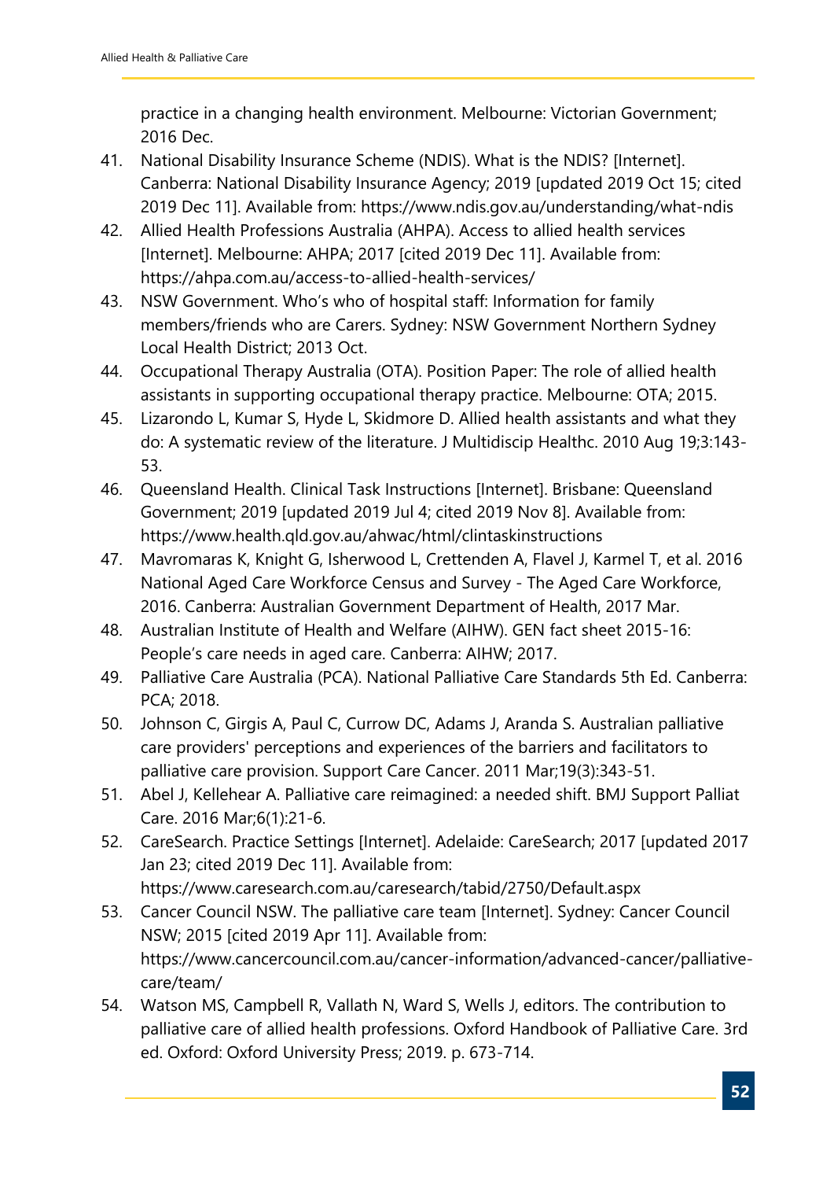practice in a changing health environment. Melbourne: Victorian Government; 2016 Dec.

41. National Disability Insurance Scheme (NDIS). What is the NDIS? [Internet]. Canberra: National Disability Insurance Agency; 2019 [updated 2019 Oct 15; cited 2019 Dec 11]. Available from: https://www.ndis.gov.au/understanding/what-ndis
42. Allied Health Professions Australia (AHPA). Access to allied health services [Internet]. Melbourne: AHPA; 2017 [cited 2019 Dec 11]. Available from: https://ahpa.com.au/access-to-allied-health-services/
43. NSW Government. Who's who of hospital staff: Information for family members/friends who are Carers. Sydney: NSW Government Northern Sydney Local Health District; 2013 Oct.
44. Occupational Therapy Australia (OTA). Position Paper: The role of allied health assistants in supporting occupational therapy practice. Melbourne: OTA; 2015.
45. Lizarondo L, Kumar S, Hyde L, Skidmore D. Allied health assistants and what they do: A systematic review of the literature. J Multidiscip Healthc. 2010 Aug 19;3:143-53.
46. Queensland Health. Clinical Task Instructions [Internet]. Brisbane: Queensland Government; 2019 [updated 2019 Jul 4; cited 2019 Nov 8]. Available from: https://www.health.qld.gov.au/ahwac/html/clintaskinstructions
47. Mavromaras K, Knight G, Isherwood L, Crettenden A, Flavel J, Karmel T, et al. 2016 National Aged Care Workforce Census and Survey - The Aged Care Workforce, 2016. Canberra: Australian Government Department of Health, 2017 Mar.
48. Australian Institute of Health and Welfare (AIHW). GEN fact sheet 2015-16: People's care needs in aged care. Canberra: AIHW; 2017.
49. Palliative Care Australia (PCA). National Palliative Care Standards 5th Ed. Canberra: PCA; 2018.
50. Johnson C, Girgis A, Paul C, Currow DC, Adams J, Aranda S. Australian palliative care providers' perceptions and experiences of the barriers and facilitators to palliative care provision. Support Care Cancer. 2011 Mar;19(3):343-51.
51. Abel J, Kellehear A. Palliative care reimagined: a needed shift. BMJ Support Palliat Care. 2016 Mar;6(1):21-6.
52. CareSearch. Practice Settings [Internet]. Adelaide: CareSearch; 2017 [updated 2017 Jan 23; cited 2019 Dec 11]. Available from: https://www.caresearch.com.au/caresearch/tabid/2750/Default.aspx
53. Cancer Council NSW. The palliative care team [Internet]. Sydney: Cancer Council NSW; 2015 [cited 2019 Apr 11]. Available from: https://www.cancercouncil.com.au/cancer-information/advanced-cancer/palliative-care/team/
54. Watson MS, Campbell R, Vallath N, Ward S, Wells J, editors. The contribution to palliative care of allied health professions. Oxford Handbook of Palliative Care. 3rd ed. Oxford: Oxford University Press; 2019. p. 673-714.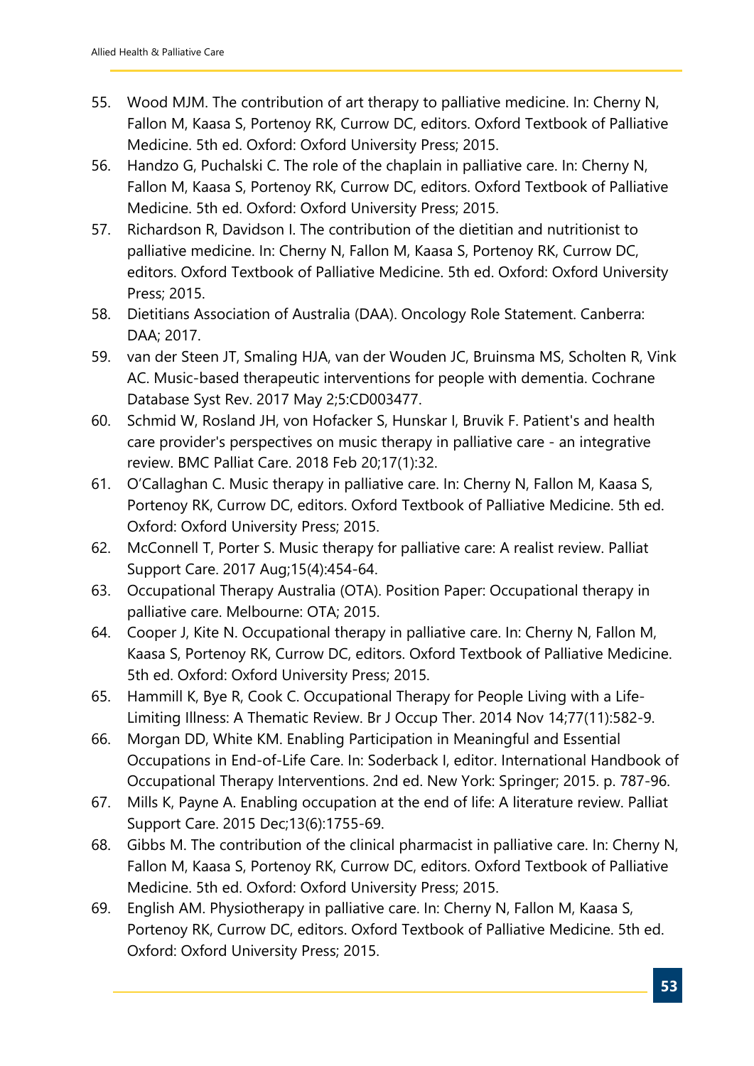55. Wood MJM. The contribution of art therapy to palliative medicine. In: Cherny N, Fallon M, Kaasa S, Portenoy RK, Currow DC, editors. Oxford Textbook of Palliative Medicine. 5th ed. Oxford: Oxford University Press; 2015.
56. Handzo G, Puchalski C. The role of the chaplain in palliative care. In: Cherny N, Fallon M, Kaasa S, Portenoy RK, Currow DC, editors. Oxford Textbook of Palliative Medicine. 5th ed. Oxford: Oxford University Press; 2015.
57. Richardson R, Davidson I. The contribution of the dietitian and nutritionist to palliative medicine. In: Cherny N, Fallon M, Kaasa S, Portenoy RK, Currow DC, editors. Oxford Textbook of Palliative Medicine. 5th ed. Oxford: Oxford University Press; 2015.
58. Dietitians Association of Australia (DAA). Oncology Role Statement. Canberra: DAA; 2017.
59. van der Steen JT, Smaling HJA, van der Wouden JC, Bruinsma MS, Scholten R, Vink AC. Music-based therapeutic interventions for people with dementia. Cochrane Database Syst Rev. 2017 May 2;5:CD003477.
60. Schmid W, Rosland JH, von Hofacker S, Hunskar I, Bruvik F. Patient's and health care provider's perspectives on music therapy in palliative care - an integrative review. BMC Palliat Care. 2018 Feb 20;17(1):32.
61. O'Callaghan C. Music therapy in palliative care. In: Cherny N, Fallon M, Kaasa S, Portenoy RK, Currow DC, editors. Oxford Textbook of Palliative Medicine. 5th ed. Oxford: Oxford University Press; 2015.
62. McConnell T, Porter S. Music therapy for palliative care: A realist review. Palliat Support Care. 2017 Aug;15(4):454-64.
63. Occupational Therapy Australia (OTA). Position Paper: Occupational therapy in palliative care. Melbourne: OTA; 2015.
64. Cooper J, Kite N. Occupational therapy in palliative care. In: Cherny N, Fallon M, Kaasa S, Portenoy RK, Currow DC, editors. Oxford Textbook of Palliative Medicine. 5th ed. Oxford: Oxford University Press; 2015.
65. Hammill K, Bye R, Cook C. Occupational Therapy for People Living with a Life-Limiting Illness: A Thematic Review. Br J Occup Ther. 2014 Nov 14;77(11):582-9.
66. Morgan DD, White KM. Enabling Participation in Meaningful and Essential Occupations in End-of-Life Care. In: Soderback I, editor. International Handbook of Occupational Therapy Interventions. 2nd ed. New York: Springer; 2015. p. 787-96.
67. Mills K, Payne A. Enabling occupation at the end of life: A literature review. Palliat Support Care. 2015 Dec;13(6):1755-69.
68. Gibbs M. The contribution of the clinical pharmacist in palliative care. In: Cherny N, Fallon M, Kaasa S, Portenoy RK, Currow DC, editors. Oxford Textbook of Palliative Medicine. 5th ed. Oxford: Oxford University Press; 2015.
69. English AM. Physiotherapy in palliative care. In: Cherny N, Fallon M, Kaasa S, Portenoy RK, Currow DC, editors. Oxford Textbook of Palliative Medicine. 5th ed. Oxford: Oxford University Press; 2015.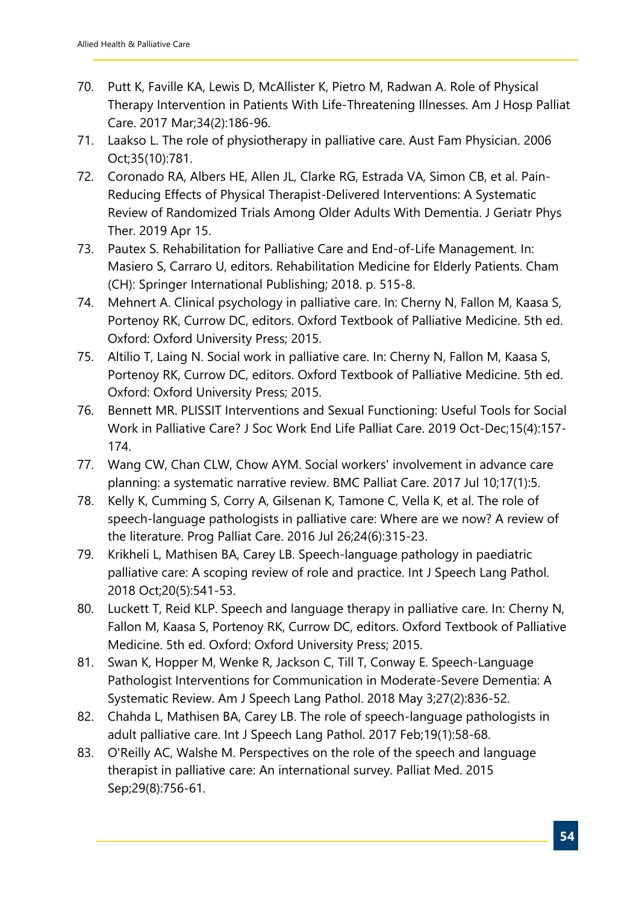70. Putt K, Faville KA, Lewis D, McAllister K, Pietro M, Radwan A. Role of Physical Therapy Intervention in Patients With Life-Threatening Illnesses. Am J Hosp Palliat Care. 2017 Mar;34(2):186-96.
71. Laakso L. The role of physiotherapy in palliative care. Aust Fam Physician. 2006 Oct;35(10):781.
72. Coronado RA, Albers HE, Allen JL, Clarke RG, Estrada VA, Simon CB, et al. Pain-Reducing Effects of Physical Therapist-Delivered Interventions: A Systematic Review of Randomized Trials Among Older Adults With Dementia. J Geriatr Phys Ther. 2019 Apr 15.
73. Pautex S. Rehabilitation for Palliative Care and End-of-Life Management. In: Masiero S, Carraro U, editors. Rehabilitation Medicine for Elderly Patients. Cham (CH): Springer International Publishing; 2018. p. 515-8.
74. Mehnert A. Clinical psychology in palliative care. In: Cherny N, Fallon M, Kaasa S, Portenoy RK, Currow DC, editors. Oxford Textbook of Palliative Medicine. 5th ed. Oxford: Oxford University Press; 2015.
75. Altilio T, Laing N. Social work in palliative care. In: Cherny N, Fallon M, Kaasa S, Portenoy RK, Currow DC, editors. Oxford Textbook of Palliative Medicine. 5th ed. Oxford: Oxford University Press; 2015.
76. Bennett MR. PLISSIT Interventions and Sexual Functioning: Useful Tools for Social Work in Palliative Care? J Soc Work End Life Palliat Care. 2019 Oct-Dec;15(4):157-174.
77. Wang CW, Chan CLW, Chow AYM. Social workers' involvement in advance care planning: a systematic narrative review. BMC Palliat Care. 2017 Jul 10;17(1):5.
78. Kelly K, Cumming S, Corry A, Gilsenan K, Tamone C, Vella K, et al. The role of speech-language pathologists in palliative care: Where are we now? A review of the literature. Prog Palliat Care. 2016 Jul 26;24(6):315-23.
79. Krikheli L, Mathisen BA, Carey LB. Speech-language pathology in paediatric palliative care: A scoping review of role and practice. Int J Speech Lang Pathol. 2018 Oct;20(5):541-53.
80. Luckett T, Reid KLP. Speech and language therapy in palliative care. In: Cherny N, Fallon M, Kaasa S, Portenoy RK, Currow DC, editors. Oxford Textbook of Palliative Medicine. 5th ed. Oxford: Oxford University Press; 2015.
81. Swan K, Hopper M, Wenke R, Jackson C, Till T, Conway E. Speech-Language Pathologist Interventions for Communication in Moderate-Severe Dementia: A Systematic Review. Am J Speech Lang Pathol. 2018 May 3;27(2):836-52.
82. Chahda L, Mathisen BA, Carey LB. The role of speech-language pathologists in adult palliative care. Int J Speech Lang Pathol. 2017 Feb;19(1):58-68.
83. O'Reilly AC, Walshe M. Perspectives on the role of the speech and language therapist in palliative care: An international survey. Palliat Med. 2015 Sep;29(8):756-61.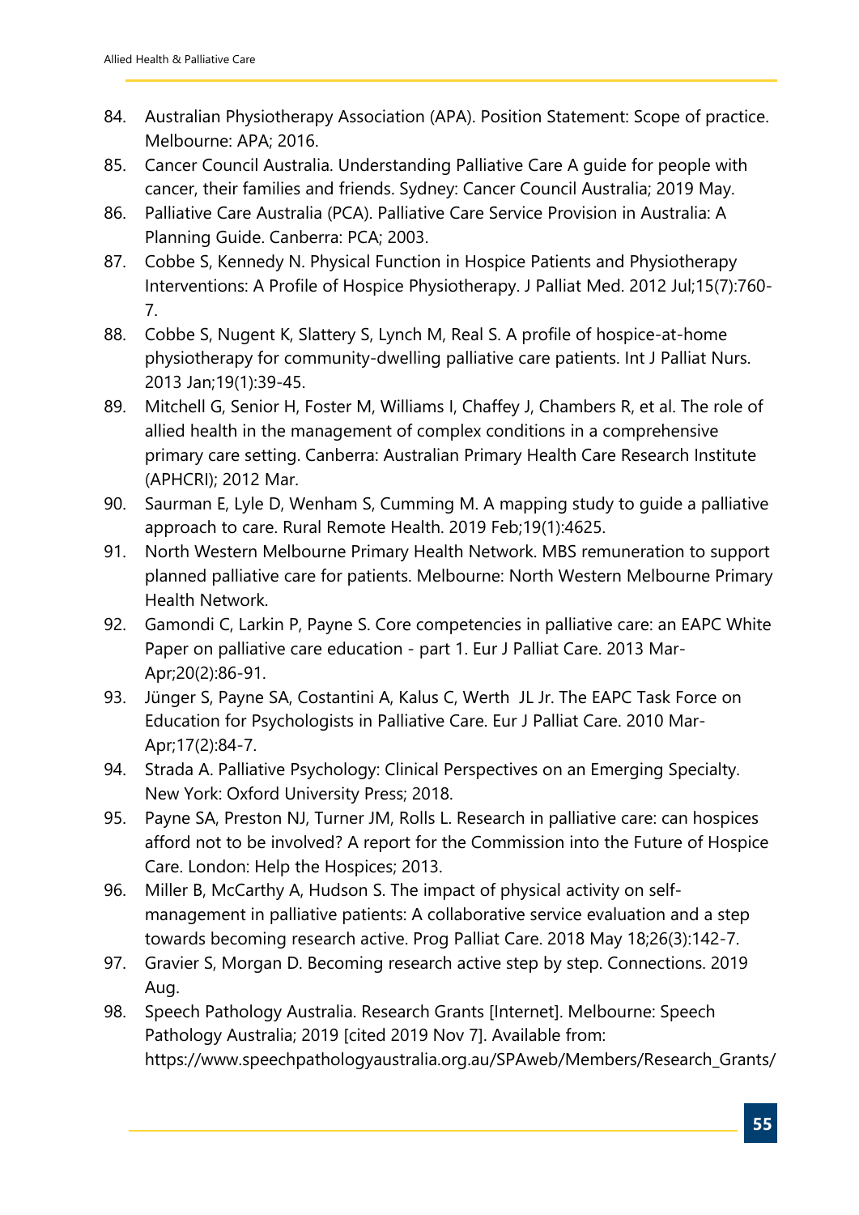84. Australian Physiotherapy Association (APA). Position Statement: Scope of practice. Melbourne: APA; 2016.
85. Cancer Council Australia. Understanding Palliative Care A guide for people with cancer, their families and friends. Sydney: Cancer Council Australia; 2019 May.
86. Palliative Care Australia (PCA). Palliative Care Service Provision in Australia: A Planning Guide. Canberra: PCA; 2003.
87. Cobbe S, Kennedy N. Physical Function in Hospice Patients and Physiotherapy Interventions: A Profile of Hospice Physiotherapy. J Palliat Med. 2012 Jul;15(7):760-7.
88. Cobbe S, Nugent K, Slattery S, Lynch M, Real S. A profile of hospice-at-home physiotherapy for community-dwelling palliative care patients. Int J Palliat Nurs. 2013 Jan;19(1):39-45.
89. Mitchell G, Senior H, Foster M, Williams I, Chaffey J, Chambers R, et al. The role of allied health in the management of complex conditions in a comprehensive primary care setting. Canberra: Australian Primary Health Care Research Institute (APHCRI); 2012 Mar.
90. Saurman E, Lyle D, Wenham S, Cumming M. A mapping study to guide a palliative approach to care. Rural Remote Health. 2019 Feb;19(1):4625.
91. North Western Melbourne Primary Health Network. MBS remuneration to support planned palliative care for patients. Melbourne: North Western Melbourne Primary Health Network.
92. Gamondi C, Larkin P, Payne S. Core competencies in palliative care: an EAPC White Paper on palliative care education - part 1. Eur J Palliat Care. 2013 Mar-Apr;20(2):86-91.
93. Jünger S, Payne SA, Costantini A, Kalus C, Werth JL Jr. The EAPC Task Force on Education for Psychologists in Palliative Care. Eur J Palliat Care. 2010 Mar-Apr;17(2):84-7.
94. Strada A. Palliative Psychology: Clinical Perspectives on an Emerging Specialty. New York: Oxford University Press; 2018.
95. Payne SA, Preston NJ, Turner JM, Rolls L. Research in palliative care: can hospices afford not to be involved? A report for the Commission into the Future of Hospice Care. London: Help the Hospices; 2013.
96. Miller B, McCarthy A, Hudson S. The impact of physical activity on self-management in palliative patients: A collaborative service evaluation and a step towards becoming research active. Prog Palliat Care. 2018 May 18;26(3):142-7.
97. Gravier S, Morgan D. Becoming research active step by step. Connections. 2019 Aug.
98. Speech Pathology Australia. Research Grants [Internet]. Melbourne: Speech Pathology Australia; 2019 [cited 2019 Nov 7]. Available from: https://www.speechpathologyaustralia.org.au/SPAweb/Members/Research_Grants/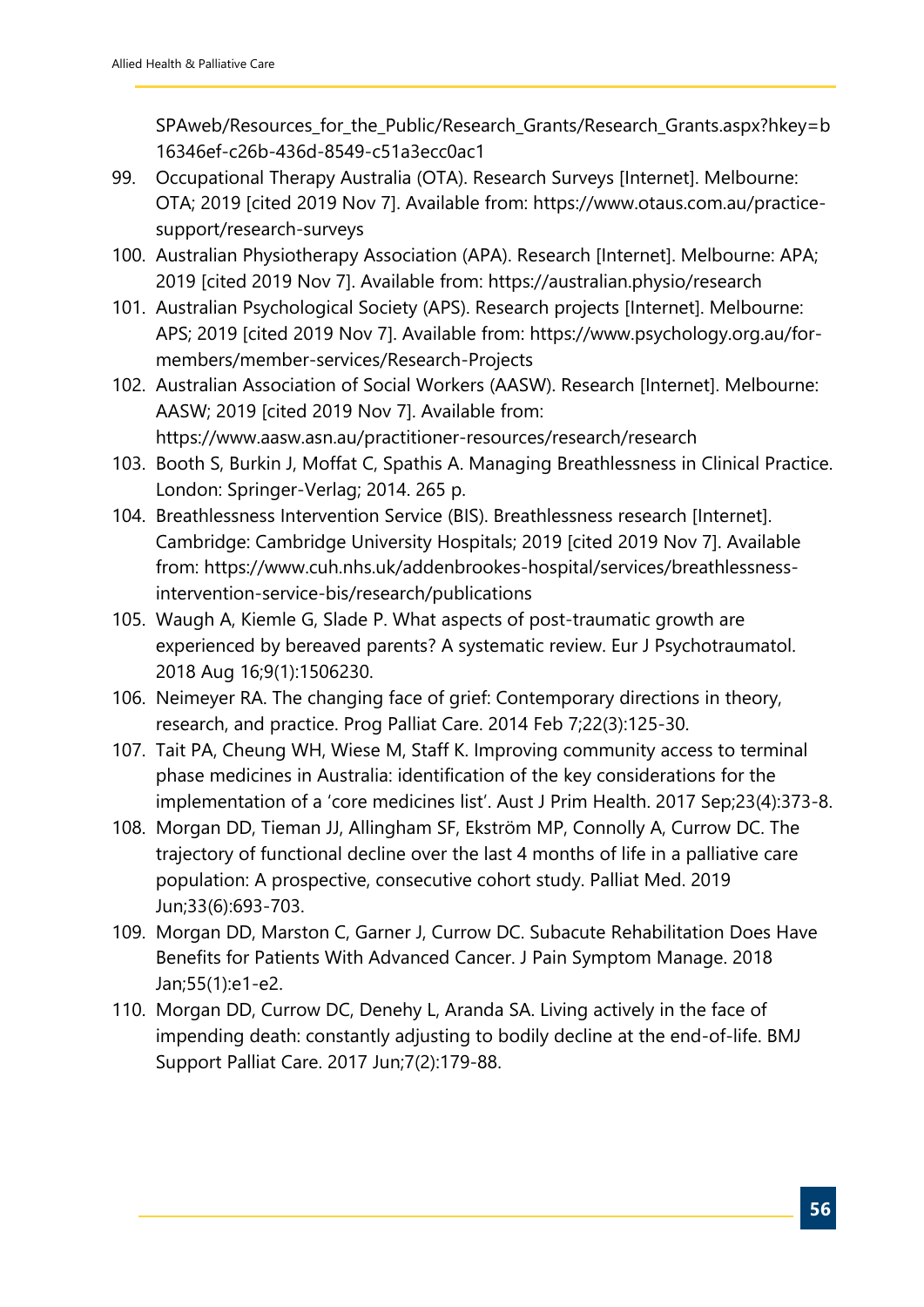SPAweb/Resources_for_the_Public/Research_Grants/Research_Grants.aspx?hkey=b16346ef-c26b-436d-8549-c51a3ecc0ac1

99. Occupational Therapy Australia (OTA). Research Surveys [Internet]. Melbourne: OTA; 2019 [cited 2019 Nov 7]. Available from: https://www.otaus.com.au/practice-support/research-surveys
100. Australian Physiotherapy Association (APA). Research [Internet]. Melbourne: APA; 2019 [cited 2019 Nov 7]. Available from: https://australian.physio/research
101. Australian Psychological Society (APS). Research projects [Internet]. Melbourne: APS; 2019 [cited 2019 Nov 7]. Available from: https://www.psychology.org.au/for-members/member-services/Research-Projects
102. Australian Association of Social Workers (AASW). Research [Internet]. Melbourne: AASW; 2019 [cited 2019 Nov 7]. Available from: https://www.aasw.asn.au/practitioner-resources/research/research
103. Booth S, Burkin J, Moffat C, Spathis A. Managing Breathlessness in Clinical Practice. London: Springer-Verlag; 2014. 265 p.
104. Breathlessness Intervention Service (BIS). Breathlessness research [Internet]. Cambridge: Cambridge University Hospitals; 2019 [cited 2019 Nov 7]. Available from: https://www.cuh.nhs.uk/addenbrookes-hospital/services/breathlessness-intervention-service-bis/research/publications
105. Waugh A, Kiemle G, Slade P. What aspects of post-traumatic growth are experienced by bereaved parents? A systematic review. Eur J Psychotraumatol. 2018 Aug 16;9(1):1506230.
106. Neimeyer RA. The changing face of grief: Contemporary directions in theory, research, and practice. Prog Palliat Care. 2014 Feb 7;22(3):125-30.
107. Tait PA, Cheung WH, Wiese M, Staff K. Improving community access to terminal phase medicines in Australia: identification of the key considerations for the implementation of a 'core medicines list'. Aust J Prim Health. 2017 Sep;23(4):373-8.
108. Morgan DD, Tieman JJ, Allingham SF, Ekström MP, Connolly A, Currow DC. The trajectory of functional decline over the last 4 months of life in a palliative care population: A prospective, consecutive cohort study. Palliat Med. 2019 Jun;33(6):693-703.
109. Morgan DD, Marston C, Garner J, Currow DC. Subacute Rehabilitation Does Have Benefits for Patients With Advanced Cancer. J Pain Symptom Manage. 2018 Jan;55(1):e1-e2.
110. Morgan DD, Currow DC, Denehy L, Aranda SA. Living actively in the face of impending death: constantly adjusting to bodily decline at the end-of-life. BMJ Support Palliat Care. 2017 Jun;7(2):179-88.